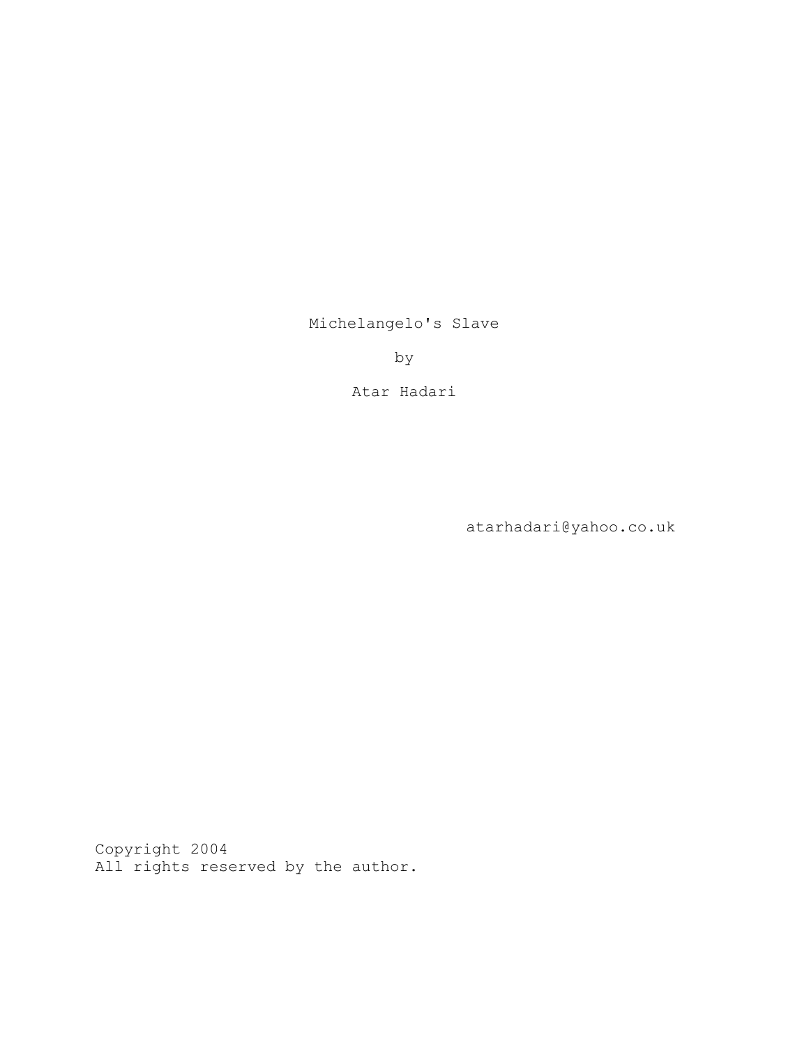# Michelangelo's Slave

by

Atar Hadari

atarhadari@yahoo.co.uk

Copyright 2004
All rights reserved by the author.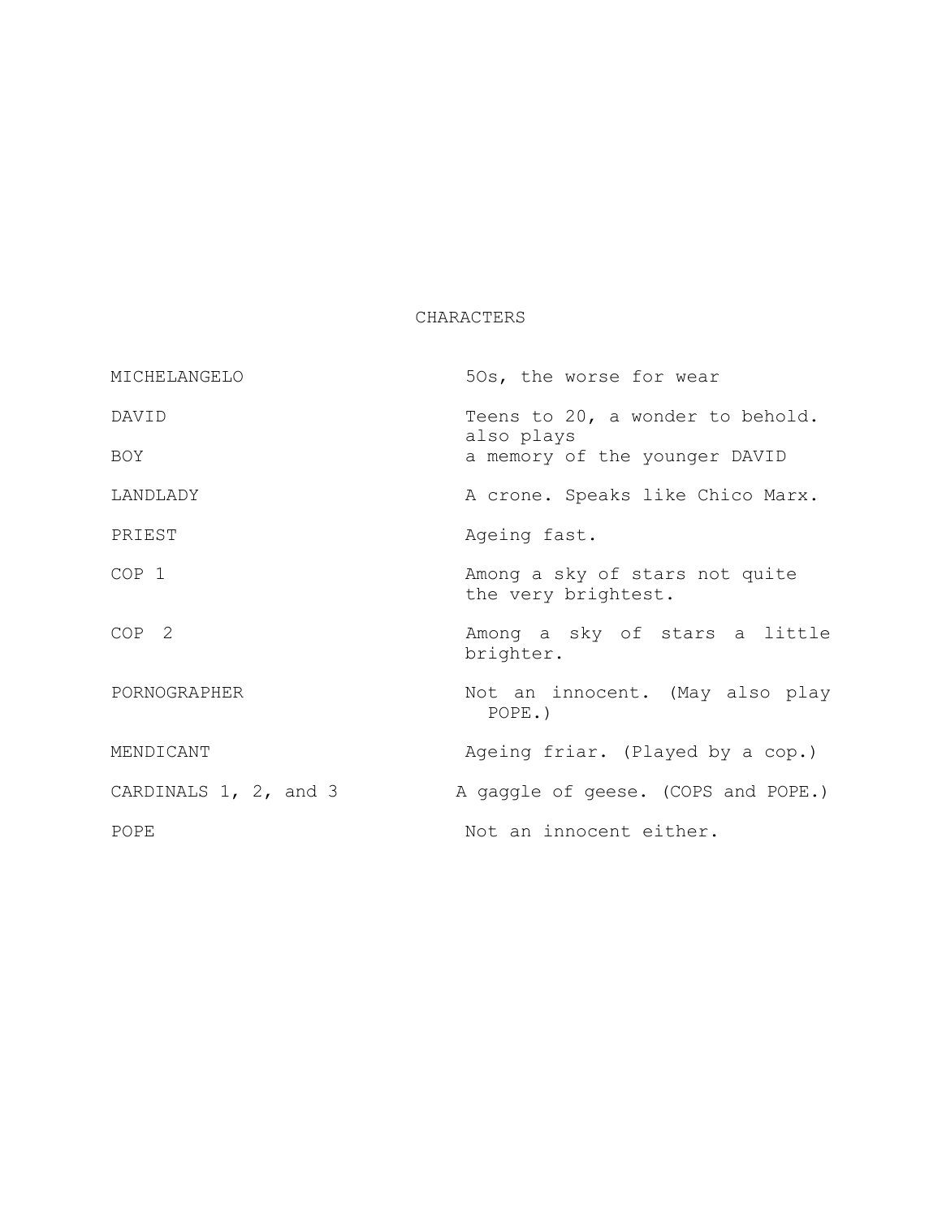# CHARACTERS

| | |
|---|---|
| MICHELANGELO | 50s, the worse for wear |
| DAVID | Teens to 20, a wonder to behold. also plays |
| BOY | a memory of the younger DAVID |
| LANDLADY | A crone. Speaks like Chico Marx. |
| PRIEST | Ageing fast. |
| COP 1 | Among a sky of stars not quite the very brightest. |
| COP 2 | Among a sky of stars a little brighter. |
| PORNOGRAPHER | Not an innocent. (May also play POPE.) |
| MENDICANT | Ageing friar. (Played by a cop.) |
| CARDINALS 1, 2, and 3 | A gaggle of geese. (COPS and POPE.) |
| POPE | Not an innocent either. |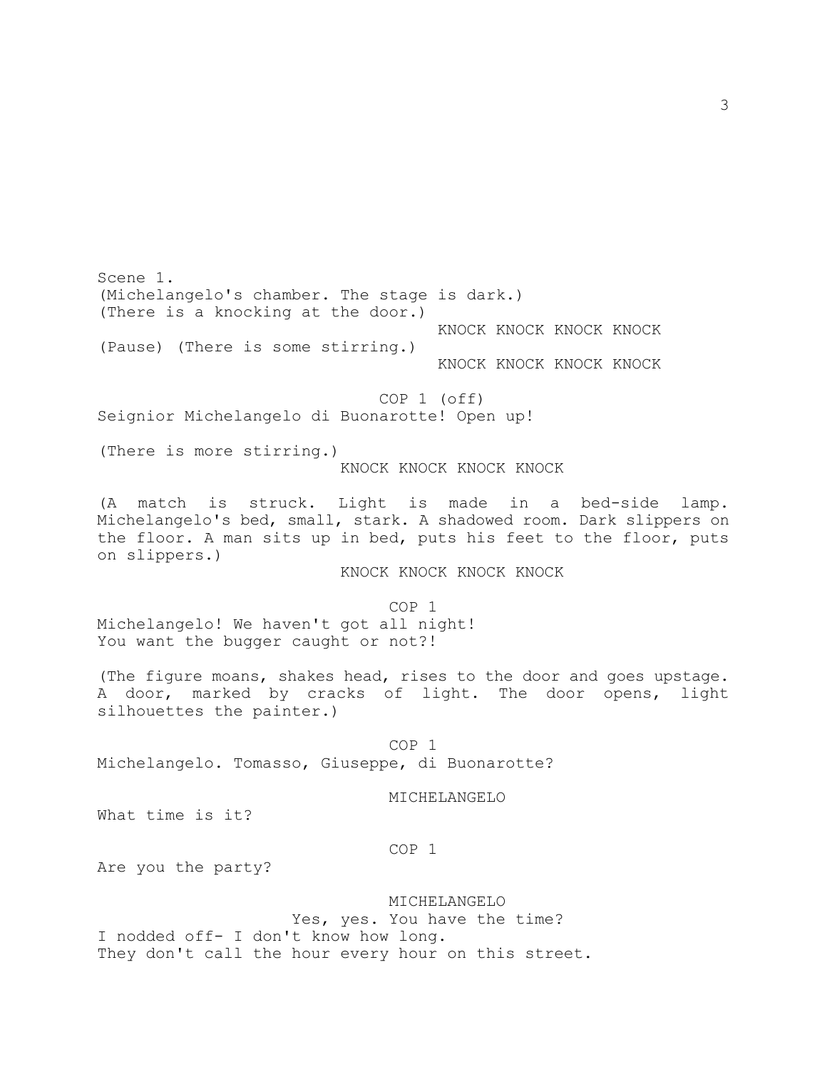Scene 1.
(Michelangelo's chamber. The stage is dark.)
(There is a knocking at the door.)

KNOCK KNOCK KNOCK KNOCK

(Pause) (There is some stirring.)

KNOCK KNOCK KNOCK KNOCK

COP 1 (off)
Seignior Michelangelo di Buonarotte! Open up!

(There is more stirring.)

KNOCK KNOCK KNOCK KNOCK

(A match is struck. Light is made in a bed-side lamp. Michelangelo's bed, small, stark. A shadowed room. Dark slippers on the floor. A man sits up in bed, puts his feet to the floor, puts on slippers.)

KNOCK KNOCK KNOCK KNOCK

COP 1
Michelangelo! We haven't got all night!
You want the bugger caught or not?!

(The figure moans, shakes head, rises to the door and goes upstage. A door, marked by cracks of light. The door opens, light silhouettes the painter.)

COP 1
Michelangelo. Tomasso, Giuseppe, di Buonarotte?

MICHELANGELO
What time is it?

COP 1
Are you the party?

MICHELANGELO
Yes, yes. You have the time?
I nodded off- I don't know how long.
They don't call the hour every hour on this street.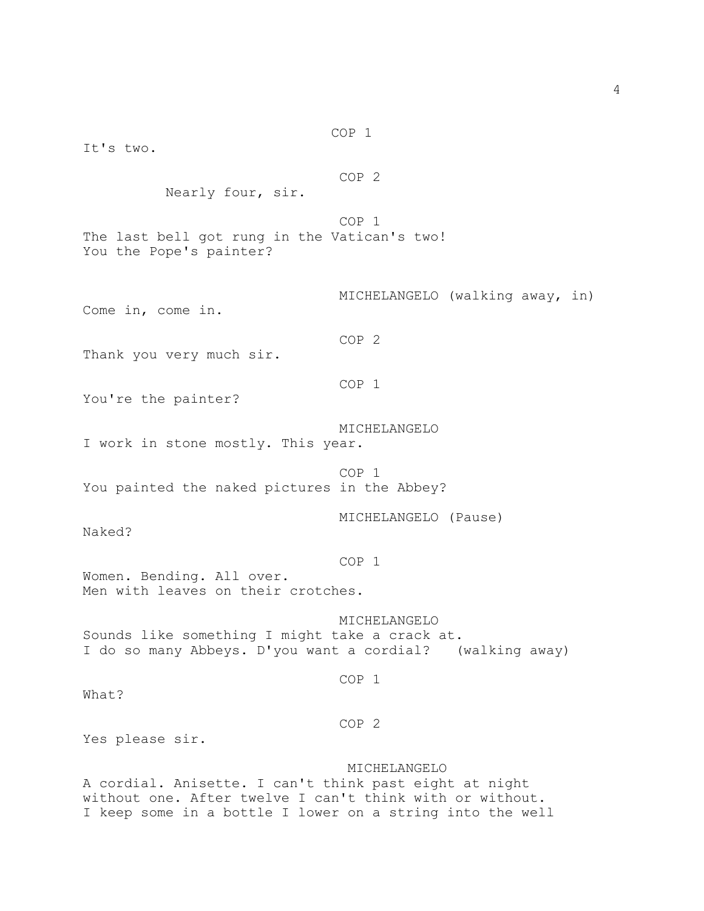COP 1

It's two.

COP 2

Nearly four, sir.

COP 1

The last bell got rung in the Vatican's two!
You the Pope's painter?

MICHELANGELO (walking away, in)

Come in, come in.

COP 2

Thank you very much sir.

COP 1

You're the painter?

MICHELANGELO

I work in stone mostly. This year.

COP 1

You painted the naked pictures in the Abbey?

MICHELANGELO (Pause)

Naked?

COP 1

Women. Bending. All over.
Men with leaves on their crotches.

MICHELANGELO

Sounds like something I might take a crack at.
I do so many Abbeys. D'you want a cordial? (walking away)

COP 1

What?

COP 2

Yes please sir.

MICHELANGELO

A cordial. Anisette. I can't think past eight at night
without one. After twelve I can't think with or without.
I keep some in a bottle I lower on a string into the well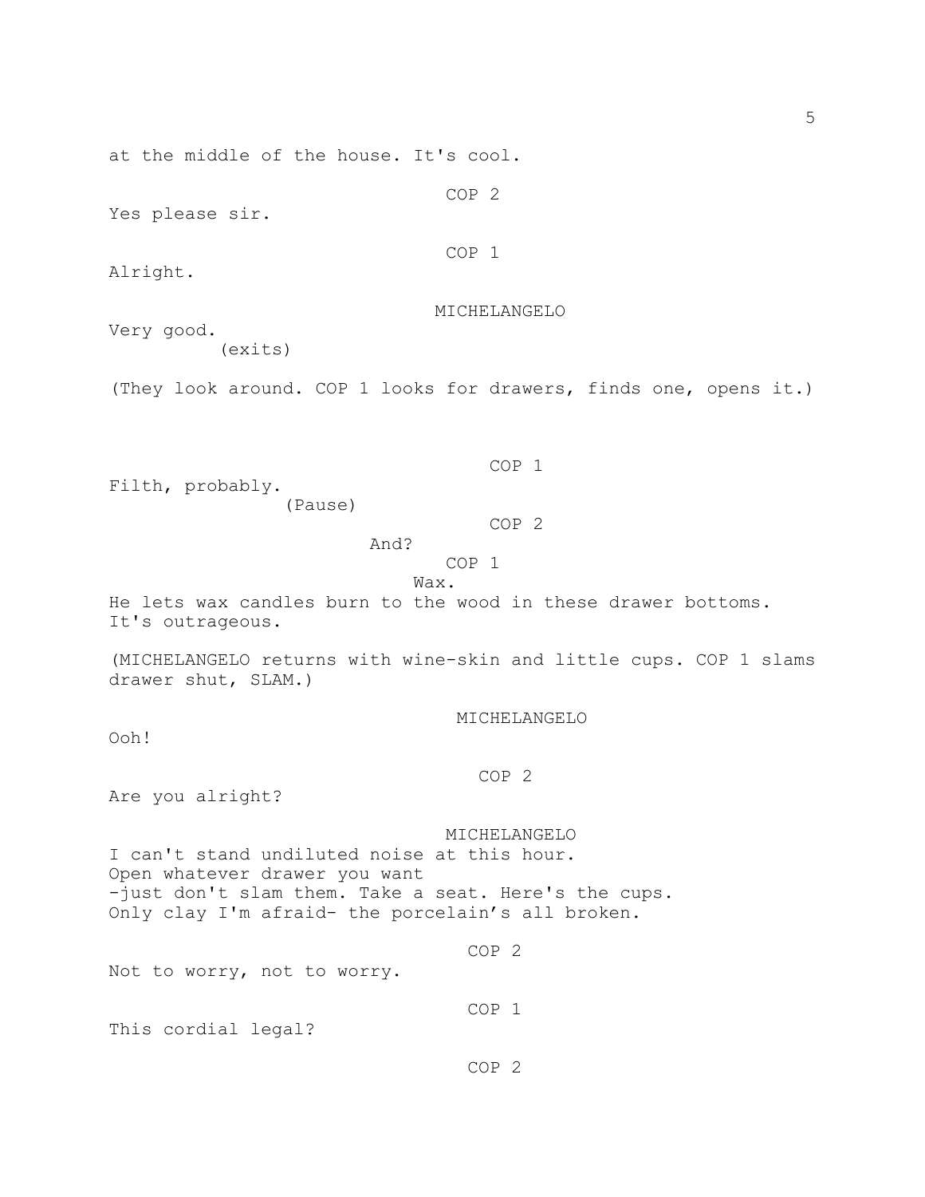at the middle of the house. It's cool.

COP 2

Yes please sir.

COP 1

Alright.

MICHELANGELO

Very good.

(exits)

(They look around. COP 1 looks for drawers, finds one, opens it.)

COP 1

Filth, probably.

(Pause)

COP 2

And?

COP 1

Wax.

He lets wax candles burn to the wood in these drawer bottoms. It's outrageous.

(MICHELANGELO returns with wine-skin and little cups. COP 1 slams drawer shut, SLAM.)

MICHELANGELO

Ooh!

COP 2

Are you alright?

MICHELANGELO

I can't stand undiluted noise at this hour.
Open whatever drawer you want
-just don't slam them. Take a seat. Here's the cups.
Only clay I'm afraid- the porcelain's all broken.

COP 2

Not to worry, not to worry.

COP 1

This cordial legal?

COP 2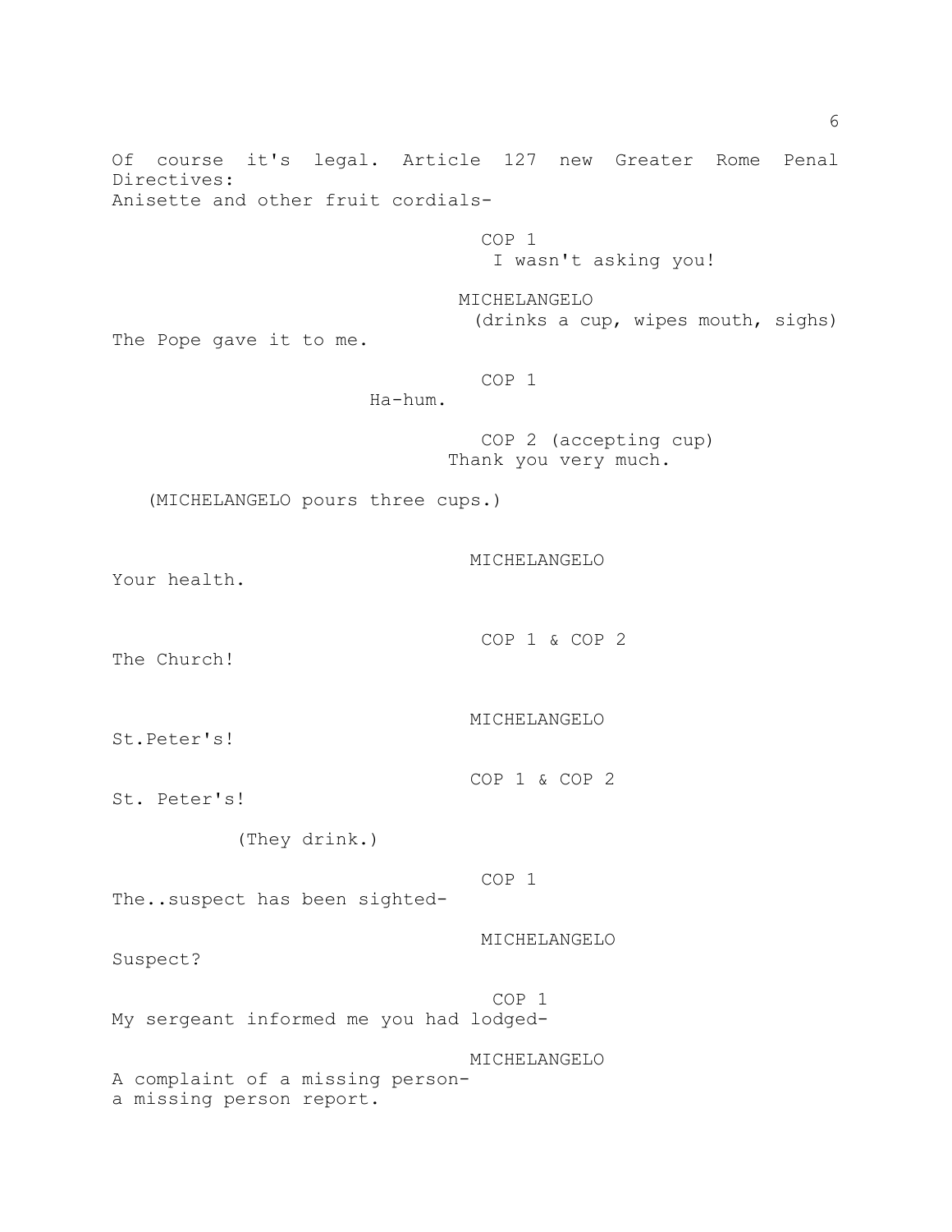Of course it's legal. Article 127 new Greater Rome Penal Directives:
Anisette and other fruit cordials-

COP 1
I wasn't asking you!

MICHELANGELO
(drinks a cup, wipes mouth, sighs)
The Pope gave it to me.

COP 1
Ha-hum.

COP 2 (accepting cup)
Thank you very much.

(MICHELANGELO pours three cups.)

MICHELANGELO
Your health.

COP 1 & COP 2
The Church!

MICHELANGELO
St.Peter's!

COP 1 & COP 2
St. Peter's!

(They drink.)

COP 1
The..suspect has been sighted-

MICHELANGELO
Suspect?

COP 1
My sergeant informed me you had lodged-

MICHELANGELO
A complaint of a missing person-
a missing person report.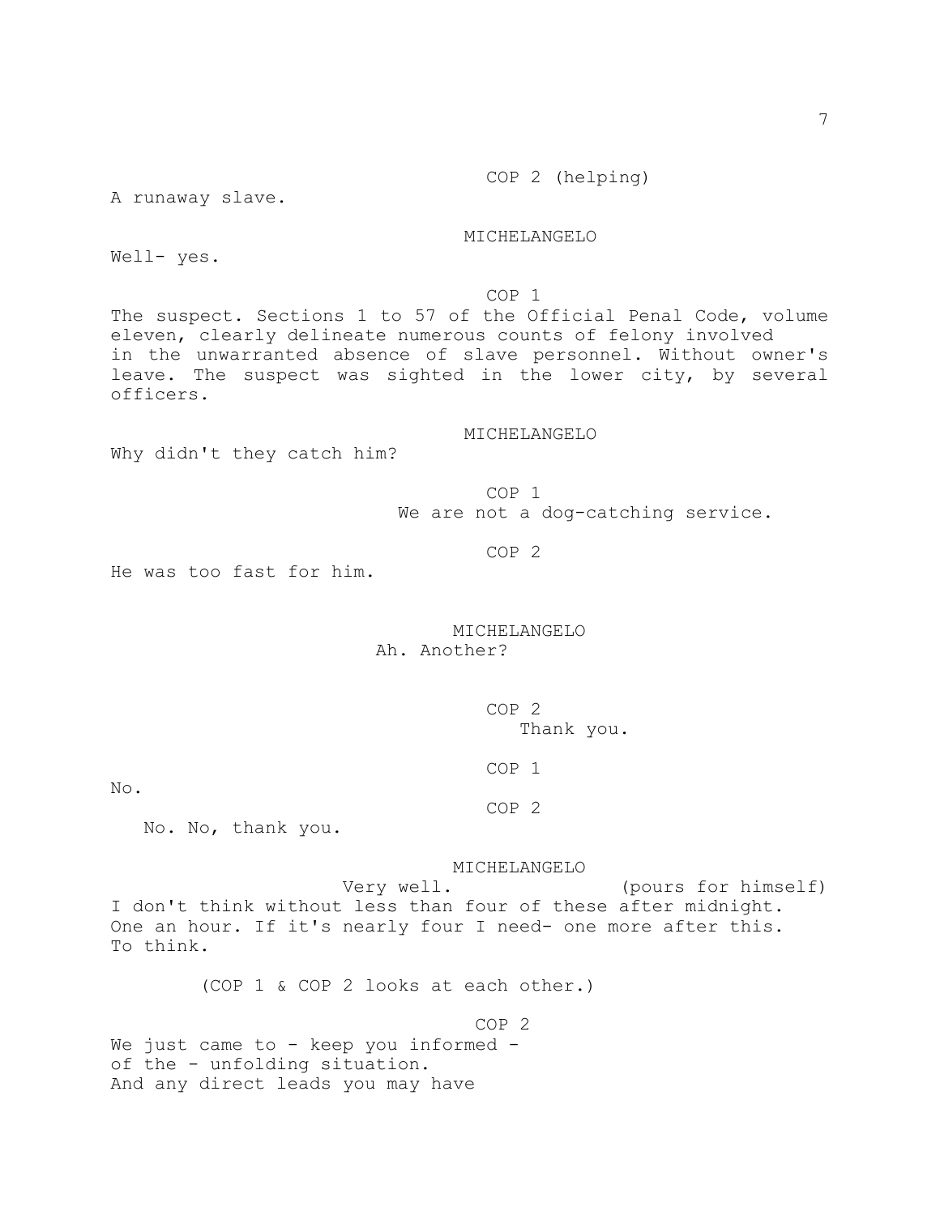COP 2 (helping)

A runaway slave.

MICHELANGELO

Well- yes.

COP 1

The suspect. Sections 1 to 57 of the Official Penal Code, volume eleven, clearly delineate numerous counts of felony involved in the unwarranted absence of slave personnel. Without owner's leave. The suspect was sighted in the lower city, by several officers.

MICHELANGELO

Why didn't they catch him?

COP 1

We are not a dog-catching service.

COP 2

He was too fast for him.

MICHELANGELO

Ah. Another?

COP 2

Thank you.

COP 1

No.

COP 2

No. No, thank you.

MICHELANGELO

Very well. (pours for himself)

I don't think without less than four of these after midnight. One an hour. If it's nearly four I need- one more after this. To think.

(COP 1 & COP 2 looks at each other.)

COP 2

We just came to - keep you informed - of the - unfolding situation. And any direct leads you may have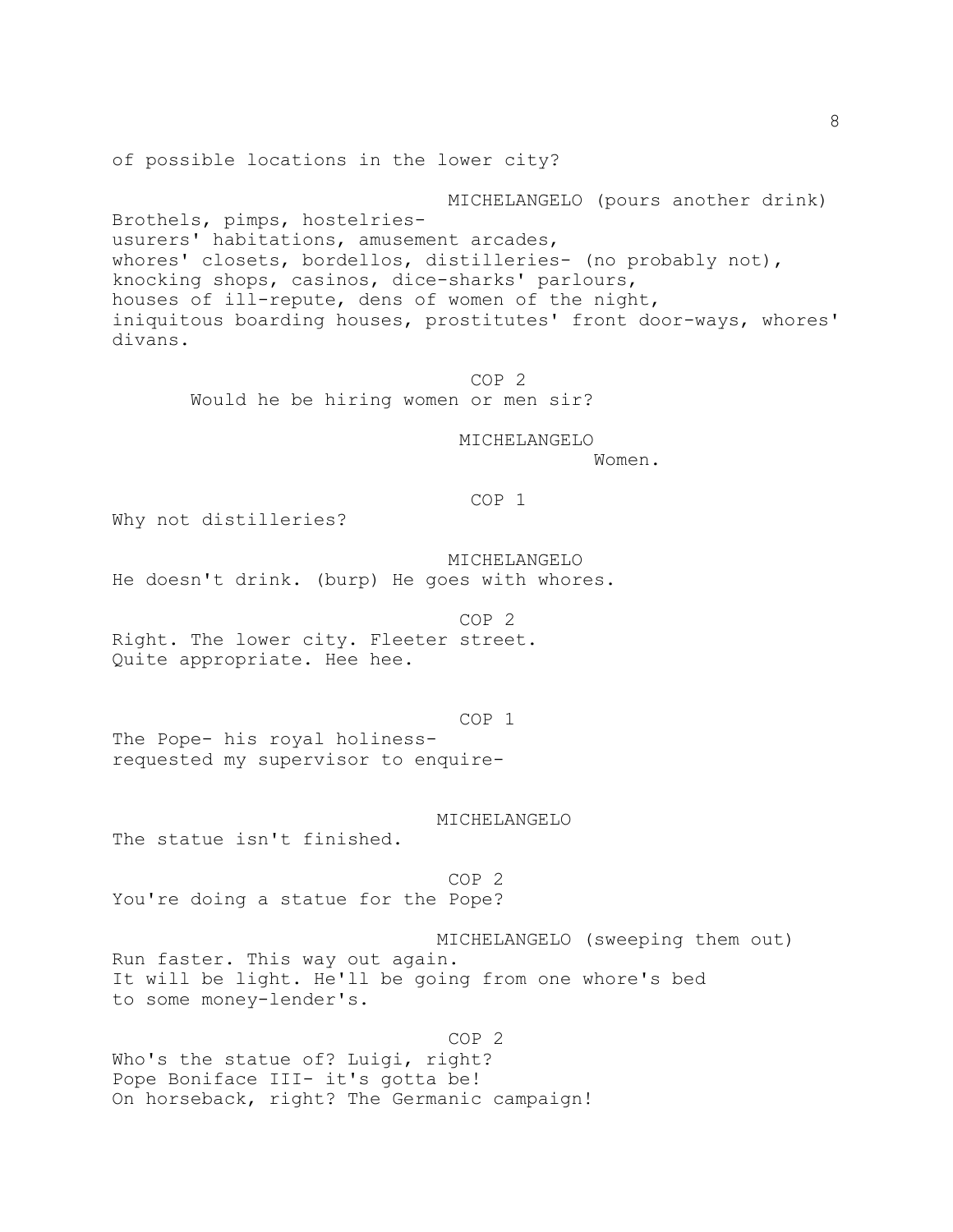of possible locations in the lower city?

MICHELANGELO (pours another drink)

Brothels, pimps, hostelries-
usurers' habitations, amusement arcades,
whores' closets, bordellos, distilleries- (no probably not),
knocking shops, casinos, dice-sharks' parlours,
houses of ill-repute, dens of women of the night,
iniquitous boarding houses, prostitutes' front door-ways, whores' divans.

COP 2

Would he be hiring women or men sir?

MICHELANGELO

Women.

COP 1

Why not distilleries?

MICHELANGELO

He doesn't drink. (burp) He goes with whores.

COP 2

Right. The lower city. Fleeter street.
Quite appropriate. Hee hee.

COP 1

The Pope- his royal holiness-
requested my supervisor to enquire-

MICHELANGELO

The statue isn't finished.

COP 2

You're doing a statue for the Pope?

MICHELANGELO (sweeping them out)

Run faster. This way out again.
It will be light. He'll be going from one whore's bed
to some money-lender's.

COP 2

Who's the statue of? Luigi, right?
Pope Boniface III- it's gotta be!
On horseback, right? The Germanic campaign!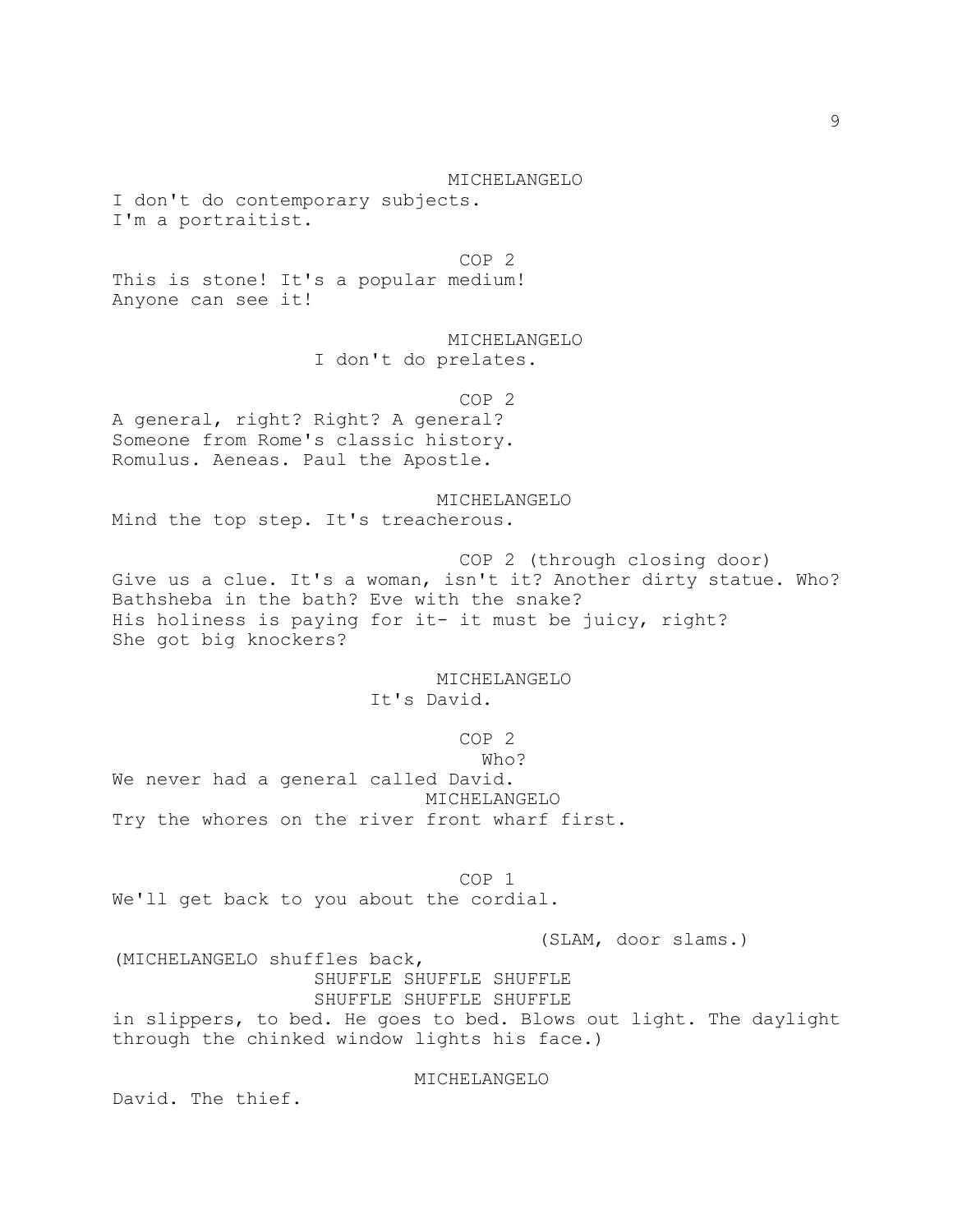MICHELANGELO

I don't do contemporary subjects.
I'm a portraitist.

COP 2

This is stone! It's a popular medium!
Anyone can see it!

MICHELANGELO

I don't do prelates.

COP 2

A general, right? Right? A general?
Someone from Rome's classic history.
Romulus. Aeneas. Paul the Apostle.

MICHELANGELO

Mind the top step. It's treacherous.

COP 2 (through closing door)

Give us a clue. It's a woman, isn't it? Another dirty statue. Who?
Bathsheba in the bath? Eve with the snake?
His holiness is paying for it- it must be juicy, right?
She got big knockers?

MICHELANGELO

It's David.

COP 2

Who?
We never had a general called David.

MICHELANGELO

Try the whores on the river front wharf first.

COP 1

We'll get back to you about the cordial.

(SLAM, door slams.)

(MICHELANGELO shuffles back,
SHUFFLE SHUFFLE SHUFFLE
SHUFFLE SHUFFLE SHUFFLE
in slippers, to bed. He goes to bed. Blows out light. The daylight through the chinked window lights his face.)

MICHELANGELO

David. The thief.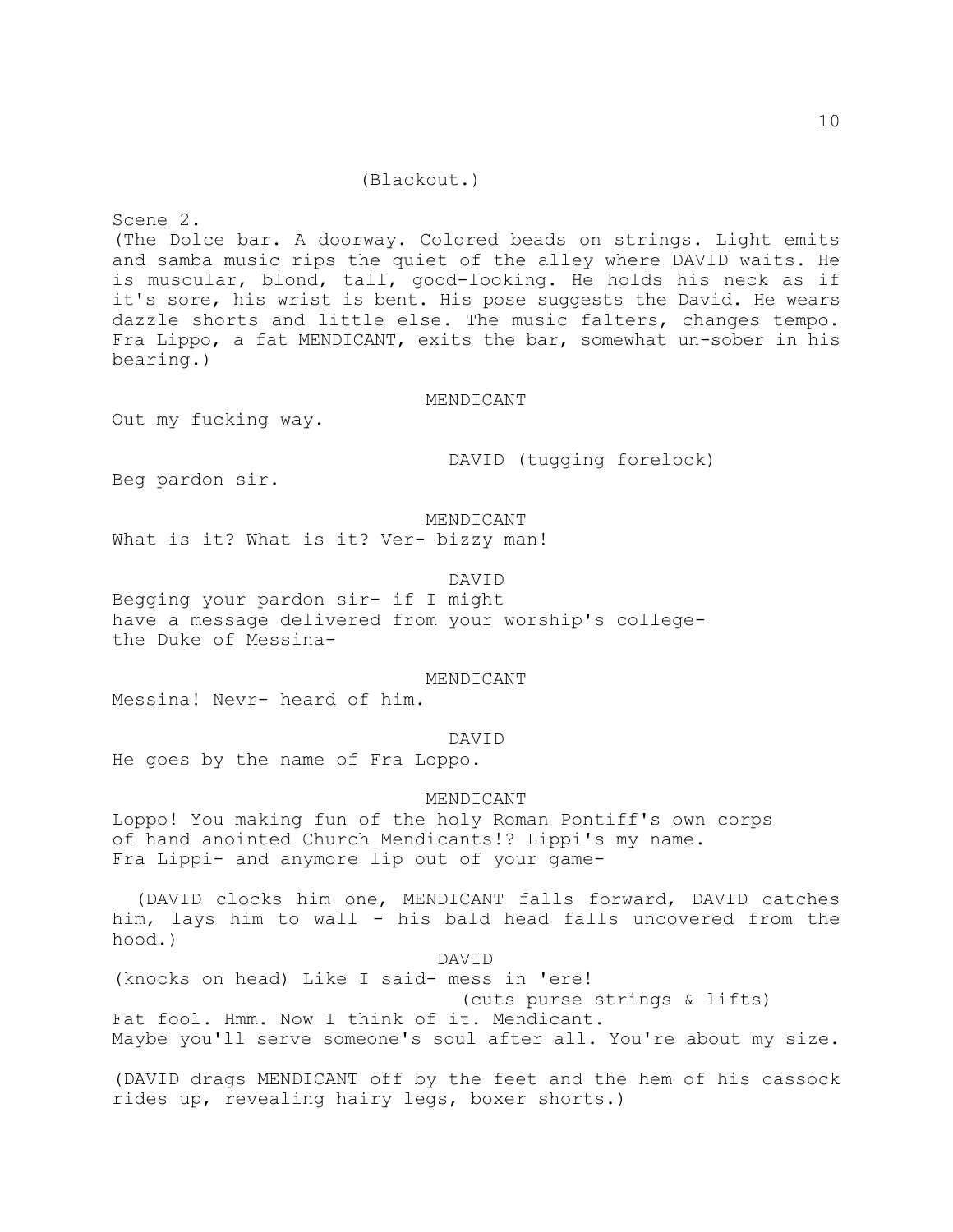(Blackout.)

Scene 2.

(The Dolce bar. A doorway. Colored beads on strings. Light emits and samba music rips the quiet of the alley where DAVID waits. He is muscular, blond, tall, good-looking. He holds his neck as if it's sore, his wrist is bent. His pose suggests the David. He wears dazzle shorts and little else. The music falters, changes tempo. Fra Lippo, a fat MENDICANT, exits the bar, somewhat un-sober in his bearing.)

MENDICANT

Out my fucking way.

DAVID (tugging forelock)

Beg pardon sir.

MENDICANT

What is it? What is it? Ver- bizzy man!

DAVID

Begging your pardon sir- if I might
have a message delivered from your worship's college-
the Duke of Messina-

MENDICANT

Messina! Nevr- heard of him.

DAVID

He goes by the name of Fra Loppo.

MENDICANT

Loppo! You making fun of the holy Roman Pontiff's own corps
of hand anointed Church Mendicants!? Lippi's my name.
Fra Lippi- and anymore lip out of your game-

(DAVID clocks him one, MENDICANT falls forward, DAVID catches him, lays him to wall - his bald head falls uncovered from the hood.)

DAVID

(knocks on head) Like I said- mess in 'ere!

(cuts purse strings & lifts)

Fat fool. Hmm. Now I think of it. Mendicant.
Maybe you'll serve someone's soul after all. You're about my size.

(DAVID drags MENDICANT off by the feet and the hem of his cassock rides up, revealing hairy legs, boxer shorts.)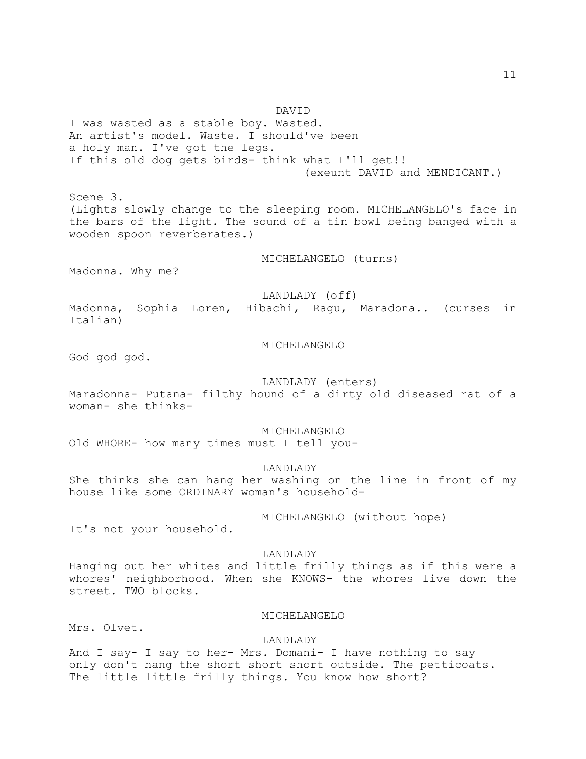DAVID

I was wasted as a stable boy. Wasted.
An artist's model. Waste. I should've been
a holy man. I've got the legs.
If this old dog gets birds- think what I'll get!!

(exeunt DAVID and MENDICANT.)

Scene 3.

(Lights slowly change to the sleeping room. MICHELANGELO's face in the bars of the light. The sound of a tin bowl being banged with a wooden spoon reverberates.)

MICHELANGELO (turns)

Madonna. Why me?

LANDLADY (off)

Madonna, Sophia Loren, Hibachi, Ragu, Maradona.. (curses in Italian)

MICHELANGELO

God god god.

LANDLADY (enters)

Maradonna- Putana- filthy hound of a dirty old diseased rat of a woman- she thinks-

MICHELANGELO

Old WHORE- how many times must I tell you-

LANDLADY

She thinks she can hang her washing on the line in front of my house like some ORDINARY woman's household-

MICHELANGELO (without hope)

It's not your household.

LANDLADY

Hanging out her whites and little frilly things as if this were a whores' neighborhood. When she KNOWS- the whores live down the street. TWO blocks.

MICHELANGELO

Mrs. Olvet.

LANDLADY

And I say- I say to her- Mrs. Domani- I have nothing to say only don't hang the short short short outside. The petticoats. The little little frilly things. You know how short?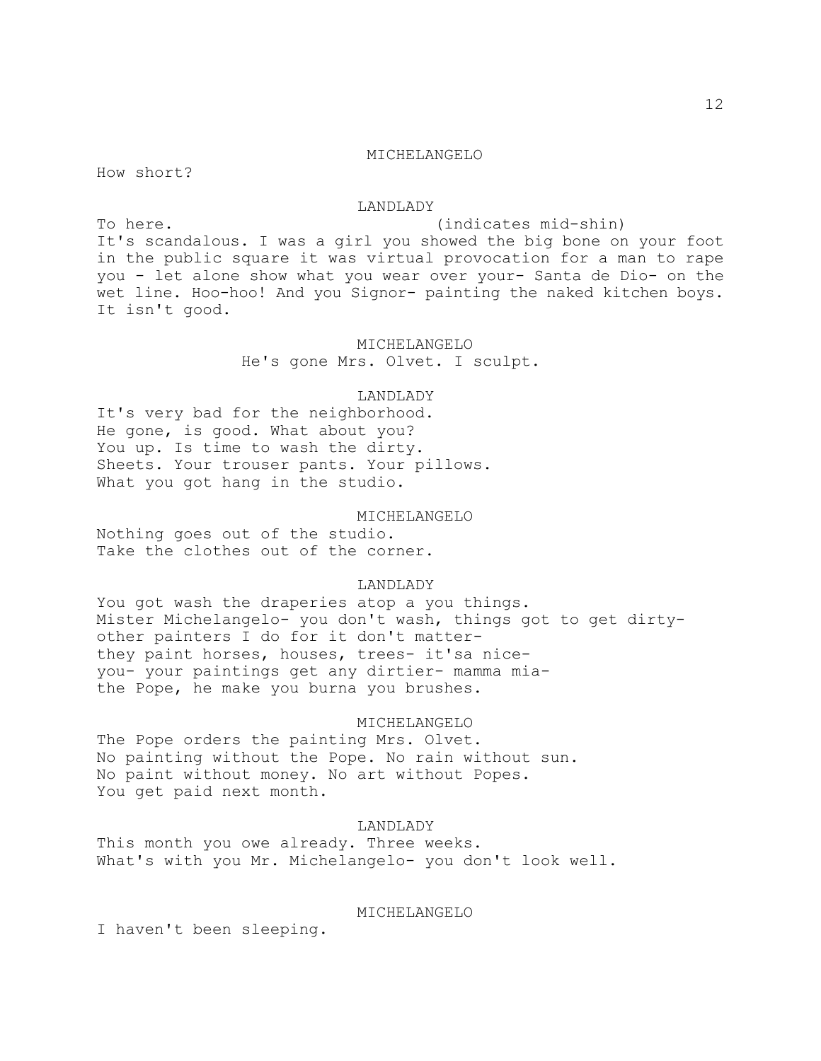MICHELANGELO

How short?

LANDLADY

To here. (indicates mid-shin)
It's scandalous. I was a girl you showed the big bone on your foot in the public square it was virtual provocation for a man to rape you - let alone show what you wear over your- Santa de Dio- on the wet line. Hoo-hoo! And you Signor- painting the naked kitchen boys. It isn't good.

MICHELANGELO

He's gone Mrs. Olvet. I sculpt.

LANDLADY

It's very bad for the neighborhood.
He gone, is good. What about you?
You up. Is time to wash the dirty.
Sheets. Your trouser pants. Your pillows.
What you got hang in the studio.

MICHELANGELO

Nothing goes out of the studio.
Take the clothes out of the corner.

LANDLADY

You got wash the draperies atop a you things.
Mister Michelangelo- you don't wash, things got to get dirty-
other painters I do for it don't matter-
they paint horses, houses, trees- it'sa nice-
you- your paintings get any dirtier- mamma mia-
the Pope, he make you burna you brushes.

MICHELANGELO

The Pope orders the painting Mrs. Olvet.
No painting without the Pope. No rain without sun.
No paint without money. No art without Popes.
You get paid next month.

LANDLADY

This month you owe already. Three weeks.
What's with you Mr. Michelangelo- you don't look well.

MICHELANGELO

I haven't been sleeping.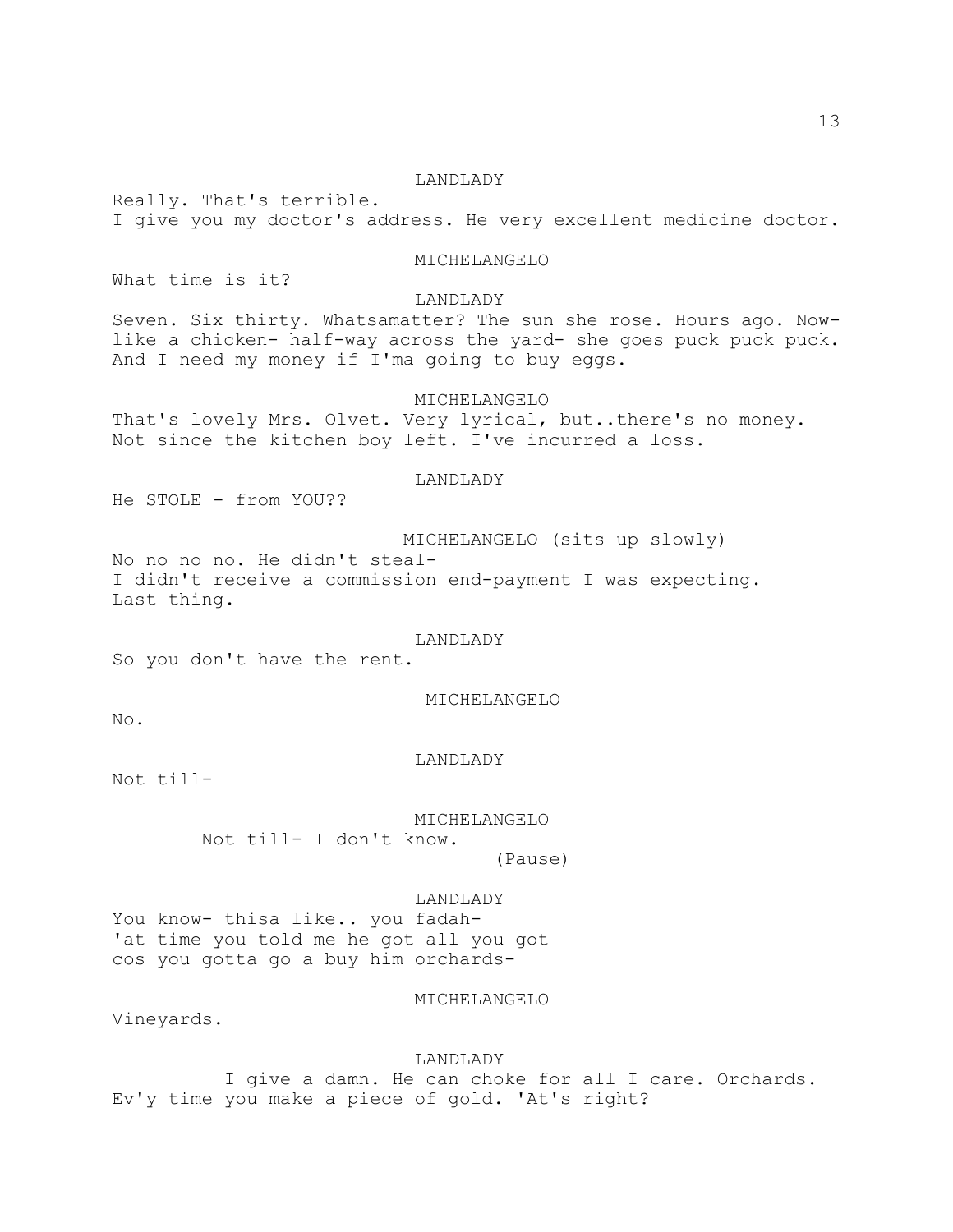LANDLADY

Really. That's terrible.
I give you my doctor's address. He very excellent medicine doctor.

MICHELANGELO

What time is it?

LANDLADY

Seven. Six thirty. Whatsamatter? The sun she rose. Hours ago. Now- like a chicken- half-way across the yard- she goes puck puck puck. And I need my money if I'ma going to buy eggs.

MICHELANGELO

That's lovely Mrs. Olvet. Very lyrical, but..there's no money. Not since the kitchen boy left. I've incurred a loss.

LANDLADY

He STOLE - from YOU??

MICHELANGELO (sits up slowly)

No no no no. He didn't steal-
I didn't receive a commission end-payment I was expecting.
Last thing.

LANDLADY

So you don't have the rent.

MICHELANGELO

No.

LANDLADY

Not till-

MICHELANGELO

Not till- I don't know.

(Pause)

LANDLADY

You know- thisa like.. you fadah-
'at time you told me he got all you got
cos you gotta go a buy him orchards-

MICHELANGELO

Vineyards.

LANDLADY

I give a damn. He can choke for all I care. Orchards.
Ev'y time you make a piece of gold. 'At's right?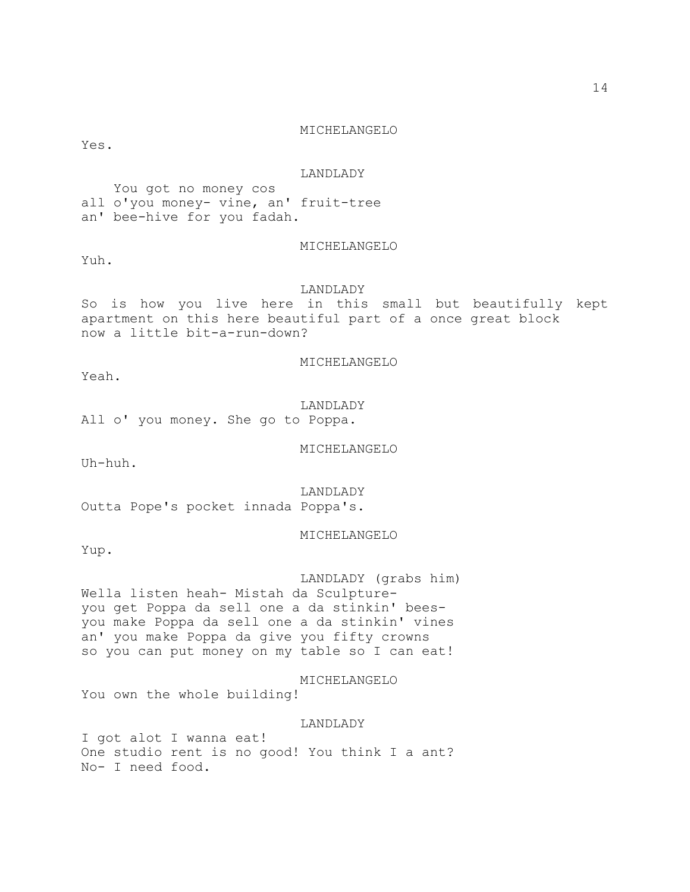MICHELANGELO

Yes.

LANDLADY

You got no money cos
all o'you money- vine, an' fruit-tree
an' bee-hive for you fadah.

MICHELANGELO

Yuh.

LANDLADY

So is how you live here in this small but beautifully kept apartment on this here beautiful part of a once great block
now a little bit-a-run-down?

MICHELANGELO

Yeah.

LANDLADY

All o' you money. She go to Poppa.

MICHELANGELO

Uh-huh.

LANDLADY

Outta Pope's pocket innada Poppa's.

MICHELANGELO

Yup.

LANDLADY (grabs him)

Wella listen heah- Mistah da Sculpture-
you get Poppa da sell one a da stinkin' bees-
you make Poppa da sell one a da stinkin' vines
an' you make Poppa da give you fifty crowns
so you can put money on my table so I can eat!

MICHELANGELO

You own the whole building!

LANDLADY

I got alot I wanna eat!
One studio rent is no good! You think I a ant?
No- I need food.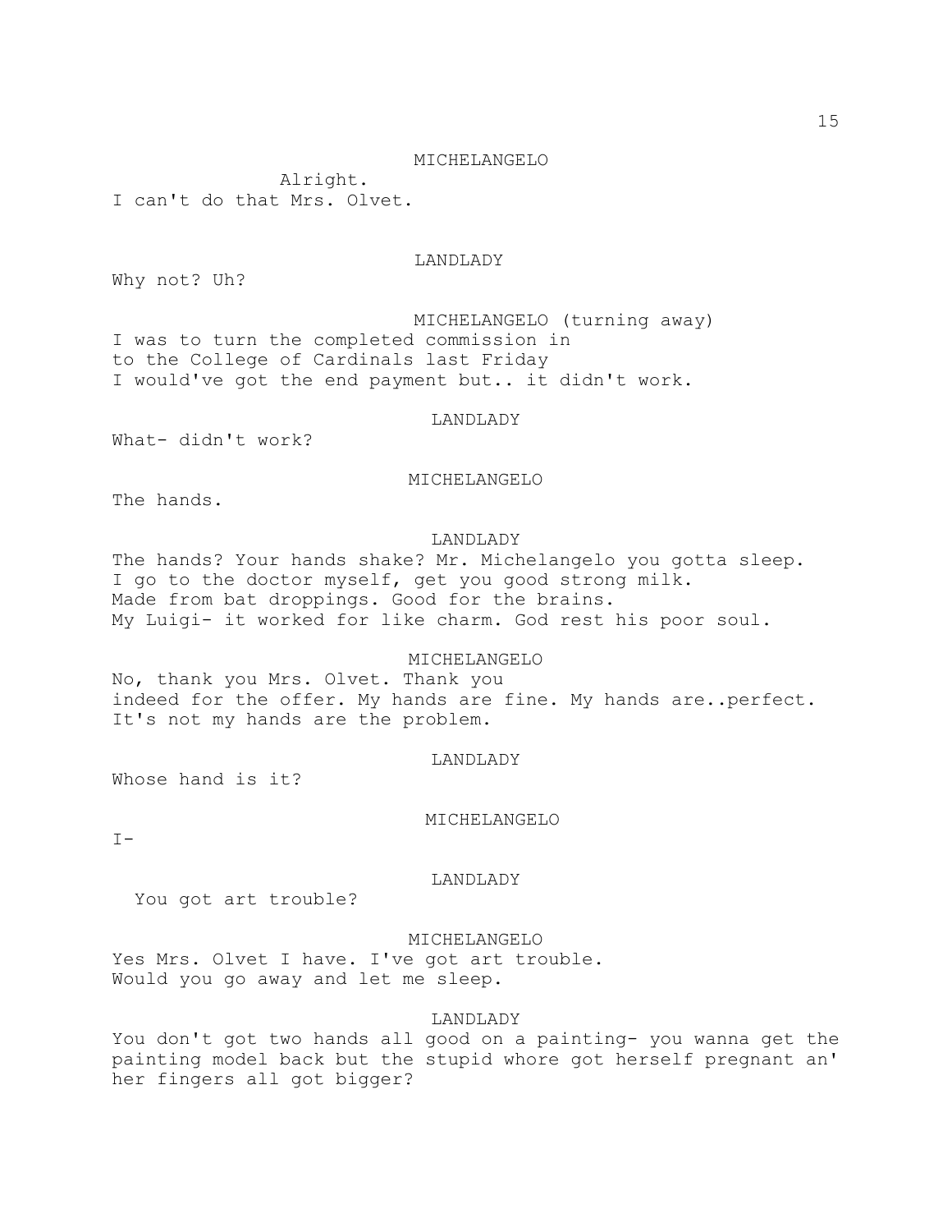MICHELANGELO

Alright.
I can't do that Mrs. Olvet.

LANDLADY

Why not? Uh?

MICHELANGELO (turning away)

I was to turn the completed commission in
to the College of Cardinals last Friday
I would've got the end payment but.. it didn't work.

LANDLADY

What- didn't work?

MICHELANGELO

The hands.

LANDLADY

The hands? Your hands shake? Mr. Michelangelo you gotta sleep.
I go to the doctor myself, get you good strong milk.
Made from bat droppings. Good for the brains.
My Luigi- it worked for like charm. God rest his poor soul.

MICHELANGELO

No, thank you Mrs. Olvet. Thank you
indeed for the offer. My hands are fine. My hands are..perfect.
It's not my hands are the problem.

LANDLADY

Whose hand is it?

MICHELANGELO

I-

LANDLADY

You got art trouble?

MICHELANGELO

Yes Mrs. Olvet I have. I've got art trouble.
Would you go away and let me sleep.

LANDLADY

You don't got two hands all good on a painting- you wanna get the painting model back but the stupid whore got herself pregnant an' her fingers all got bigger?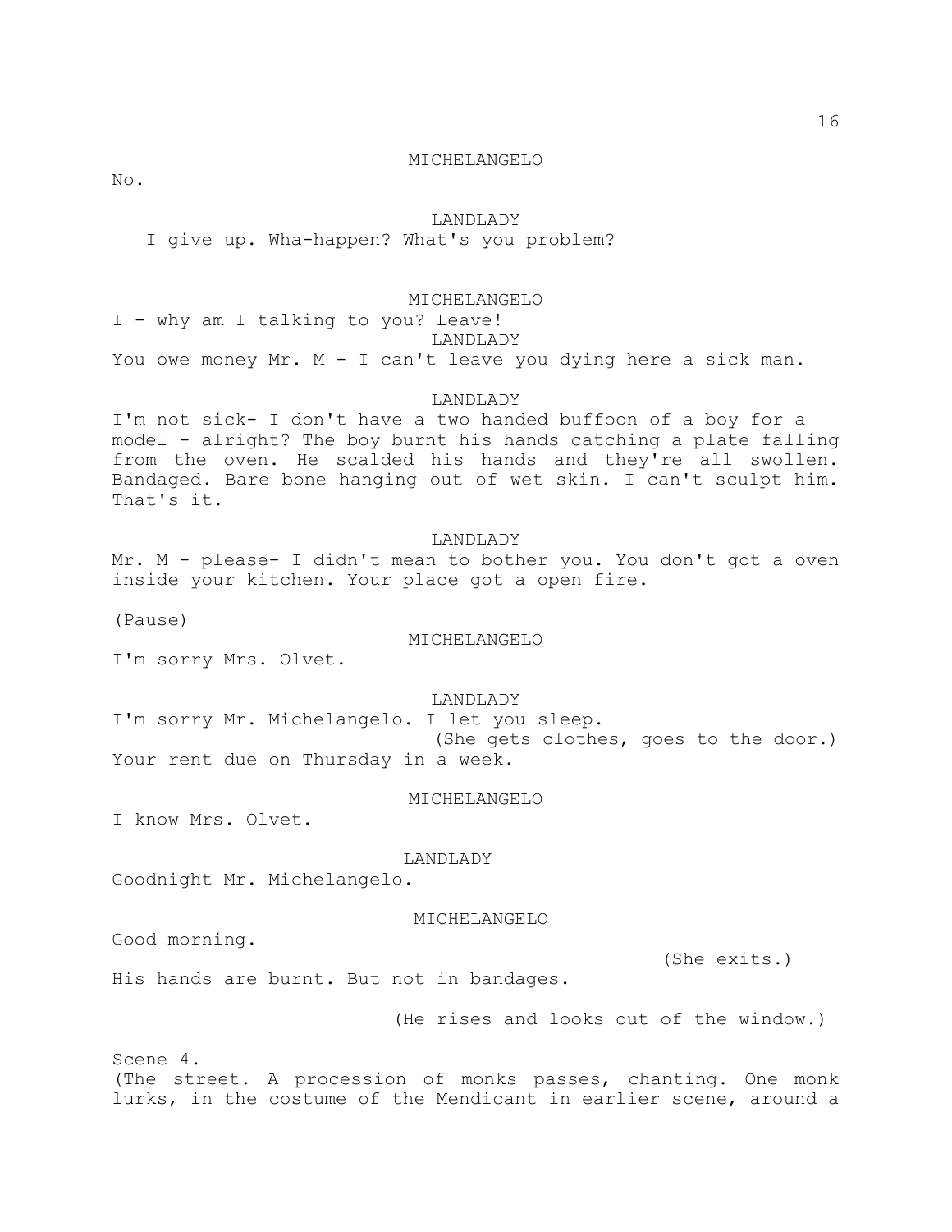MICHELANGELO

No.

LANDLADY

I give up. Wha-happen? What's you problem?

MICHELANGELO

I - why am I talking to you? Leave!

LANDLADY

You owe money Mr. M - I can't leave you dying here a sick man.

LANDLADY

I'm not sick- I don't have a two handed buffoon of a boy for a model - alright? The boy burnt his hands catching a plate falling from the oven. He scalded his hands and they're all swollen. Bandaged. Bare bone hanging out of wet skin. I can't sculpt him. That's it.

LANDLADY

Mr. M - please- I didn't mean to bother you. You don't got a oven inside your kitchen. Your place got a open fire.

(Pause)

MICHELANGELO

I'm sorry Mrs. Olvet.

LANDLADY

I'm sorry Mr. Michelangelo. I let you sleep.

(She gets clothes, goes to the door.)

Your rent due on Thursday in a week.

MICHELANGELO

I know Mrs. Olvet.

LANDLADY

Goodnight Mr. Michelangelo.

MICHELANGELO

Good morning.

(She exits.)

His hands are burnt. But not in bandages.

(He rises and looks out of the window.)

Scene 4.

(The street. A procession of monks passes, chanting. One monk lurks, in the costume of the Mendicant in earlier scene, around a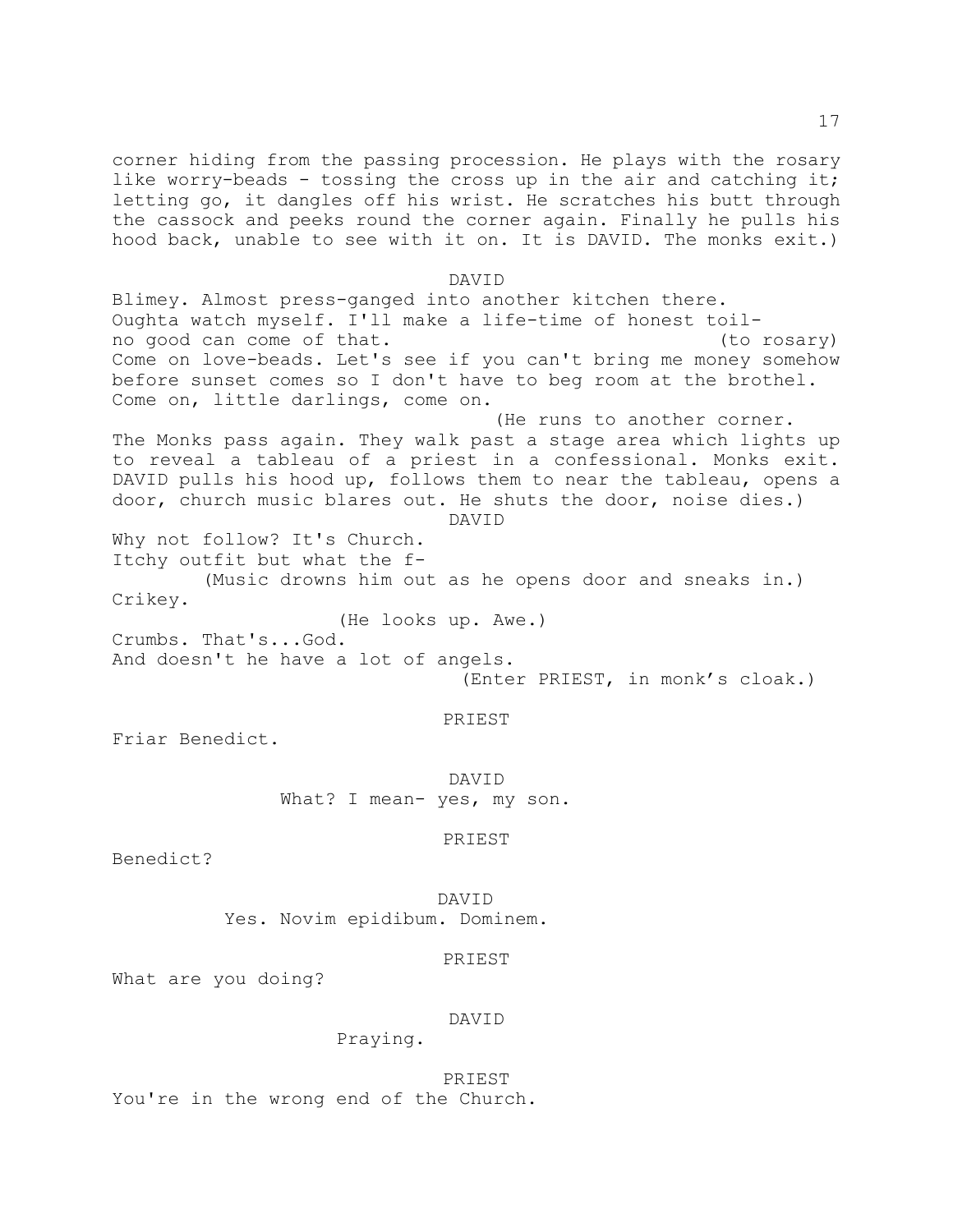corner hiding from the passing procession. He plays with the rosary like worry-beads - tossing the cross up in the air and catching it; letting go, it dangles off his wrist. He scratches his butt through the cassock and peeks round the corner again. Finally he pulls his hood back, unable to see with it on. It is DAVID. The monks exit.)

DAVID

Blimey. Almost press-ganged into another kitchen there.
Oughta watch myself. I'll make a life-time of honest toil-
no good can come of that. (to rosary)
Come on love-beads. Let's see if you can't bring me money somehow before sunset comes so I don't have to beg room at the brothel.
Come on, little darlings, come on.

(He runs to another corner. The Monks pass again. They walk past a stage area which lights up to reveal a tableau of a priest in a confessional. Monks exit. DAVID pulls his hood up, follows them to near the tableau, opens a door, church music blares out. He shuts the door, noise dies.)

DAVID

Why not follow? It's Church.
Itchy outfit but what the f-

(Music drowns him out as he opens door and sneaks in.)

Crikey.

(He looks up. Awe.)

Crumbs. That's...God.
And doesn't he have a lot of angels.

(Enter PRIEST, in monk's cloak.)

PRIEST

Friar Benedict.

DAVID

What? I mean- yes, my son.

PRIEST

Benedict?

DAVID

Yes. Novim epidibum. Dominem.

PRIEST

What are you doing?

DAVID

Praying.

PRIEST

You're in the wrong end of the Church.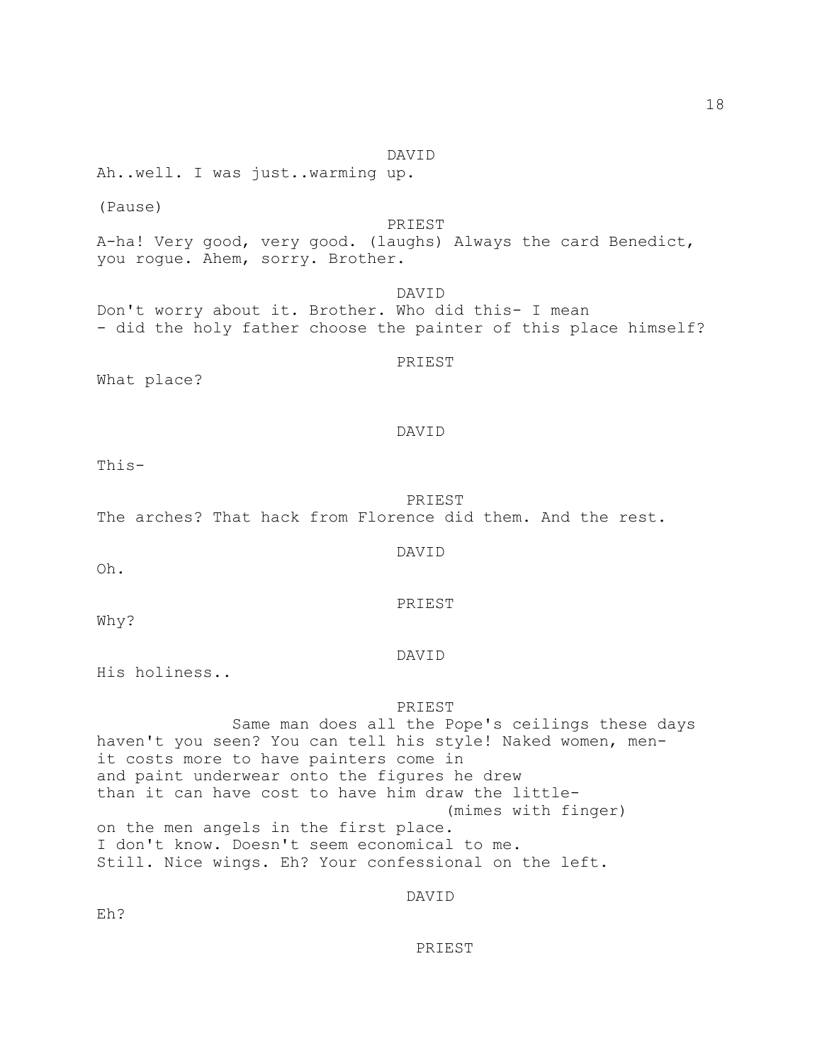DAVID

Ah..well. I was just..warming up.

(Pause)

PRIEST

A-ha! Very good, very good. (laughs) Always the card Benedict, you rogue. Ahem, sorry. Brother.

DAVID

Don't worry about it. Brother. Who did this- I mean - did the holy father choose the painter of this place himself?

PRIEST

What place?

DAVID

This-

PRIEST

The arches? That hack from Florence did them. And the rest.

DAVID

Oh.

PRIEST

Why?

DAVID

His holiness..

PRIEST

Same man does all the Pope's ceilings these days haven't you seen? You can tell his style! Naked women, men- it costs more to have painters come in and paint underwear onto the figures he drew than it can have cost to have him draw the little-

(mimes with finger)

on the men angels in the first place.
I don't know. Doesn't seem economical to me.
Still. Nice wings. Eh? Your confessional on the left.

DAVID

Eh?

PRIEST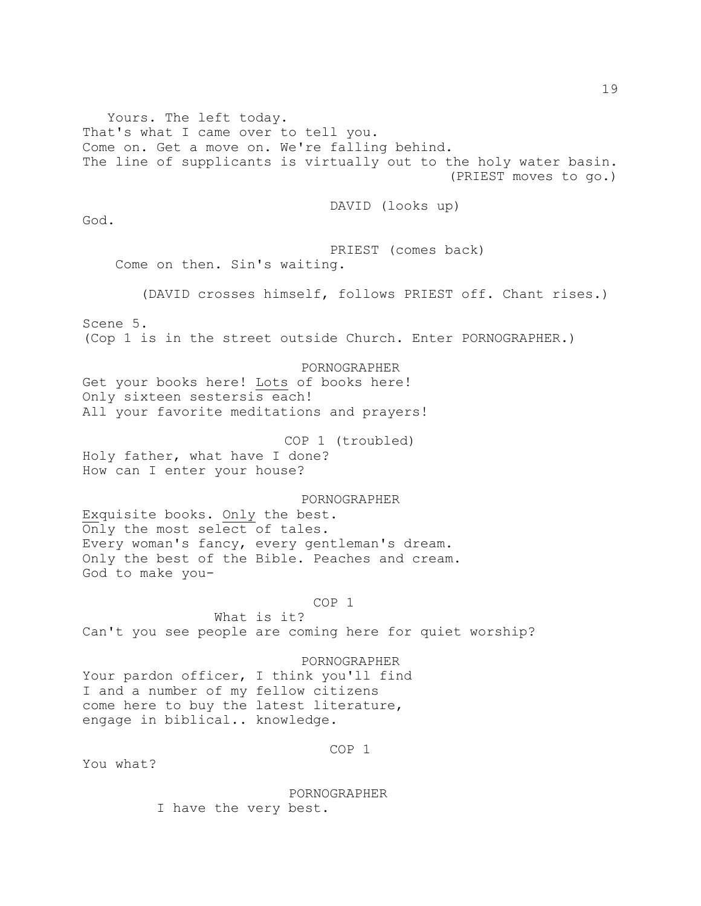Yours. The left today.
That's what I came over to tell you.
Come on. Get a move on. We're falling behind.
The line of supplicants is virtually out to the holy water basin.
(PRIEST moves to go.)

DAVID (looks up)

God.

PRIEST (comes back)

Come on then. Sin's waiting.

(DAVID crosses himself, follows PRIEST off. Chant rises.)

Scene 5.
(Cop 1 is in the street outside Church. Enter PORNOGRAPHER.)

PORNOGRAPHER

Get your books here! Lots of books here!
Only sixteen sestersis each!
All your favorite meditations and prayers!

COP 1 (troubled)

Holy father, what have I done?
How can I enter your house?

PORNOGRAPHER

Exquisite books. Only the best.
Only the most select of tales.
Every woman's fancy, every gentleman's dream.
Only the best of the Bible. Peaches and cream.
God to make you-

COP 1

What is it?
Can't you see people are coming here for quiet worship?

PORNOGRAPHER

Your pardon officer, I think you'll find
I and a number of my fellow citizens
come here to buy the latest literature,
engage in biblical.. knowledge.

COP 1

You what?

PORNOGRAPHER

I have the very best.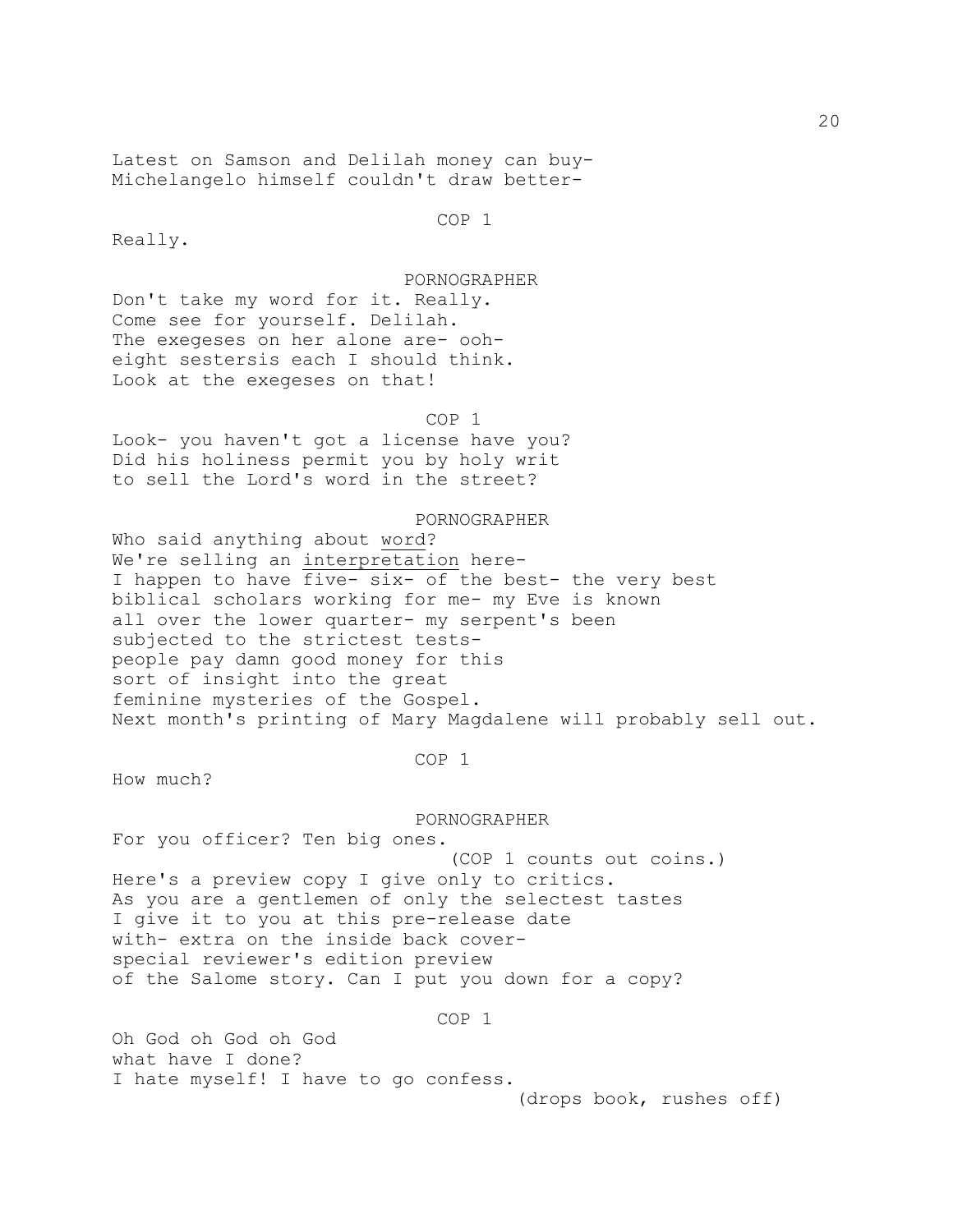Latest on Samson and Delilah money can buy-
Michelangelo himself couldn't draw better-

COP 1

Really.

PORNOGRAPHER

Don't take my word for it. Really.
Come see for yourself. Delilah.
The exegeses on her alone are- ooh-
eight sestersis each I should think.
Look at the exegeses on that!

COP 1

Look- you haven't got a license have you?
Did his holiness permit you by holy writ
to sell the Lord's word in the street?

PORNOGRAPHER

Who said anything about word?
We're selling an interpretation here-
I happen to have five- six- of the best- the very best
biblical scholars working for me- my Eve is known
all over the lower quarter- my serpent's been
subjected to the strictest tests-
people pay damn good money for this
sort of insight into the great
feminine mysteries of the Gospel.
Next month's printing of Mary Magdalene will probably sell out.

COP 1

How much?

PORNOGRAPHER

For you officer? Ten big ones.

(COP 1 counts out coins.)

Here's a preview copy I give only to critics.
As you are a gentlemen of only the selectest tastes
I give it to you at this pre-release date
with- extra on the inside back cover-
special reviewer's edition preview
of the Salome story. Can I put you down for a copy?

COP 1

Oh God oh God oh God
what have I done?
I hate myself! I have to go confess.

(drops book, rushes off)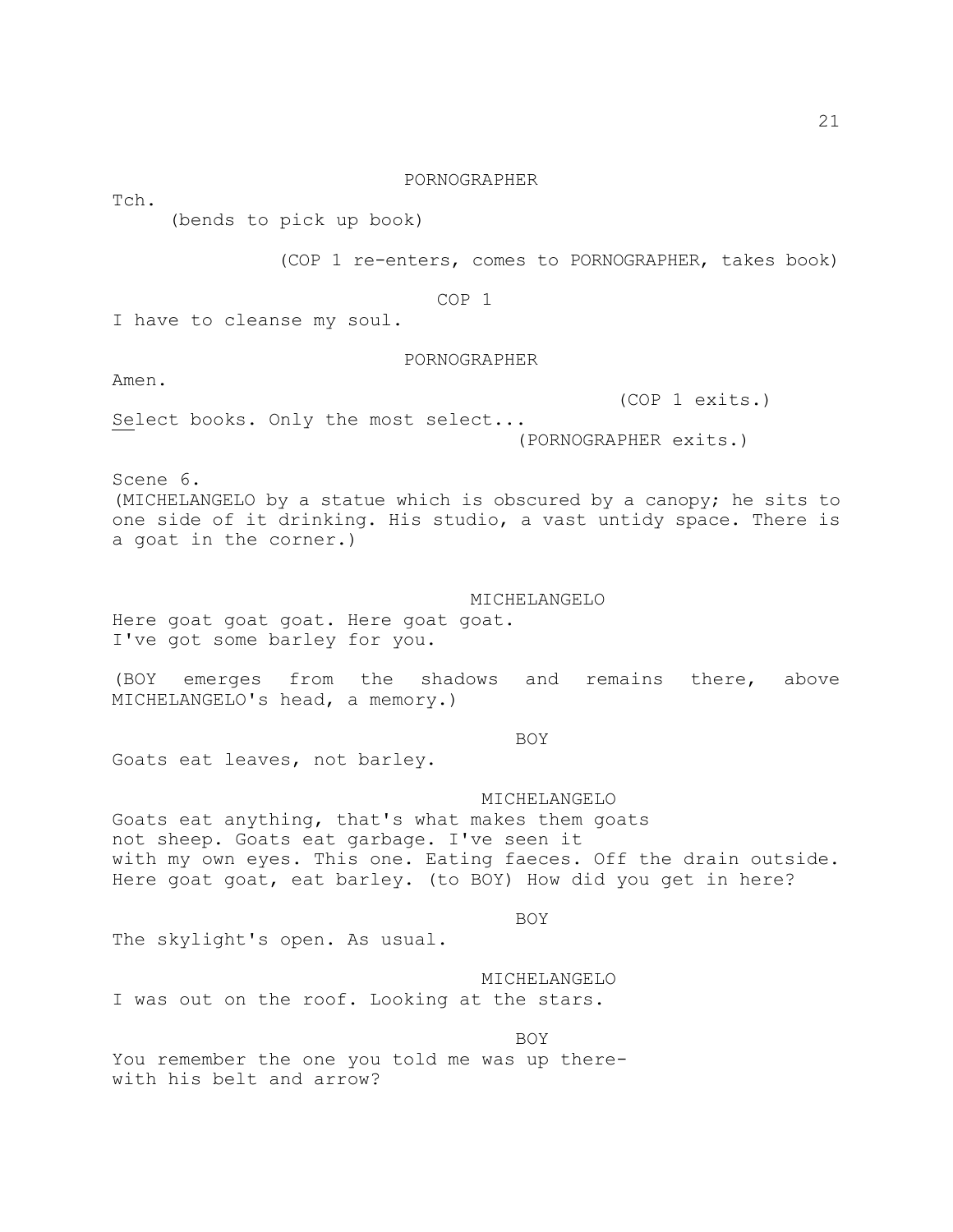PORNOGRAPHER

Tch.

(bends to pick up book)

(COP 1 re-enters, comes to PORNOGRAPHER, takes book)

COP 1

I have to cleanse my soul.

PORNOGRAPHER

Amen.

(COP 1 exits.)

Select books. Only the most select...

(PORNOGRAPHER exits.)

Scene 6.

(MICHELANGELO by a statue which is obscured by a canopy; he sits to one side of it drinking. His studio, a vast untidy space. There is a goat in the corner.)

MICHELANGELO

Here goat goat goat. Here goat goat.
I've got some barley for you.

(BOY emerges from the shadows and remains there, above MICHELANGELO's head, a memory.)

BOY

Goats eat leaves, not barley.

MICHELANGELO

Goats eat anything, that's what makes them goats
not sheep. Goats eat garbage. I've seen it
with my own eyes. This one. Eating faeces. Off the drain outside.
Here goat goat, eat barley. (to BOY) How did you get in here?

BOY

The skylight's open. As usual.

MICHELANGELO

I was out on the roof. Looking at the stars.

BOY

You remember the one you told me was up there-
with his belt and arrow?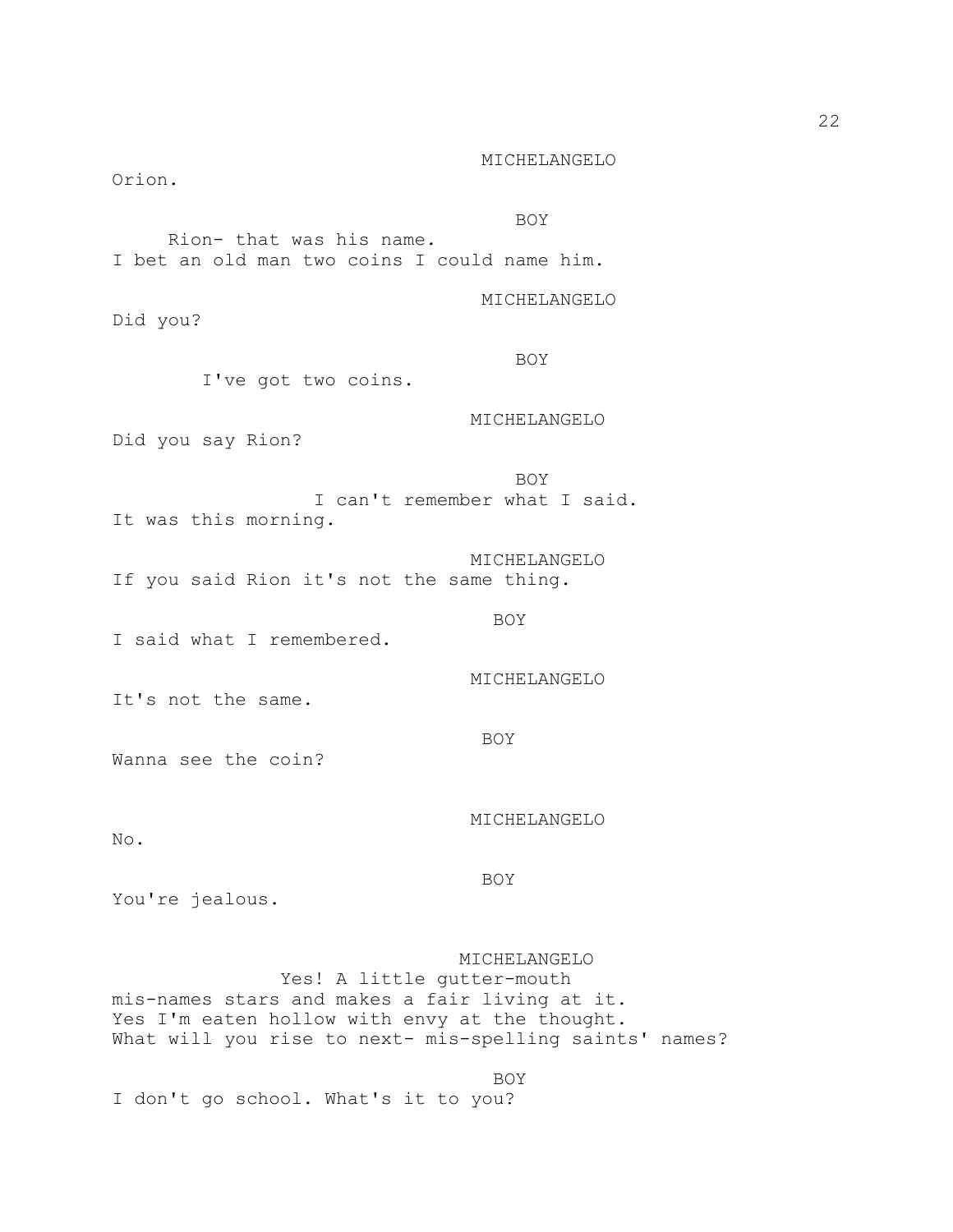MICHELANGELO

Orion.

BOY

Rion- that was his name.
I bet an old man two coins I could name him.

MICHELANGELO

Did you?

BOY

I've got two coins.

MICHELANGELO

Did you say Rion?

BOY

I can't remember what I said.
It was this morning.

MICHELANGELO

If you said Rion it's not the same thing.

BOY

I said what I remembered.

MICHELANGELO

It's not the same.

BOY

Wanna see the coin?

MICHELANGELO

No.

BOY

You're jealous.

MICHELANGELO

Yes! A little gutter-mouth
mis-names stars and makes a fair living at it.
Yes I'm eaten hollow with envy at the thought.
What will you rise to next- mis-spelling saints' names?

BOY

I don't go school. What's it to you?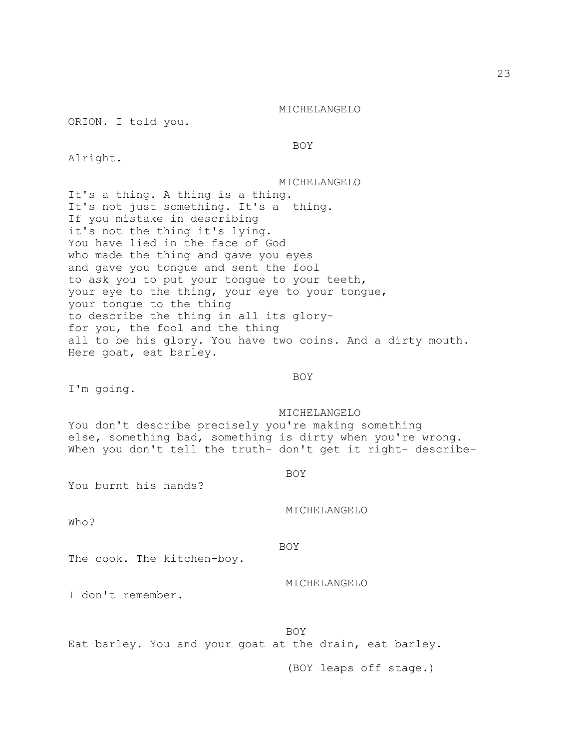MICHELANGELO

ORION. I told you.

BOY

Alright.

MICHELANGELO

It's a thing. A thing is a thing.
It's not just <u>some</u>thing. It's a  thing.
If you mistake in describing
it's not the thing it's lying.
You have lied in the face of God
who made the thing and gave you eyes
and gave you tongue and sent the fool
to ask you to put your tongue to your teeth,
your eye to the thing, your eye to your tongue,
your tongue to the thing
to describe the thing in all its glory-
for you, the fool and the thing
all to be his glory. You have two coins. And a dirty mouth.
Here goat, eat barley.

BOY

I'm going.

MICHELANGELO

You don't describe precisely you're making something
else, something bad, something is dirty when you're wrong.
When you don't tell the truth- don't get it right- describe-

BOY

You burnt his hands?

MICHELANGELO

Who?

BOY

The cook. The kitchen-boy.

MICHELANGELO

I don't remember.

BOY

Eat barley. You and your goat at the drain, eat barley.

(BOY leaps off stage.)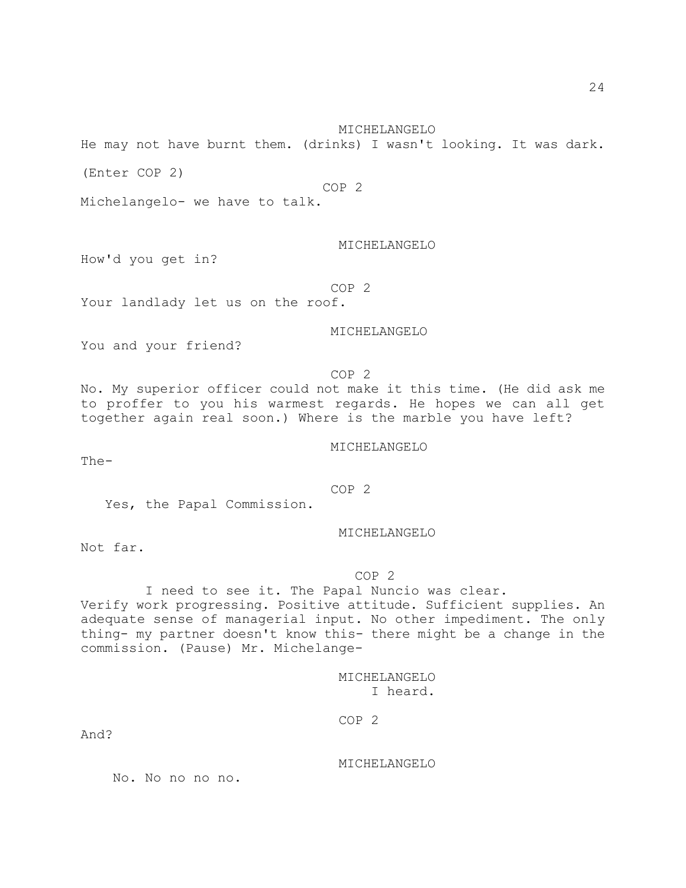MICHELANGELO

He may not have burnt them. (drinks) I wasn't looking. It was dark.

(Enter COP 2)

COP 2

Michelangelo- we have to talk.

MICHELANGELO

How'd you get in?

COP 2

Your landlady let us on the roof.

MICHELANGELO

You and your friend?

COP 2

No. My superior officer could not make it this time. (He did ask me to proffer to you his warmest regards. He hopes we can all get together again real soon.) Where is the marble you have left?

MICHELANGELO

The-

COP 2

Yes, the Papal Commission.

MICHELANGELO

Not far.

COP 2

I need to see it. The Papal Nuncio was clear. Verify work progressing. Positive attitude. Sufficient supplies. An adequate sense of managerial input. No other impediment. The only thing- my partner doesn't know this- there might be a change in the commission. (Pause) Mr. Michelange-

MICHELANGELO

I heard.

COP 2

And?

MICHELANGELO

No. No no no no.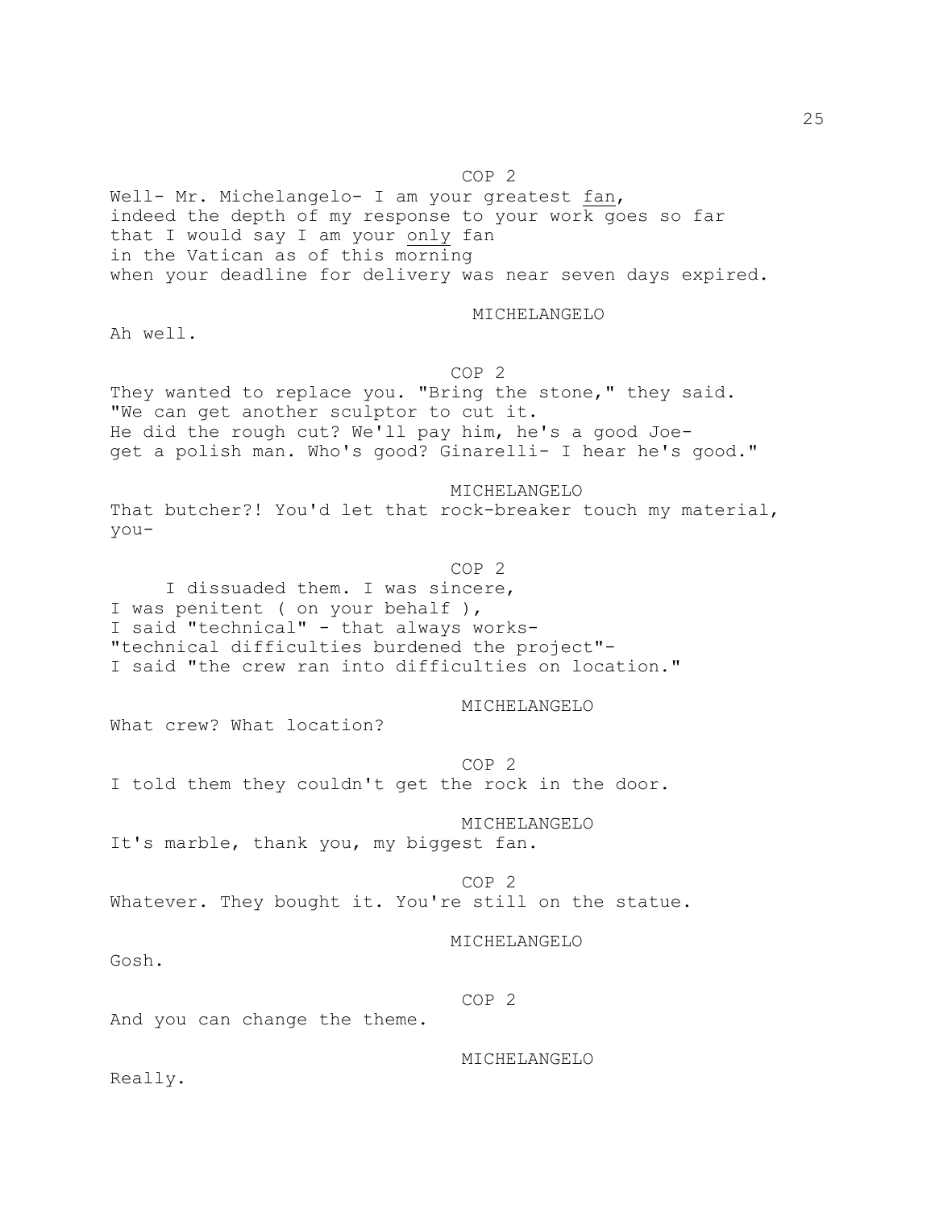COP 2

Well- Mr. Michelangelo- I am your greatest _fan_,
indeed the depth of my response to your work goes so far
that I would say I am your _only_ fan
in the Vatican as of this morning
when your deadline for delivery was near seven days expired.

MICHELANGELO

Ah well.

COP 2

They wanted to replace you. "Bring the stone," they said.
"We can get another sculptor to cut it.
He did the rough cut? We'll pay him, he's a good Joe-
get a polish man. Who's good? Ginarelli- I hear he's good."

MICHELANGELO

That butcher?! You'd let that rock-breaker touch my material,
you-

COP 2

I dissuaded them. I was sincere,
I was penitent ( on your behalf ),
I said "technical" - that always works-
"technical difficulties burdened the project"-
I said "the crew ran into difficulties on location."

MICHELANGELO

What crew? What location?

COP 2

I told them they couldn't get the rock in the door.

MICHELANGELO

It's marble, thank you, my biggest fan.

COP 2

Whatever. They bought it. You're still on the statue.

MICHELANGELO

Gosh.

COP 2

And you can change the theme.

MICHELANGELO

Really.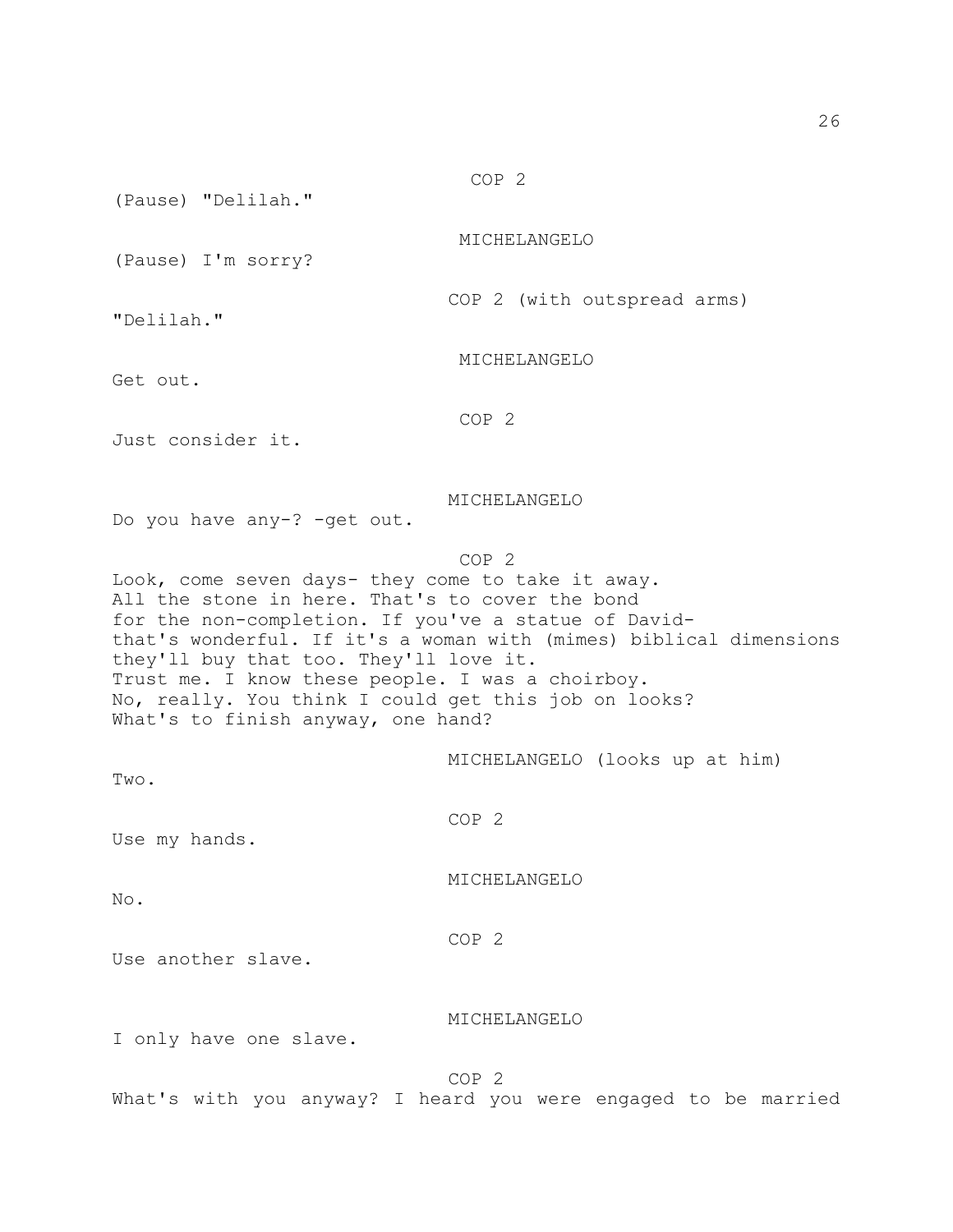COP 2

(Pause) "Delilah."

MICHELANGELO

(Pause) I'm sorry?

COP 2 (with outspread arms)

"Delilah."

MICHELANGELO

Get out.

COP 2

Just consider it.

MICHELANGELO

Do you have any-? -get out.

COP 2

Look, come seven days- they come to take it away.
All the stone in here. That's to cover the bond
for the non-completion. If you've a statue of David-
that's wonderful. If it's a woman with (mimes) biblical dimensions
they'll buy that too. They'll love it.
Trust me. I know these people. I was a choirboy.
No, really. You think I could get this job on looks?
What's to finish anyway, one hand?

MICHELANGELO (looks up at him)

Two.

COP 2

Use my hands.

MICHELANGELO

No.

COP 2

Use another slave.

MICHELANGELO

I only have one slave.

COP 2

What's with you anyway? I heard you were engaged to be married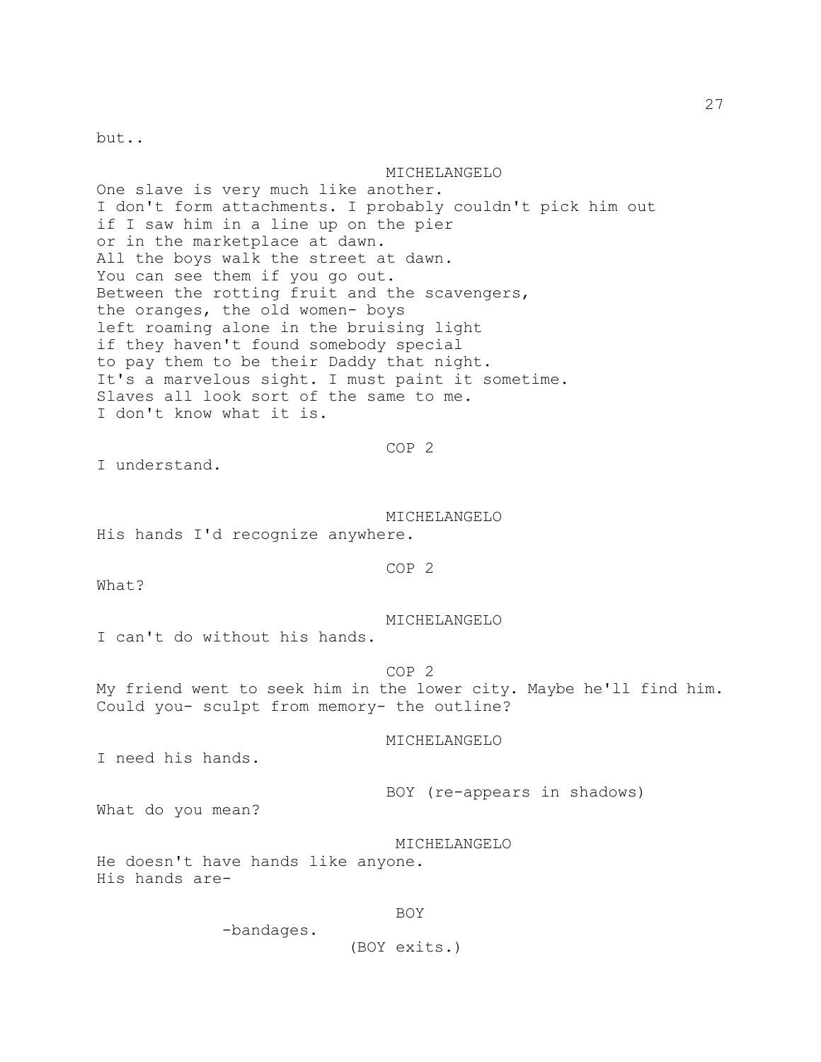but..

MICHELANGELO

One slave is very much like another.
I don't form attachments. I probably couldn't pick him out
if I saw him in a line up on the pier
or in the marketplace at dawn.
All the boys walk the street at dawn.
You can see them if you go out.
Between the rotting fruit and the scavengers,
the oranges, the old women- boys
left roaming alone in the bruising light
if they haven't found somebody special
to pay them to be their Daddy that night.
It's a marvelous sight. I must paint it sometime.
Slaves all look sort of the same to me.
I don't know what it is.

COP 2

I understand.

MICHELANGELO

His hands I'd recognize anywhere.

COP 2

What?

MICHELANGELO

I can't do without his hands.

COP 2

My friend went to seek him in the lower city. Maybe he'll find him.
Could you- sculpt from memory- the outline?

MICHELANGELO

I need his hands.

BOY (re-appears in shadows)

What do you mean?

MICHELANGELO

He doesn't have hands like anyone.
His hands are-

BOY

-bandages.

(BOY exits.)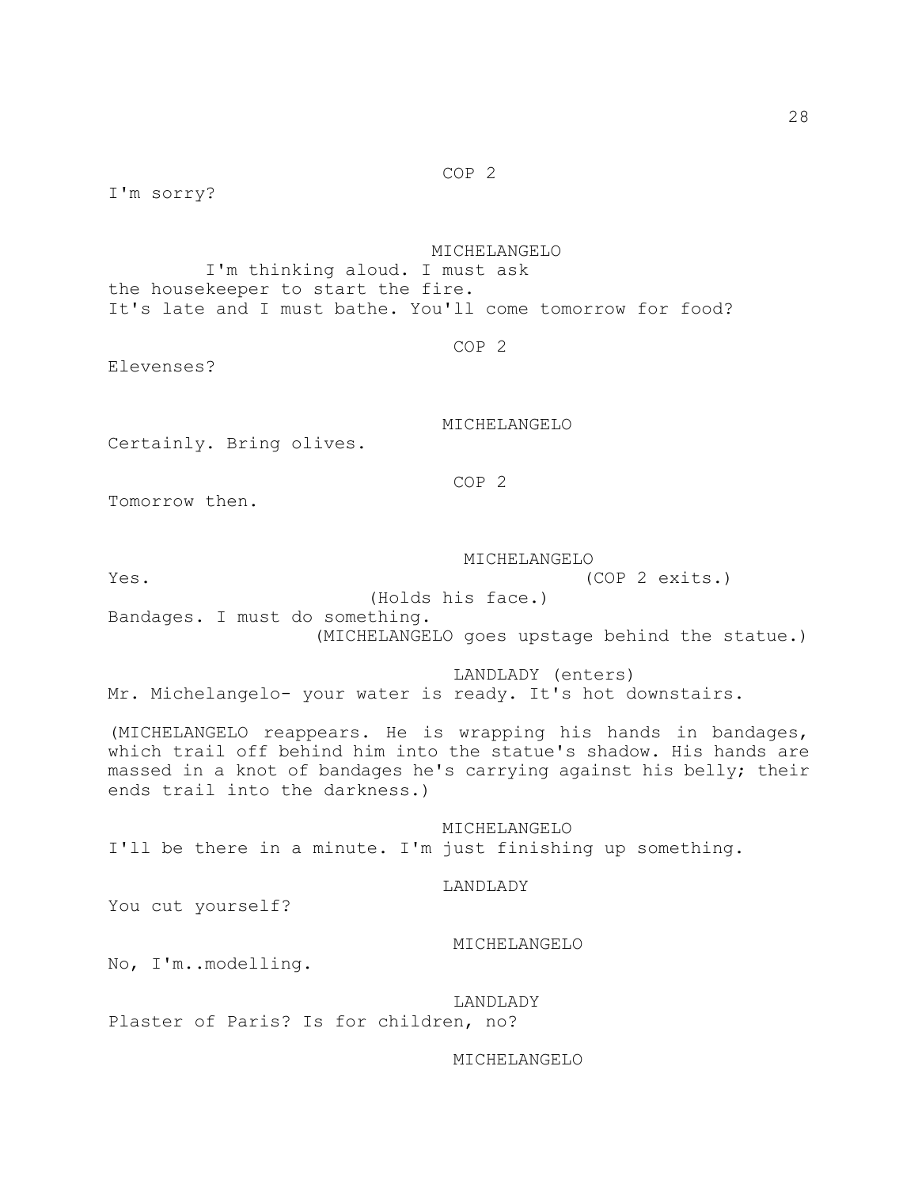COP 2

I'm sorry?

MICHELANGELO

I'm thinking aloud. I must ask
the housekeeper to start the fire.
It's late and I must bathe. You'll come tomorrow for food?

COP 2

Elevenses?

MICHELANGELO

Certainly. Bring olives.

COP 2

Tomorrow then.

MICHELANGELO

Yes. (COP 2 exits.)

(Holds his face.)

Bandages. I must do something.

(MICHELANGELO goes upstage behind the statue.)

LANDLADY (enters)

Mr. Michelangelo- your water is ready. It's hot downstairs.

(MICHELANGELO reappears. He is wrapping his hands in bandages, which trail off behind him into the statue's shadow. His hands are massed in a knot of bandages he's carrying against his belly; their ends trail into the darkness.)

MICHELANGELO

I'll be there in a minute. I'm just finishing up something.

LANDLADY

You cut yourself?

MICHELANGELO

No, I'm..modelling.

LANDLADY

Plaster of Paris? Is for children, no?

MICHELANGELO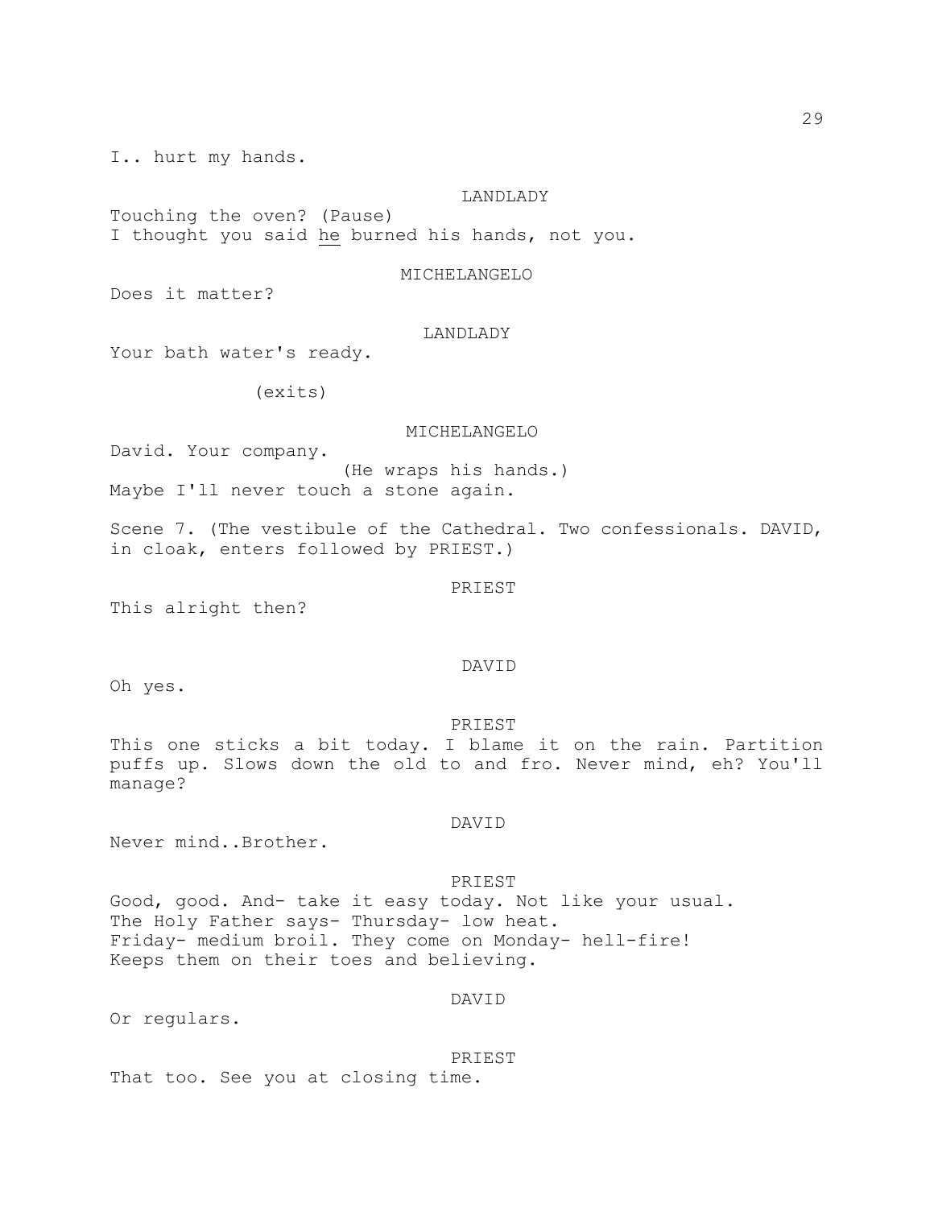I.. hurt my hands.

LANDLADY

Touching the oven? (Pause)
I thought you said <u>he</u> burned his hands, not you.

MICHELANGELO

Does it matter?

LANDLADY

Your bath water's ready.

(exits)

MICHELANGELO

David. Your company.

(He wraps his hands.)

Maybe I'll never touch a stone again.

Scene 7. (The vestibule of the Cathedral. Two confessionals. DAVID, in cloak, enters followed by PRIEST.)

PRIEST

This alright then?

DAVID

Oh yes.

PRIEST

This one sticks a bit today. I blame it on the rain. Partition puffs up. Slows down the old to and fro. Never mind, eh? You'll manage?

DAVID

Never mind..Brother.

PRIEST

Good, good. And- take it easy today. Not like your usual.
The Holy Father says- Thursday- low heat.
Friday- medium broil. They come on Monday- hell-fire!
Keeps them on their toes and believing.

DAVID

Or regulars.

PRIEST

That too. See you at closing time.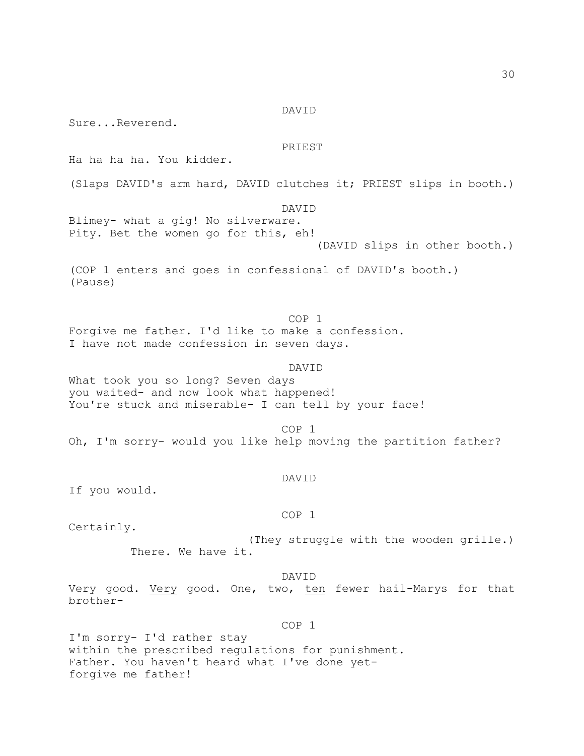DAVID

Sure...Reverend.

PRIEST

Ha ha ha ha. You kidder.

(Slaps DAVID's arm hard, DAVID clutches it; PRIEST slips in booth.)

DAVID

Blimey- what a gig! No silverware.
Pity. Bet the women go for this, eh!

(DAVID slips in other booth.)

(COP 1 enters and goes in confessional of DAVID's booth.)
(Pause)

COP 1

Forgive me father. I'd like to make a confession.
I have not made confession in seven days.

DAVID

What took you so long? Seven days
you waited- and now look what happened!
You're stuck and miserable- I can tell by your face!

COP 1

Oh, I'm sorry- would you like help moving the partition father?

DAVID

If you would.

COP 1

Certainly.

(They struggle with the wooden grille.)

There. We have it.

DAVID

Very good. <u>Very</u> good. One, two, <u>ten</u> fewer hail-Marys for that brother-

COP 1

I'm sorry- I'd rather stay
within the prescribed regulations for punishment.
Father. You haven't heard what I've done yet-
forgive me father!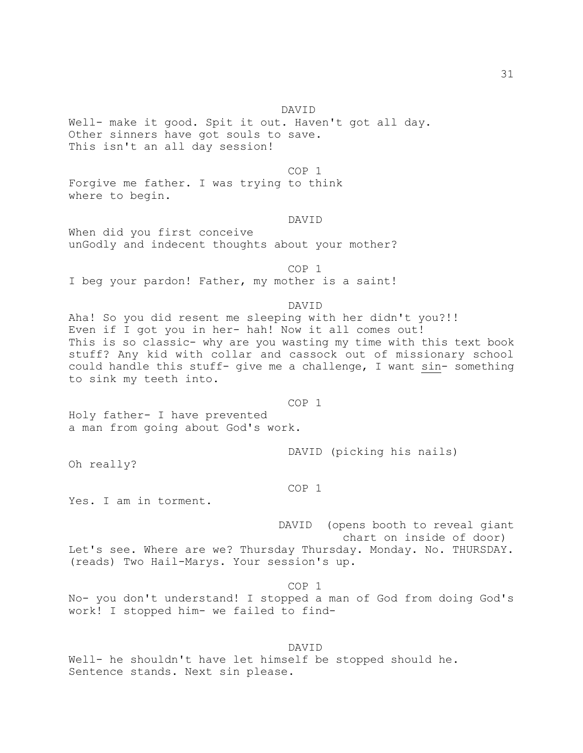DAVID

Well- make it good. Spit it out. Haven't got all day.
Other sinners have got souls to save.
This isn't an all day session!

COP 1

Forgive me father. I was trying to think
where to begin.

DAVID

When did you first conceive
unGodly and indecent thoughts about your mother?

COP 1

I beg your pardon! Father, my mother is a saint!

DAVID

Aha! So you did resent me sleeping with her didn't you?!!
Even if I got you in her- hah! Now it all comes out!
This is so classic- why are you wasting my time with this text book stuff? Any kid with collar and cassock out of missionary school could handle this stuff- give me a challenge, I want <u>sin</u>- something to sink my teeth into.

COP 1

Holy father- I have prevented
a man from going about God's work.

DAVID (picking his nails)

Oh really?

COP 1

Yes. I am in torment.

DAVID (opens booth to reveal giant chart on inside of door)

Let's see. Where are we? Thursday Thursday. Monday. No. THURSDAY.
(reads) Two Hail-Marys. Your session's up.

COP 1

No- you don't understand! I stopped a man of God from doing God's work! I stopped him- we failed to find-

DAVID

Well- he shouldn't have let himself be stopped should he.
Sentence stands. Next sin please.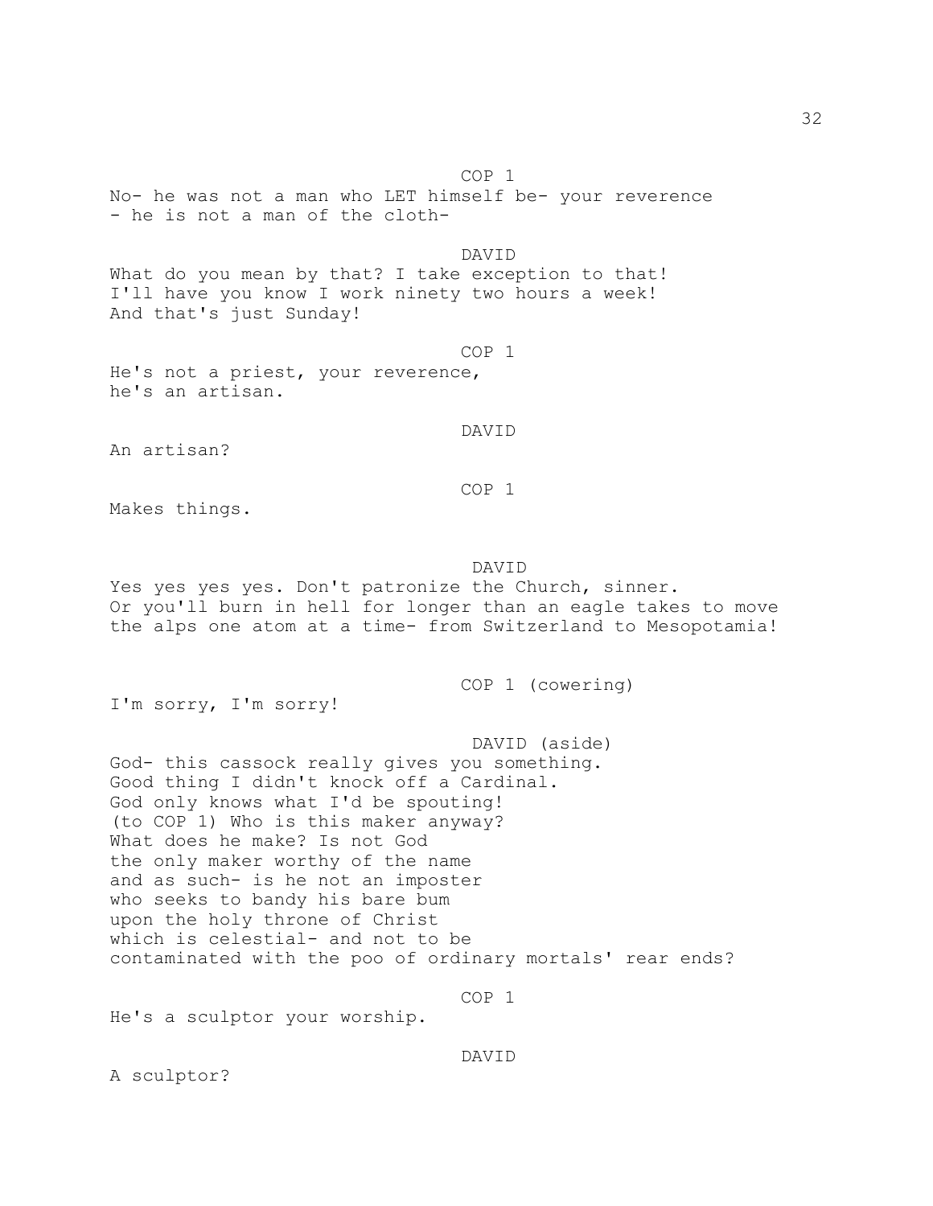COP 1

No- he was not a man who LET himself be- your reverence
- he is not a man of the cloth-

DAVID

What do you mean by that? I take exception to that!
I'll have you know I work ninety two hours a week!
And that's just Sunday!

COP 1

He's not a priest, your reverence,
he's an artisan.

DAVID

An artisan?

COP 1

Makes things.

DAVID

Yes yes yes yes. Don't patronize the Church, sinner.
Or you'll burn in hell for longer than an eagle takes to move
the alps one atom at a time- from Switzerland to Mesopotamia!

COP 1 (cowering)

I'm sorry, I'm sorry!

DAVID (aside)

God- this cassock really gives you something.
Good thing I didn't knock off a Cardinal.
God only knows what I'd be spouting!
(to COP 1) Who is this maker anyway?
What does he make? Is not God
the only maker worthy of the name
and as such- is he not an imposter
who seeks to bandy his bare bum
upon the holy throne of Christ
which is celestial- and not to be
contaminated with the poo of ordinary mortals' rear ends?

COP 1

He's a sculptor your worship.

DAVID

A sculptor?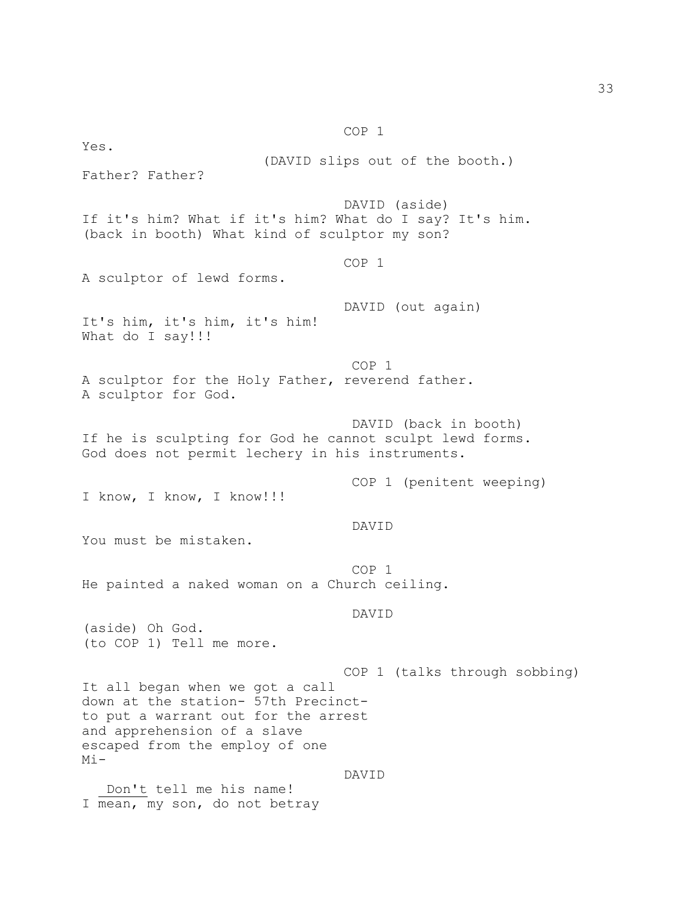COP 1

Yes.

(DAVID slips out of the booth.)

Father? Father?

DAVID (aside)

If it's him? What if it's him? What do I say? It's him. (back in booth) What kind of sculptor my son?

COP 1

A sculptor of lewd forms.

DAVID (out again)

It's him, it's him, it's him!
What do I say!!!

COP 1

A sculptor for the Holy Father, reverend father.
A sculptor for God.

DAVID (back in booth)

If he is sculpting for God he cannot sculpt lewd forms.
God does not permit lechery in his instruments.

COP 1 (penitent weeping)

I know, I know, I know!!!

DAVID

You must be mistaken.

COP 1

He painted a naked woman on a Church ceiling.

DAVID

(aside) Oh God.
(to COP 1) Tell me more.

COP 1 (talks through sobbing)

It all began when we got a call
down at the station- 57th Precinct-
to put a warrant out for the arrest
and apprehension of a slave
escaped from the employ of one
Mi-

DAVID

<u>Don't</u> tell me his name!
I mean, my son, do not betray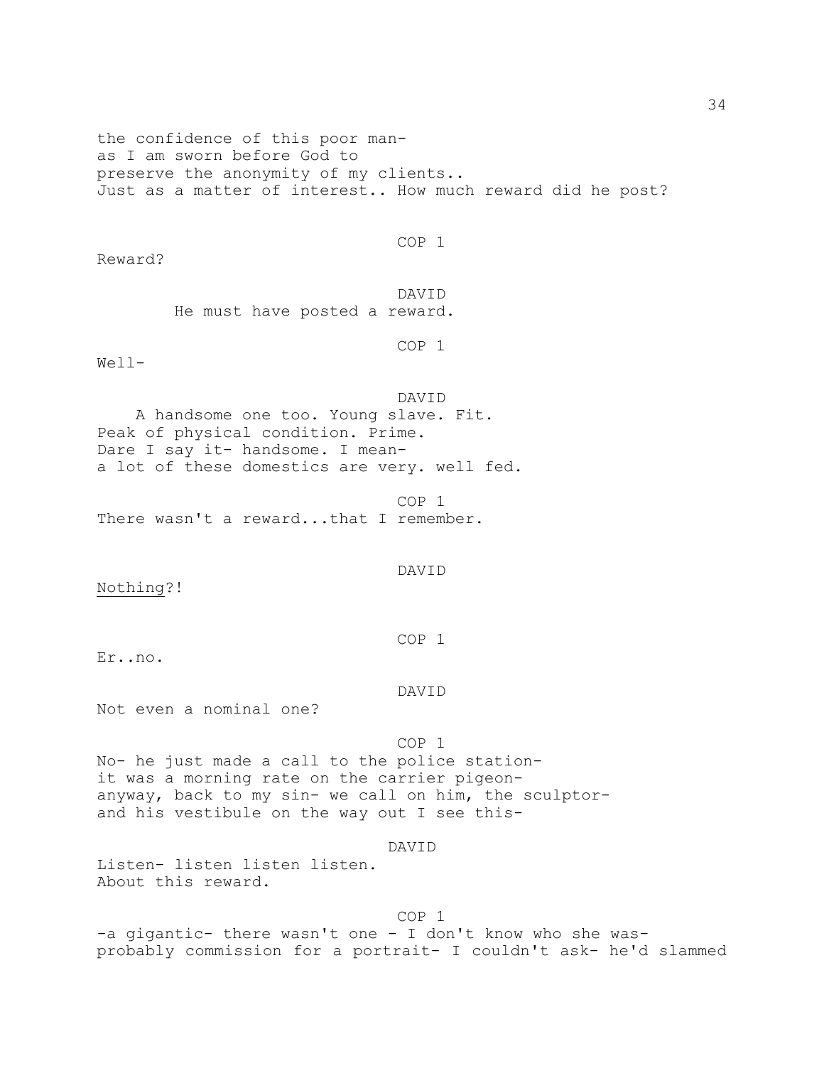the confidence of this poor man-
as I am sworn before God to
preserve the anonymity of my clients..
Just as a matter of interest.. How much reward did he post?

COP 1

Reward?

DAVID

He must have posted a reward.

COP 1

Well-

DAVID

A handsome one too. Young slave. Fit.
Peak of physical condition. Prime.
Dare I say it- handsome. I mean-
a lot of these domestics are very. well fed.

COP 1

There wasn't a reward...that I remember.

DAVID

Nothing?!

COP 1

Er..no.

DAVID

Not even a nominal one?

COP 1

No- he just made a call to the police station-
it was a morning rate on the carrier pigeon-
anyway, back to my sin- we call on him, the sculptor-
and his vestibule on the way out I see this-

DAVID

Listen- listen listen listen.
About this reward.

COP 1

-a gigantic- there wasn't one - I don't know who she was-
probably commission for a portrait- I couldn't ask- he'd slammed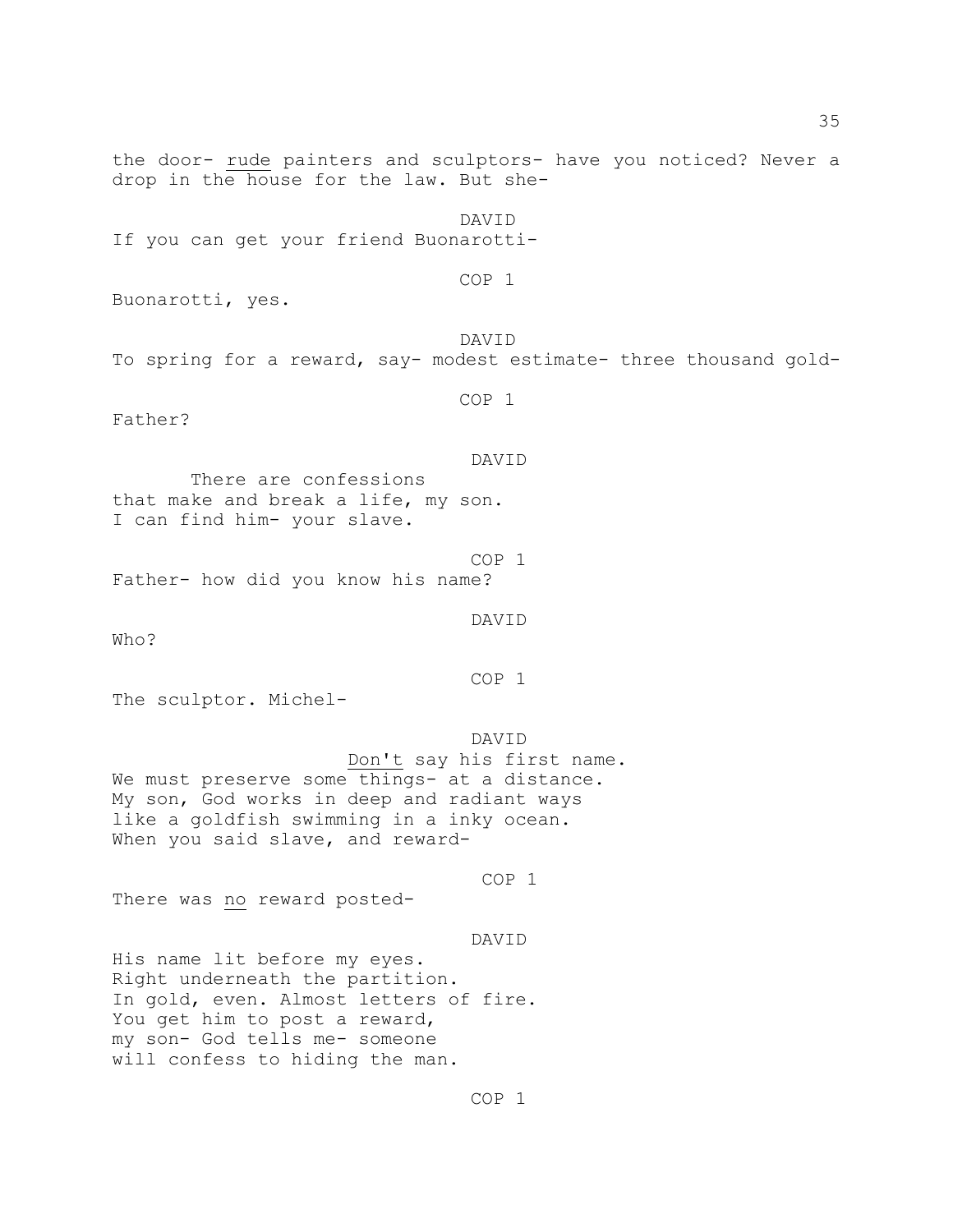the door- <u>rude</u> painters and sculptors- have you noticed? Never a drop in the house for the law. But she-

DAVID

If you can get your friend Buonarotti-

COP 1

Buonarotti, yes.

DAVID

To spring for a reward, say- modest estimate- three thousand gold-

COP 1

Father?

DAVID

There are confessions
that make and break a life, my son.
I can find him- your slave.

COP 1

Father- how did you know his name?

DAVID

Who?

COP 1

The sculptor. Michel-

DAVID

<u>Don't</u> say his first name.
We must preserve some things- at a distance.
My son, God works in deep and radiant ways
like a goldfish swimming in a inky ocean.
When you said slave, and reward-

COP 1

There was <u>no</u> reward posted-

DAVID

His name lit before my eyes.
Right underneath the partition.
In gold, even. Almost letters of fire.
You get him to post a reward,
my son- God tells me- someone
will confess to hiding the man.

COP 1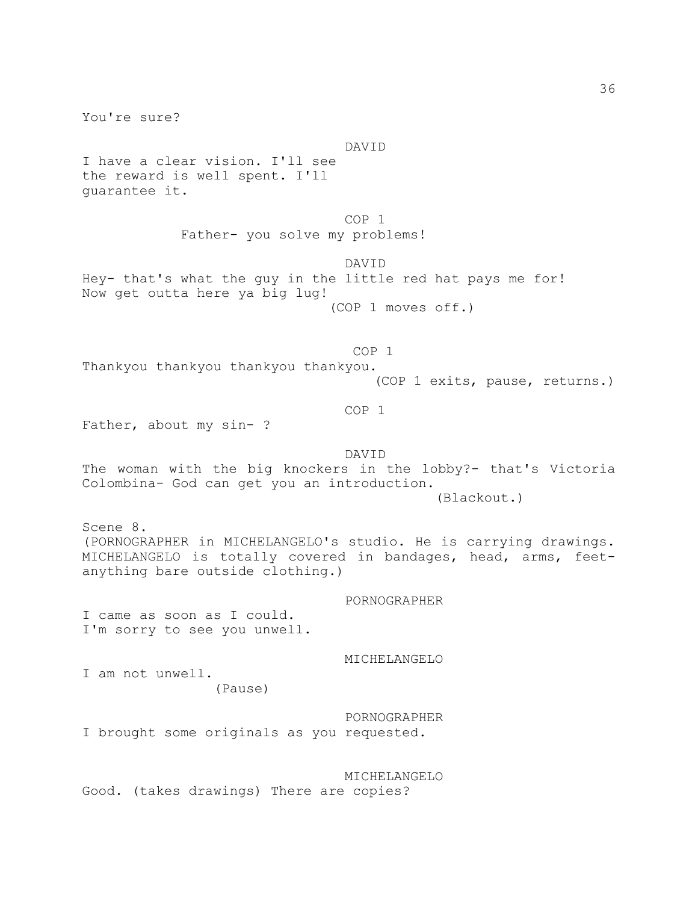You're sure?

DAVID

I have a clear vision. I'll see the reward is well spent. I'll guarantee it.

COP 1

Father- you solve my problems!

DAVID

Hey- that's what the guy in the little red hat pays me for! Now get outta here ya big lug!

(COP 1 moves off.)

COP 1

Thankyou thankyou thankyou thankyou.

(COP 1 exits, pause, returns.)

COP 1

Father, about my sin- ?

DAVID

The woman with the big knockers in the lobby?- that's Victoria Colombina- God can get you an introduction.

(Blackout.)

Scene 8.

(PORNOGRAPHER in MICHELANGELO's studio. He is carrying drawings. MICHELANGELO is totally covered in bandages, head, arms, feet- anything bare outside clothing.)

PORNOGRAPHER

I came as soon as I could.
I'm sorry to see you unwell.

MICHELANGELO

I am not unwell.

(Pause)

PORNOGRAPHER

I brought some originals as you requested.

MICHELANGELO

Good. (takes drawings) There are copies?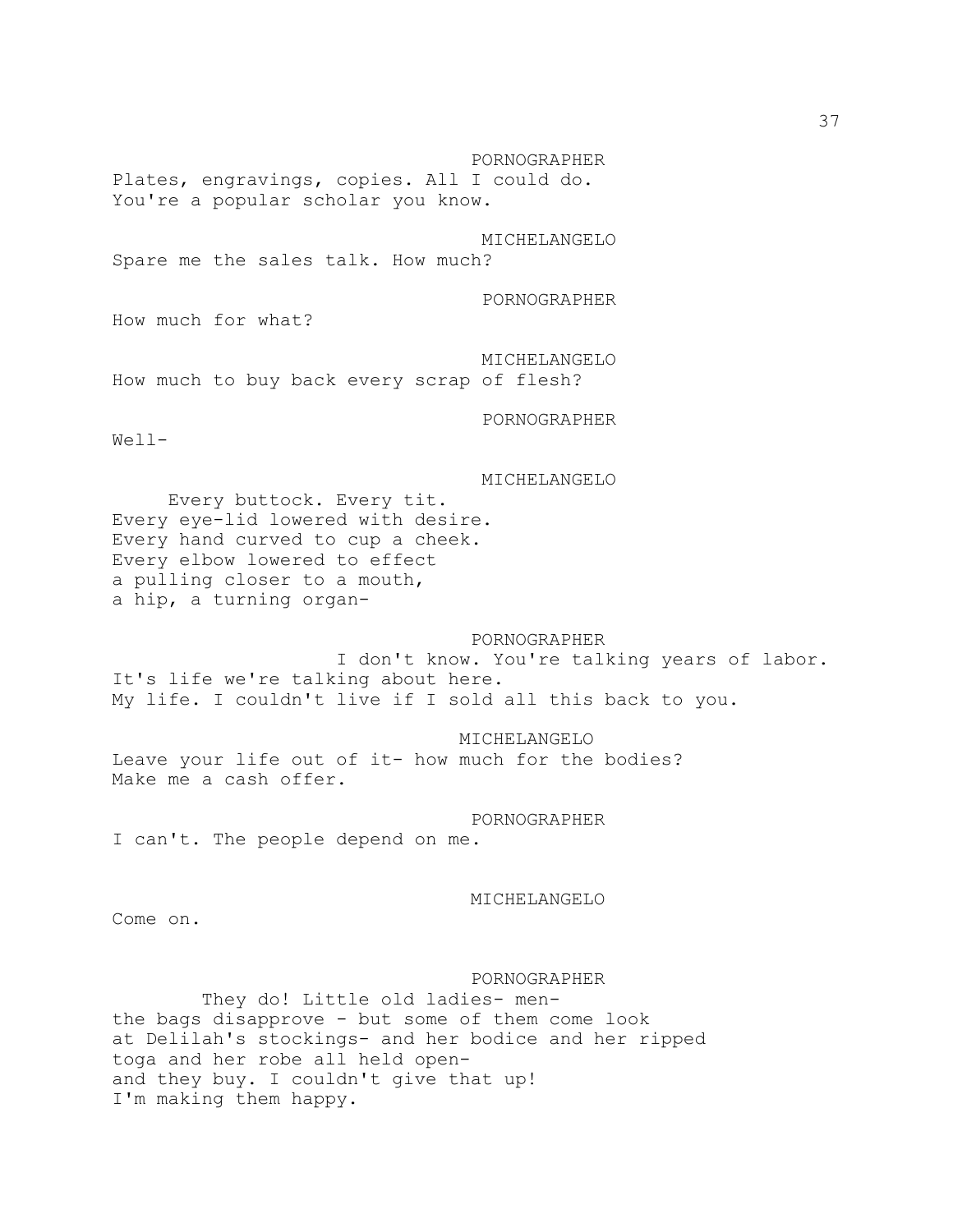PORNOGRAPHER

Plates, engravings, copies. All I could do.
You're a popular scholar you know.

MICHELANGELO

Spare me the sales talk. How much?

PORNOGRAPHER

How much for what?

MICHELANGELO

How much to buy back every scrap of flesh?

PORNOGRAPHER

Well-

MICHELANGELO

Every buttock. Every tit.
Every eye-lid lowered with desire.
Every hand curved to cup a cheek.
Every elbow lowered to effect
a pulling closer to a mouth,
a hip, a turning organ-

PORNOGRAPHER

I don't know. You're talking years of labor.
It's life we're talking about here.
My life. I couldn't live if I sold all this back to you.

MICHELANGELO

Leave your life out of it- how much for the bodies?
Make me a cash offer.

PORNOGRAPHER

I can't. The people depend on me.

MICHELANGELO

Come on.

PORNOGRAPHER

They do! Little old ladies- men-
the bags disapprove - but some of them come look
at Delilah's stockings- and her bodice and her ripped
toga and her robe all held open-
and they buy. I couldn't give that up!
I'm making them happy.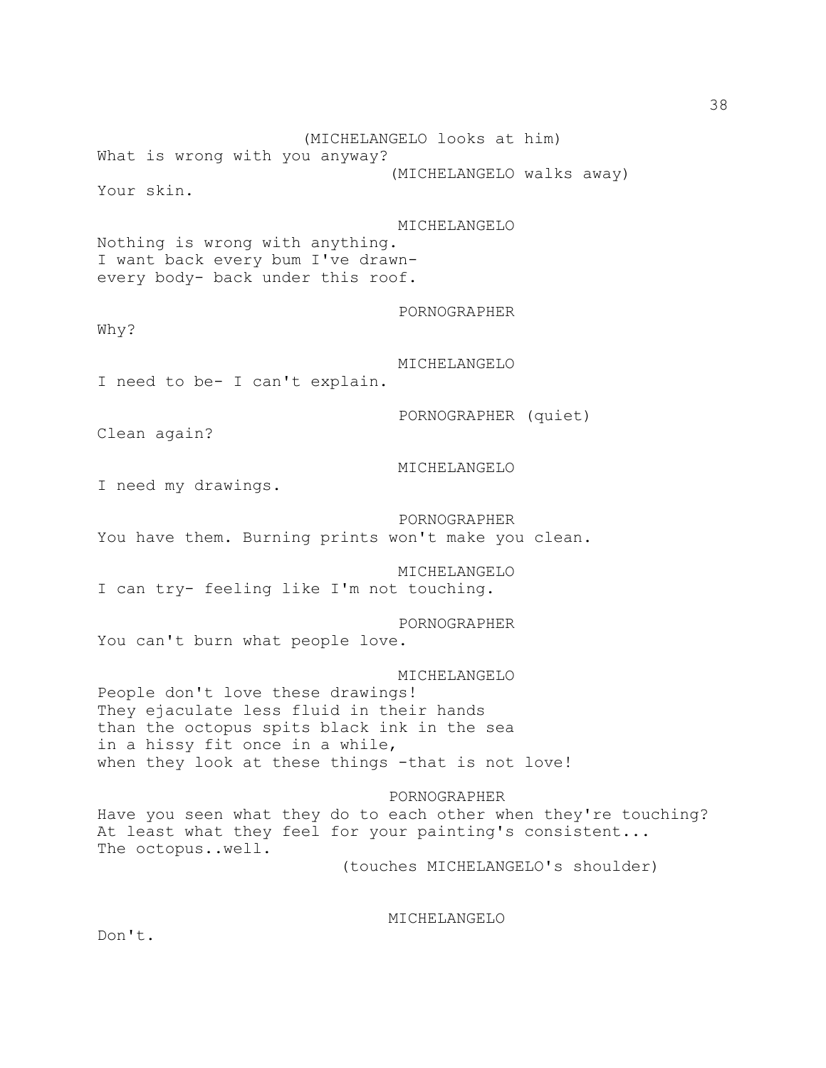(MICHELANGELO looks at him)

What is wrong with you anyway?

(MICHELANGELO walks away)

Your skin.

MICHELANGELO

Nothing is wrong with anything.
I want back every bum I've drawn-
every body- back under this roof.

PORNOGRAPHER

Why?

MICHELANGELO

I need to be- I can't explain.

PORNOGRAPHER (quiet)

Clean again?

MICHELANGELO

I need my drawings.

PORNOGRAPHER

You have them. Burning prints won't make you clean.

MICHELANGELO

I can try- feeling like I'm not touching.

PORNOGRAPHER

You can't burn what people love.

MICHELANGELO

People don't love these drawings!
They ejaculate less fluid in their hands
than the octopus spits black ink in the sea
in a hissy fit once in a while,
when they look at these things -that is not love!

PORNOGRAPHER

Have you seen what they do to each other when they're touching?
At least what they feel for your painting's consistent...
The octopus..well.

(touches MICHELANGELO's shoulder)

MICHELANGELO

Don't.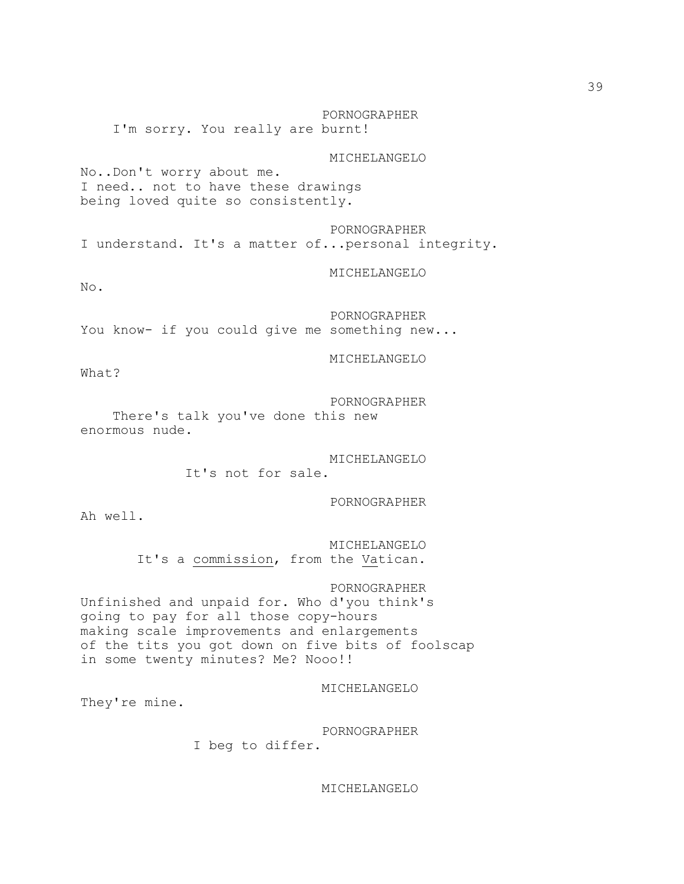PORNOGRAPHER
I'm sorry. You really are burnt!

MICHELANGELO
No..Don't worry about me.
I need.. not to have these drawings
being loved quite so consistently.

PORNOGRAPHER
I understand. It's a matter of...personal integrity.

MICHELANGELO
No.

PORNOGRAPHER
You know- if you could give me something new...

MICHELANGELO
What?

PORNOGRAPHER
There's talk you've done this new
enormous nude.

MICHELANGELO
It's not for sale.

PORNOGRAPHER
Ah well.

MICHELANGELO
It's a <u>commission</u>, from the <u>Va</u>tican.

PORNOGRAPHER
Unfinished and unpaid for. Who d'you think's
going to pay for all those copy-hours
making scale improvements and enlargements
of the tits you got down on five bits of foolscap
in some twenty minutes? Me? Nooo!!

MICHELANGELO
They're mine.

PORNOGRAPHER
I beg to differ.

MICHELANGELO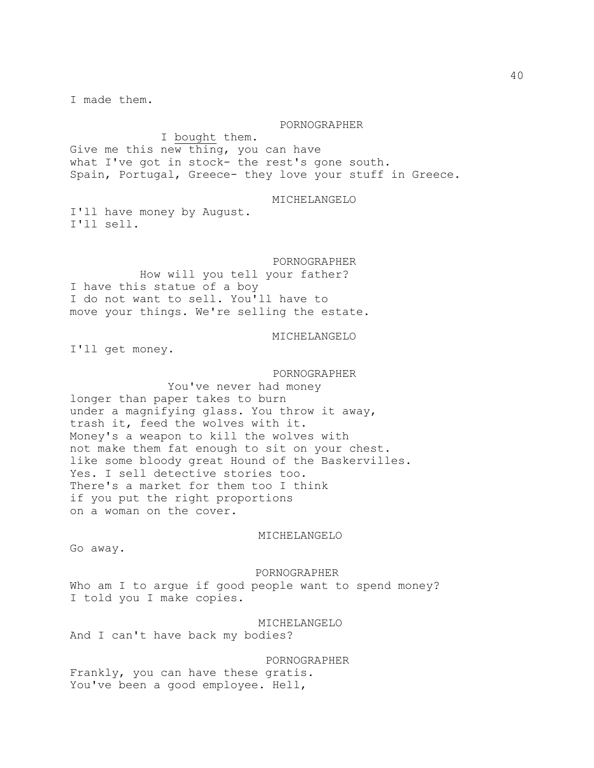I made them.

PORNOGRAPHER

I <u>bought</u> them.
Give me this new thing, you can have
what I've got in stock- the rest's gone south.
Spain, Portugal, Greece- they love your stuff in Greece.

MICHELANGELO

I'll have money by August.
I'll sell.

PORNOGRAPHER

How will you tell your father?
I have this statue of a boy
I do not want to sell. You'll have to
move your things. We're selling the estate.

MICHELANGELO

I'll get money.

PORNOGRAPHER

You've never had money
longer than paper takes to burn
under a magnifying glass. You throw it away,
trash it, feed the wolves with it.
Money's a weapon to kill the wolves with
not make them fat enough to sit on your chest.
like some bloody great Hound of the Baskervilles.
Yes. I sell detective stories too.
There's a market for them too I think
if you put the right proportions
on a woman on the cover.

MICHELANGELO

Go away.

PORNOGRAPHER

Who am I to argue if good people want to spend money?
I told you I make copies.

MICHELANGELO

And I can't have back my bodies?

PORNOGRAPHER

Frankly, you can have these gratis.
You've been a good employee. Hell,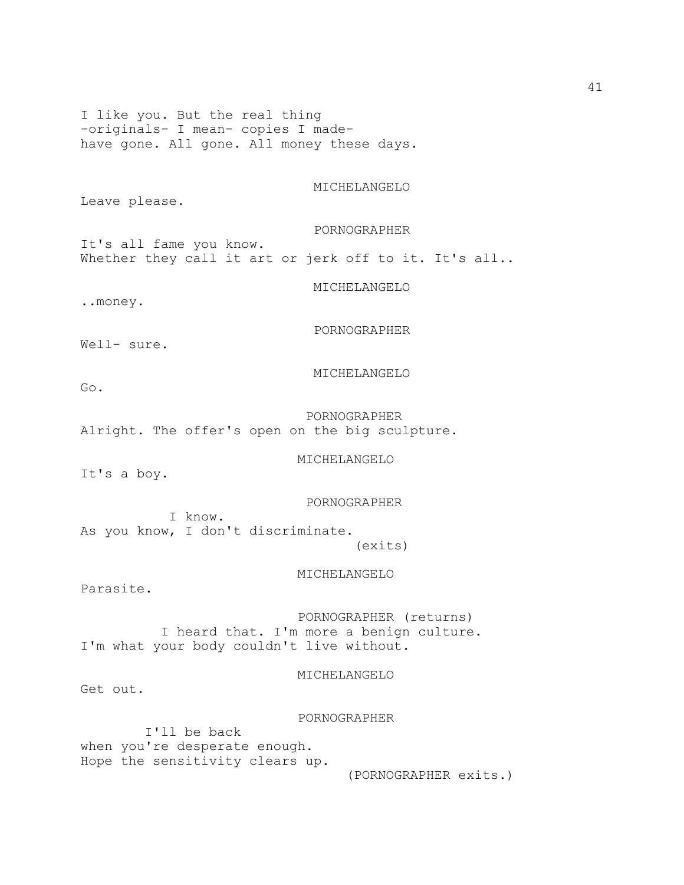I like you. But the real thing
-originals- I mean- copies I made-
have gone. All gone. All money these days.

MICHELANGELO

Leave please.

PORNOGRAPHER

It's all fame you know.
Whether they call it art or jerk off to it. It's all..

MICHELANGELO

..money.

PORNOGRAPHER

Well- sure.

MICHELANGELO

Go.

PORNOGRAPHER

Alright. The offer's open on the big sculpture.

MICHELANGELO

It's a boy.

PORNOGRAPHER

I know.
As you know, I don't discriminate.
(exits)

MICHELANGELO

Parasite.

PORNOGRAPHER (returns)

I heard that. I'm more a benign culture.
I'm what your body couldn't live without.

MICHELANGELO

Get out.

PORNOGRAPHER

I'll be back
when you're desperate enough.
Hope the sensitivity clears up.
(PORNOGRAPHER exits.)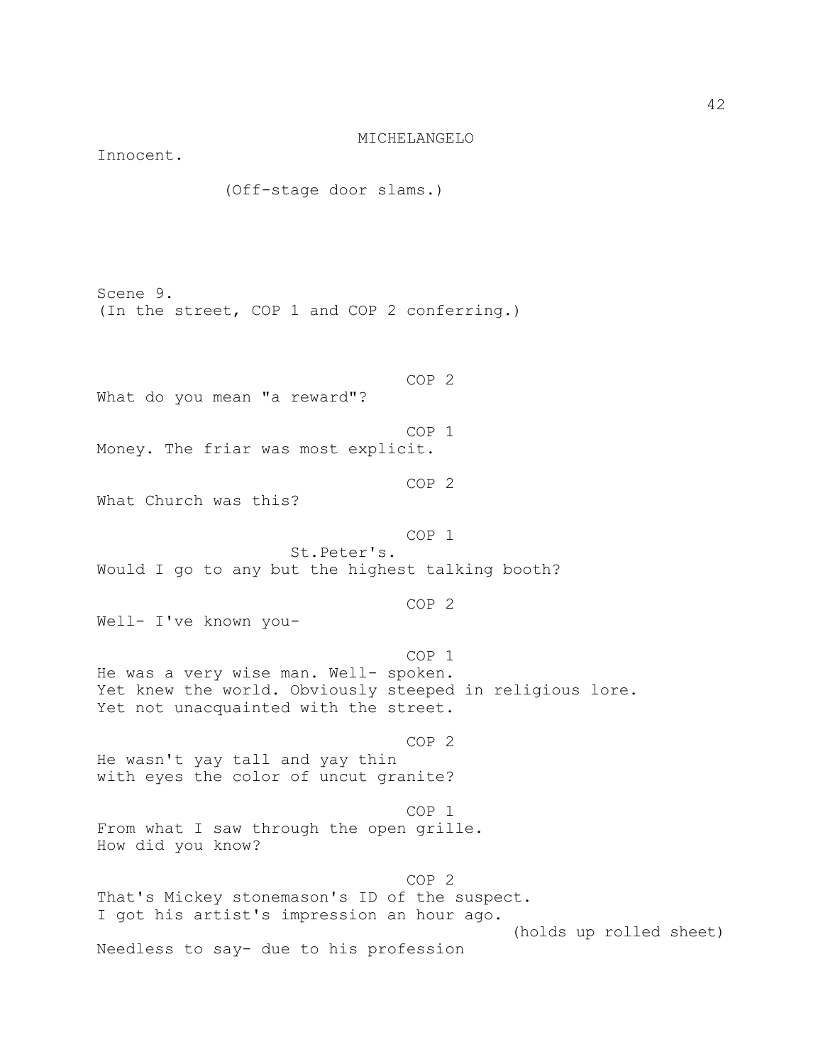MICHELANGELO

Innocent.

(Off-stage door slams.)

Scene 9.
(In the street, COP 1 and COP 2 conferring.)

COP 2

What do you mean "a reward"?

COP 1

Money. The friar was most explicit.

COP 2

What Church was this?

COP 1

St.Peter's.
Would I go to any but the highest talking booth?

COP 2

Well- I've known you-

COP 1

He was a very wise man. Well- spoken.
Yet knew the world. Obviously steeped in religious lore.
Yet not unacquainted with the street.

COP 2

He wasn't yay tall and yay thin
with eyes the color of uncut granite?

COP 1

From what I saw through the open grille.
How did you know?

COP 2

That's Mickey stonemason's ID of the suspect.
I got his artist's impression an hour ago.

(holds up rolled sheet)

Needless to say- due to his profession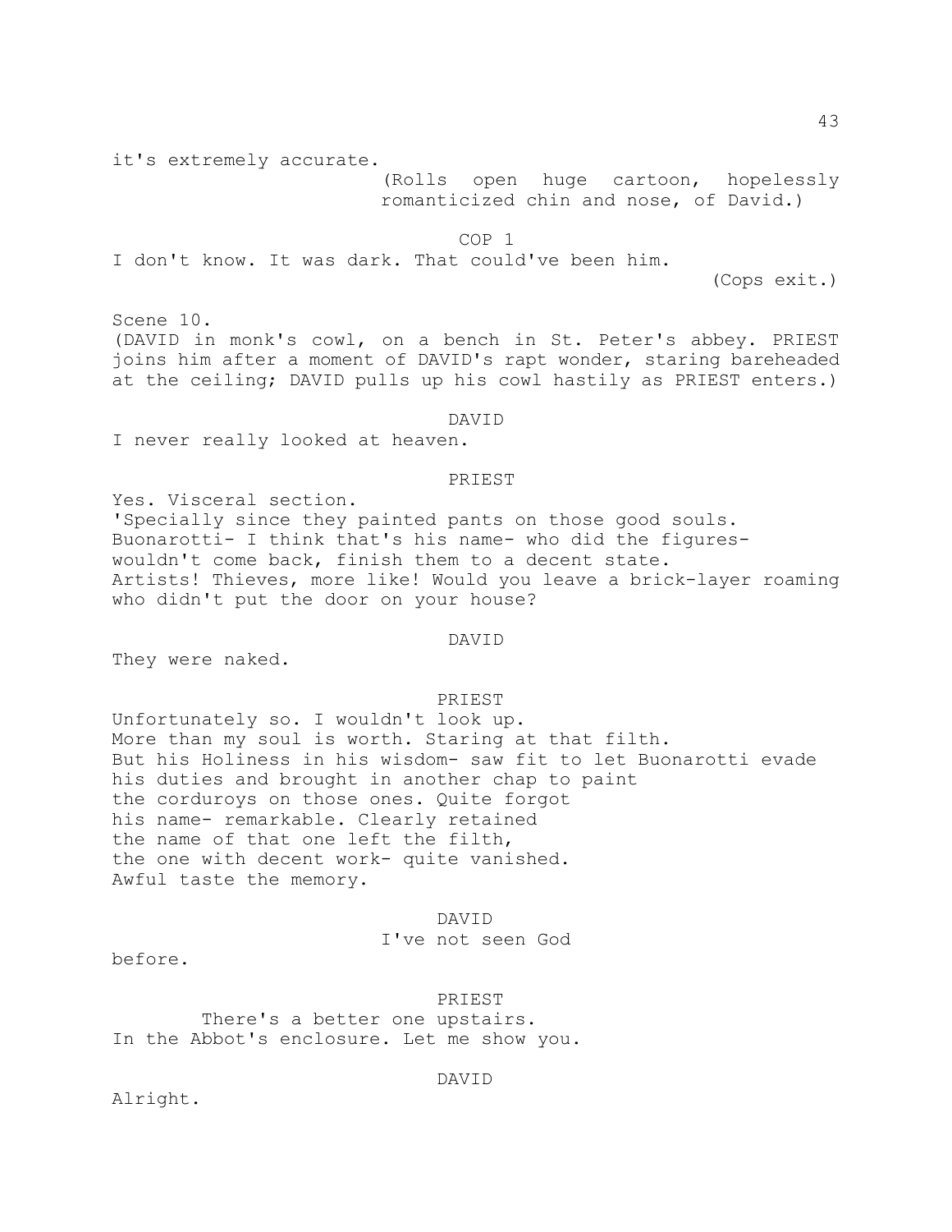it's extremely accurate.

(Rolls open huge cartoon, hopelessly romanticized chin and nose, of David.)

COP 1

I don't know. It was dark. That could've been him.

(Cops exit.)

Scene 10.

(DAVID in monk's cowl, on a bench in St. Peter's abbey. PRIEST joins him after a moment of DAVID's rapt wonder, staring bareheaded at the ceiling; DAVID pulls up his cowl hastily as PRIEST enters.)

DAVID

I never really looked at heaven.

PRIEST

Yes. Visceral section.
'Specially since they painted pants on those good souls.
Buonarotti- I think that's his name- who did the figures-
wouldn't come back, finish them to a decent state.
Artists! Thieves, more like! Would you leave a brick-layer roaming who didn't put the door on your house?

DAVID

They were naked.

PRIEST

Unfortunately so. I wouldn't look up.
More than my soul is worth. Staring at that filth.
But his Holiness in his wisdom- saw fit to let Buonarotti evade his duties and brought in another chap to paint
the corduroys on those ones. Quite forgot
his name- remarkable. Clearly retained
the name of that one left the filth,
the one with decent work- quite vanished.
Awful taste the memory.

DAVID

I've not seen God
before.

PRIEST

There's a better one upstairs.
In the Abbot's enclosure. Let me show you.

DAVID

Alright.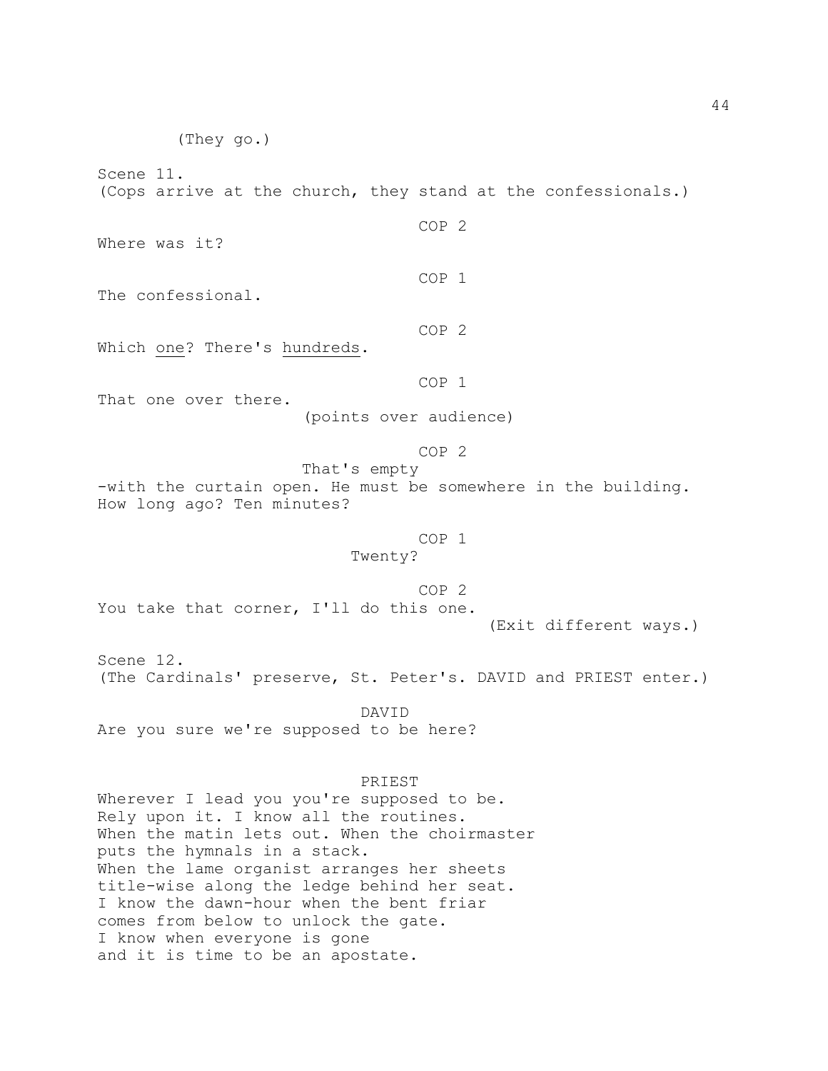(They go.)

Scene 11.
(Cops arrive at the church, they stand at the confessionals.)

COP 2
Where was it?

COP 1
The confessional.

COP 2
Which <u>one</u>? There's <u>hundreds</u>.

COP 1
That one over there.
(points over audience)

COP 2
That's empty
-with the curtain open. He must be somewhere in the building.
How long ago? Ten minutes?

COP 1
Twenty?

COP 2
You take that corner, I'll do this one.
(Exit different ways.)

Scene 12.
(The Cardinals' preserve, St. Peter's. DAVID and PRIEST enter.)

DAVID
Are you sure we're supposed to be here?

PRIEST
Wherever I lead you you're supposed to be.
Rely upon it. I know all the routines.
When the matin lets out. When the choirmaster
puts the hymnals in a stack.
When the lame organist arranges her sheets
title-wise along the ledge behind her seat.
I know the dawn-hour when the bent friar
comes from below to unlock the gate.
I know when everyone is gone
and it is time to be an apostate.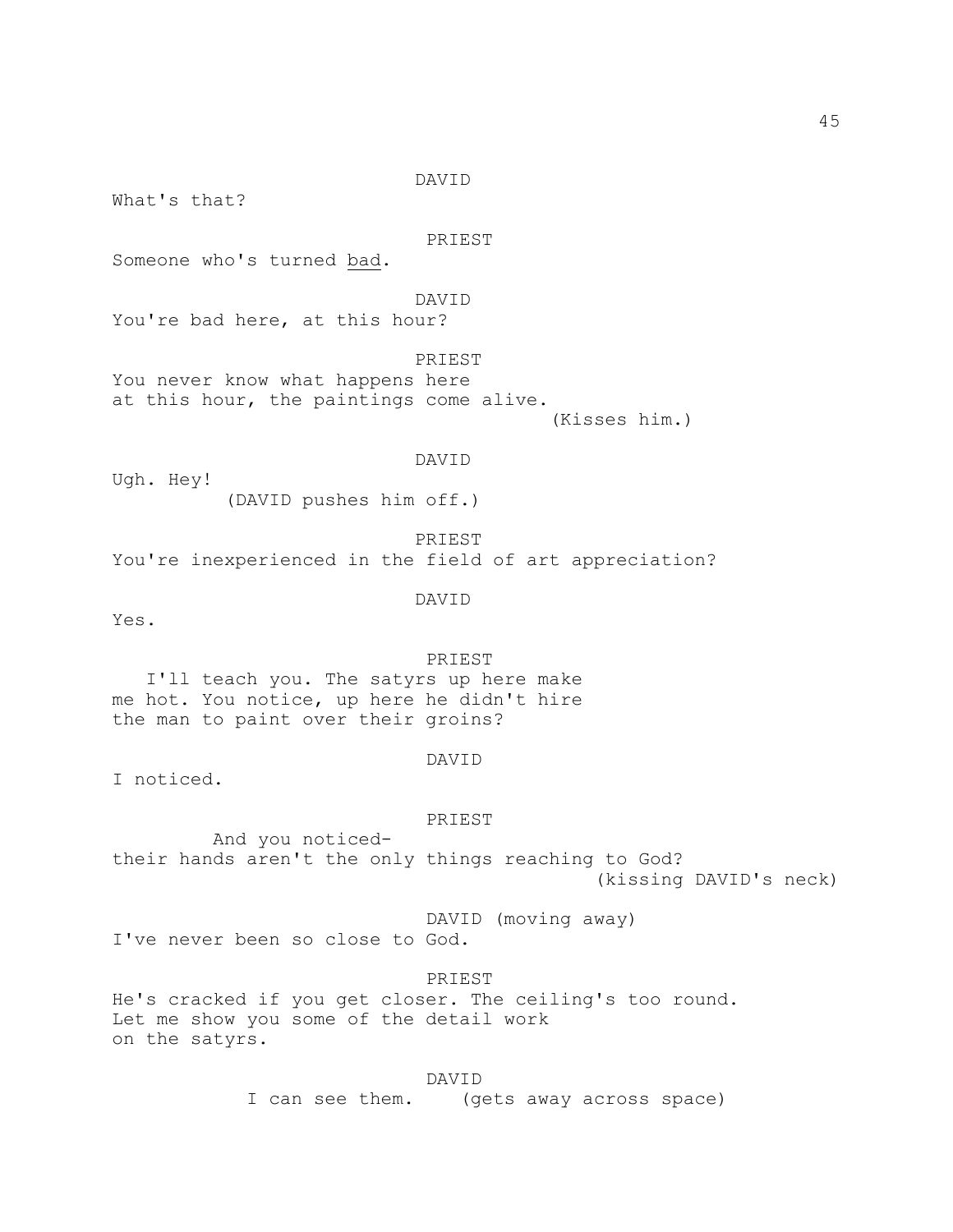DAVID

What's that?

PRIEST

Someone who's turned <u>bad</u>.

DAVID

You're bad here, at this hour?

PRIEST

You never know what happens here
at this hour, the paintings come alive.
(Kisses him.)

DAVID

Ugh. Hey!
(DAVID pushes him off.)

PRIEST

You're inexperienced in the field of art appreciation?

DAVID

Yes.

PRIEST

I'll teach you. The satyrs up here make
me hot. You notice, up here he didn't hire
the man to paint over their groins?

DAVID

I noticed.

PRIEST

And you noticed-
their hands aren't the only things reaching to God?
(kissing DAVID's neck)

DAVID (moving away)

I've never been so close to God.

PRIEST

He's cracked if you get closer. The ceiling's too round.
Let me show you some of the detail work
on the satyrs.

DAVID

I can see them. (gets away across space)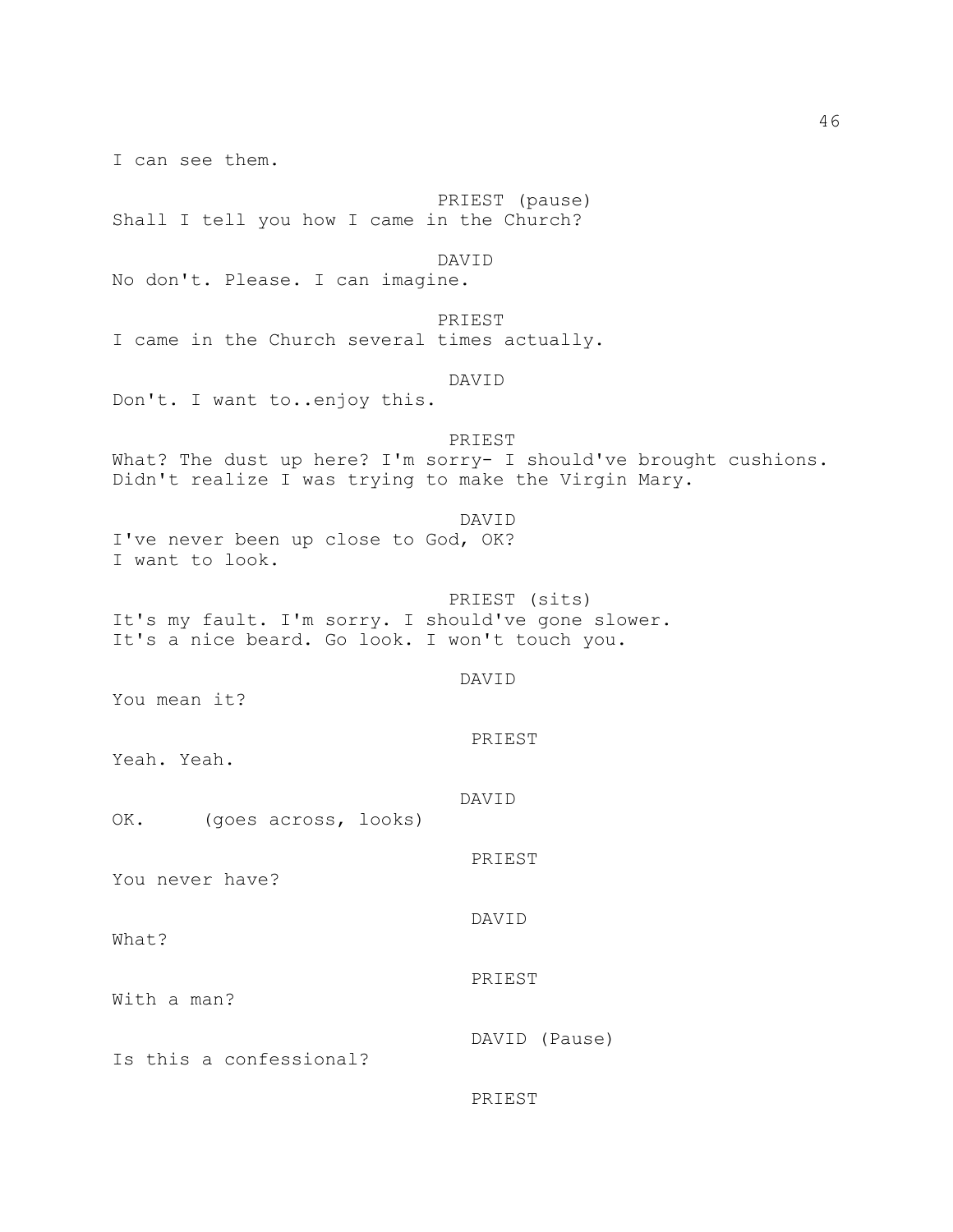I can see them.

PRIEST (pause)
Shall I tell you how I came in the Church?

DAVID
No don't. Please. I can imagine.

PRIEST
I came in the Church several times actually.

DAVID
Don't. I want to..enjoy this.

PRIEST
What? The dust up here? I'm sorry- I should've brought cushions.
Didn't realize I was trying to make the Virgin Mary.

DAVID
I've never been up close to God, OK?
I want to look.

PRIEST (sits)
It's my fault. I'm sorry. I should've gone slower.
It's a nice beard. Go look. I won't touch you.

DAVID
You mean it?

PRIEST
Yeah. Yeah.

DAVID
OK. (goes across, looks)

PRIEST
You never have?

DAVID
What?

PRIEST
With a man?

DAVID (Pause)
Is this a confessional?

PRIEST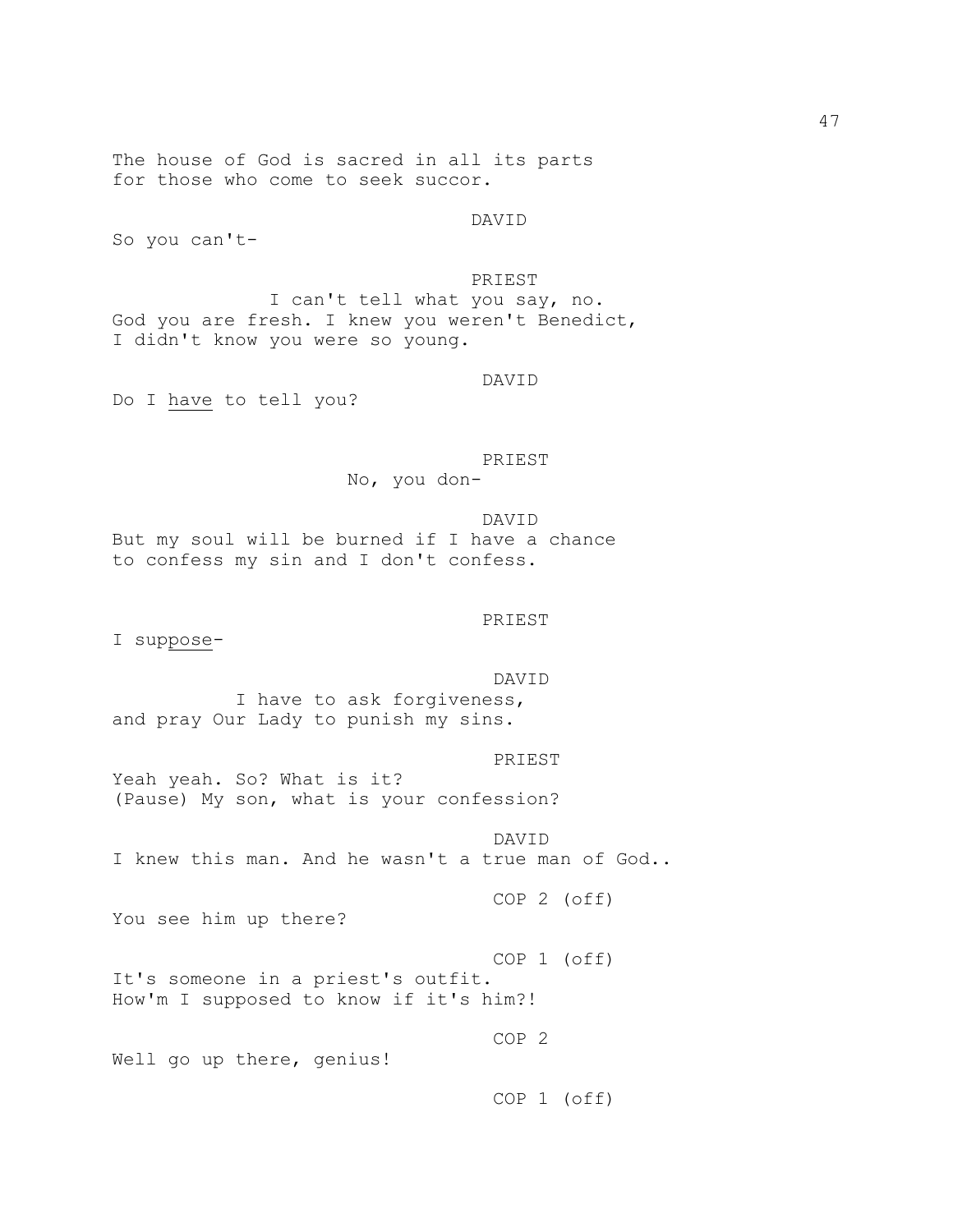The house of God is sacred in all its parts
for those who come to seek succor.

DAVID

So you can't-

PRIEST

I can't tell what you say, no.
God you are fresh. I knew you weren't Benedict,
I didn't know you were so young.

DAVID

Do I <u>have</u> to tell you?

PRIEST

No, you don-

DAVID

But my soul will be burned if I have a chance
to confess my sin and I don't confess.

PRIEST

I sup<u>pose</u>-

DAVID

I have to ask forgiveness,
and pray Our Lady to punish my sins.

PRIEST

Yeah yeah. So? What is it?
(Pause) My son, what is your confession?

DAVID

I knew this man. And he wasn't a true man of God..

COP 2 (off)

You see him up there?

COP 1 (off)

It's someone in a priest's outfit.
How'm I supposed to know if it's him?!

COP 2

Well go up there, genius!

COP 1 (off)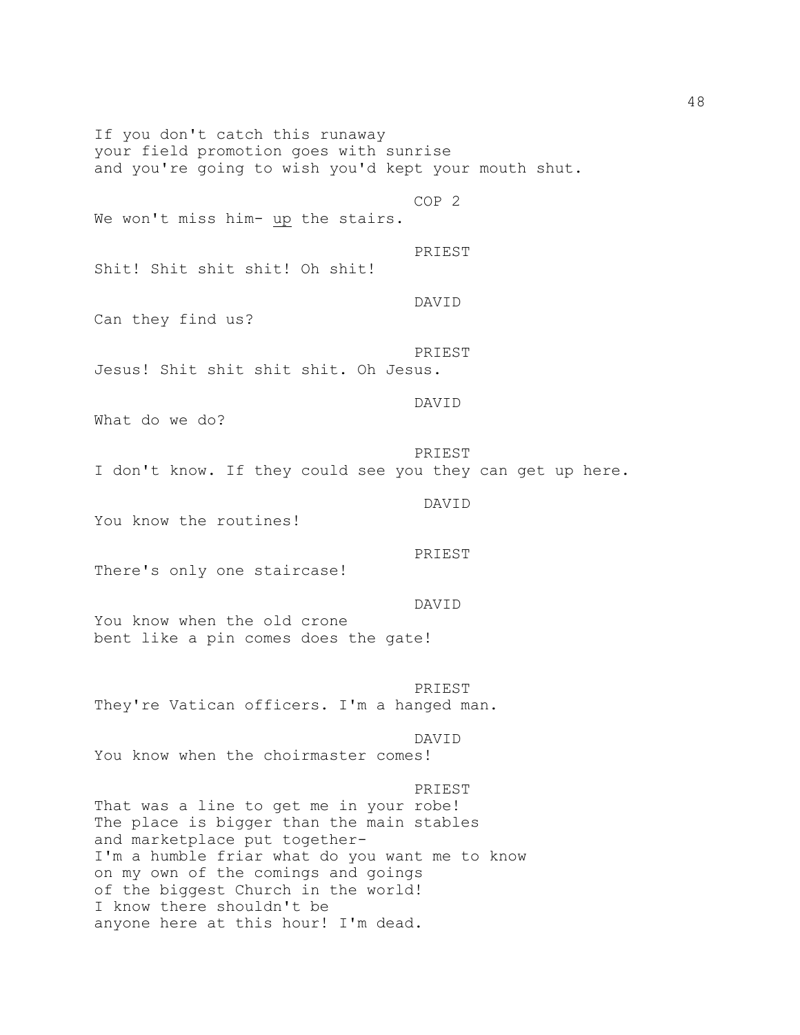If you don't catch this runaway
your field promotion goes with sunrise
and you're going to wish you'd kept your mouth shut.

COP 2

We won't miss him- <u>up</u> the stairs.

PRIEST

Shit! Shit shit shit! Oh shit!

DAVID

Can they find us?

PRIEST

Jesus! Shit shit shit shit. Oh Jesus.

DAVID

What do we do?

PRIEST

I don't know. If they could see you they can get up here.

DAVID

You know the routines!

PRIEST

There's only one staircase!

DAVID

You know when the old crone
bent like a pin comes does the gate!

PRIEST

They're Vatican officers. I'm a hanged man.

DAVID

You know when the choirmaster comes!

PRIEST

That was a line to get me in your robe!
The place is bigger than the main stables
and marketplace put together-
I'm a humble friar what do you want me to know
on my own of the comings and goings
of the biggest Church in the world!
I know there shouldn't be
anyone here at this hour! I'm dead.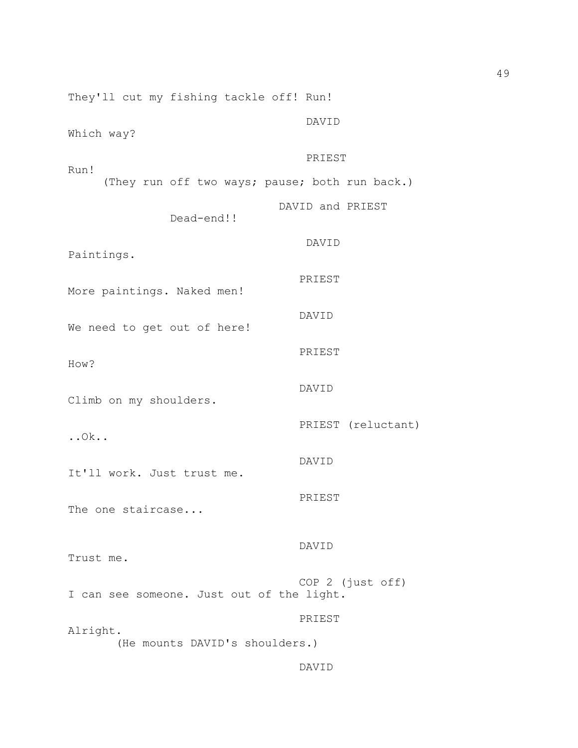They'll cut my fishing tackle off! Run!

DAVID
Which way?

PRIEST
Run!
(They run off two ways; pause; both run back.)

DAVID and PRIEST
Dead-end!!

DAVID
Paintings.

PRIEST
More paintings. Naked men!

DAVID
We need to get out of here!

PRIEST
How?

DAVID
Climb on my shoulders.

PRIEST (reluctant)
..Ok..

DAVID
It'll work. Just trust me.

PRIEST
The one staircase...

DAVID
Trust me.

COP 2 (just off)
I can see someone. Just out of the light.

PRIEST
Alright.
(He mounts DAVID's shoulders.)

DAVID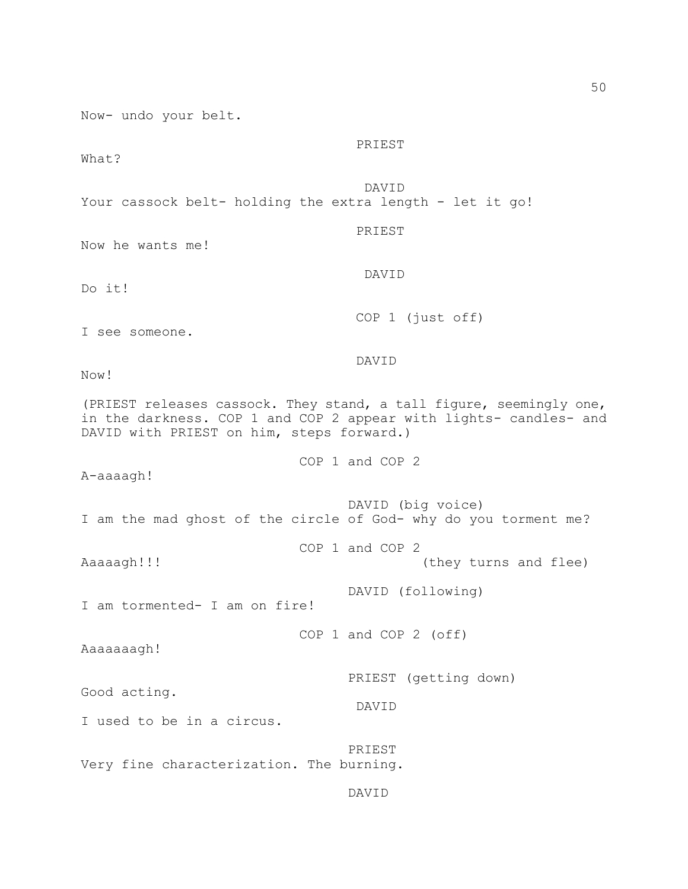Now- undo your belt.

PRIEST

What?

DAVID

Your cassock belt- holding the extra length - let it go!

PRIEST

Now he wants me!

DAVID

Do it!

COP 1 (just off)

I see someone.

DAVID

Now!

(PRIEST releases cassock. They stand, a tall figure, seemingly one, in the darkness. COP 1 and COP 2 appear with lights- candles- and DAVID with PRIEST on him, steps forward.)

COP 1 and COP 2

A-aaaagh!

DAVID (big voice)

I am the mad ghost of the circle of God- why do you torment me?

COP 1 and COP 2

Aaaaagh!!! (they turns and flee)

DAVID (following)

I am tormented- I am on fire!

COP 1 and COP 2 (off)

Aaaaaaagh!

PRIEST (getting down)

Good acting.

DAVID

I used to be in a circus.

PRIEST

Very fine characterization. The burning.

DAVID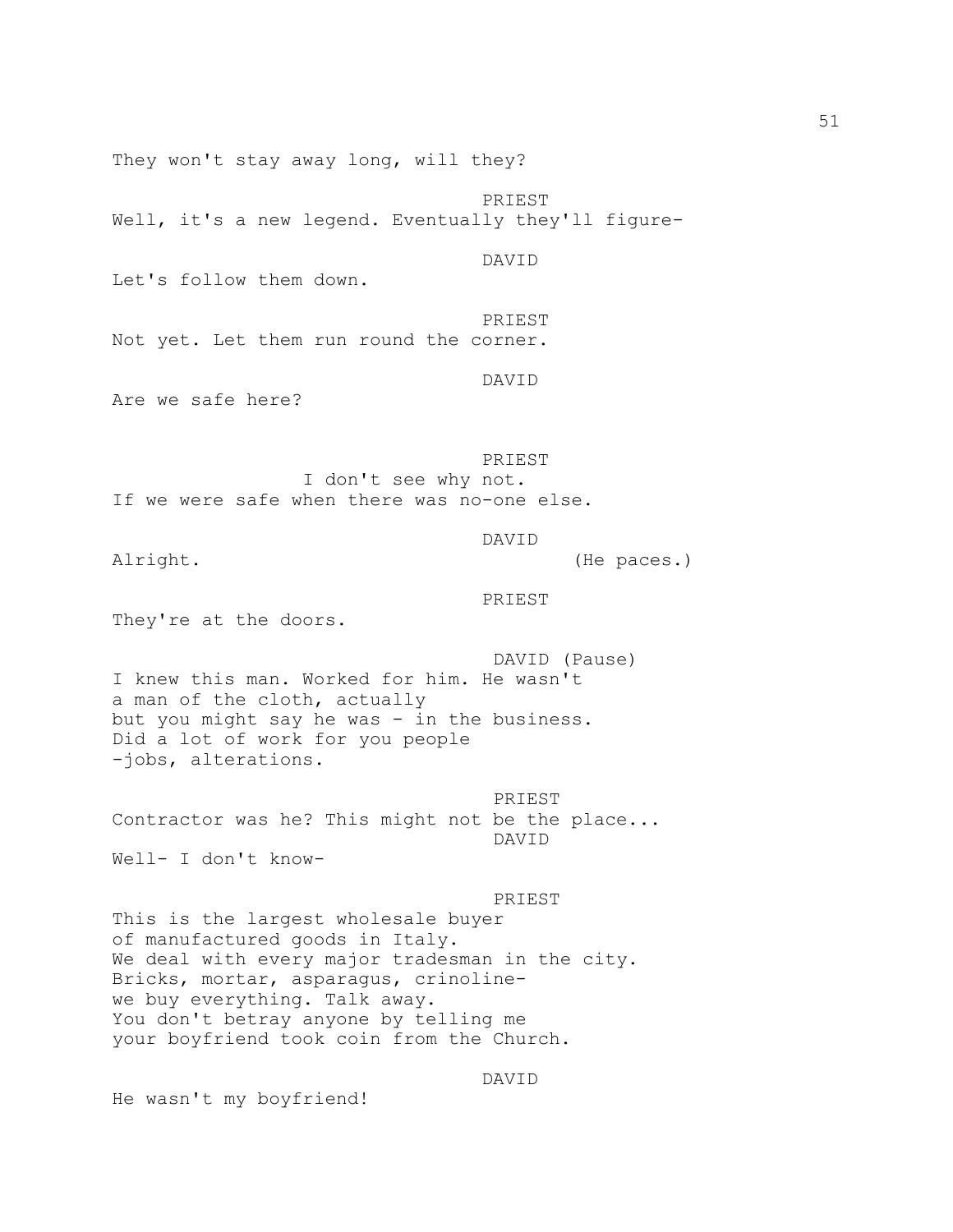They won't stay away long, will they?

PRIEST

Well, it's a new legend. Eventually they'll figure-

DAVID

Let's follow them down.

PRIEST

Not yet. Let them run round the corner.

DAVID

Are we safe here?

PRIEST

I don't see why not.
If we were safe when there was no-one else.

DAVID

Alright. (He paces.)

PRIEST

They're at the doors.

DAVID (Pause)

I knew this man. Worked for him. He wasn't
a man of the cloth, actually
but you might say he was - in the business.
Did a lot of work for you people
-jobs, alterations.

PRIEST

Contractor was he? This might not be the place...

DAVID

Well- I don't know-

PRIEST

This is the largest wholesale buyer
of manufactured goods in Italy.
We deal with every major tradesman in the city.
Bricks, mortar, asparagus, crinoline-
we buy everything. Talk away.
You don't betray anyone by telling me
your boyfriend took coin from the Church.

DAVID

He wasn't my boyfriend!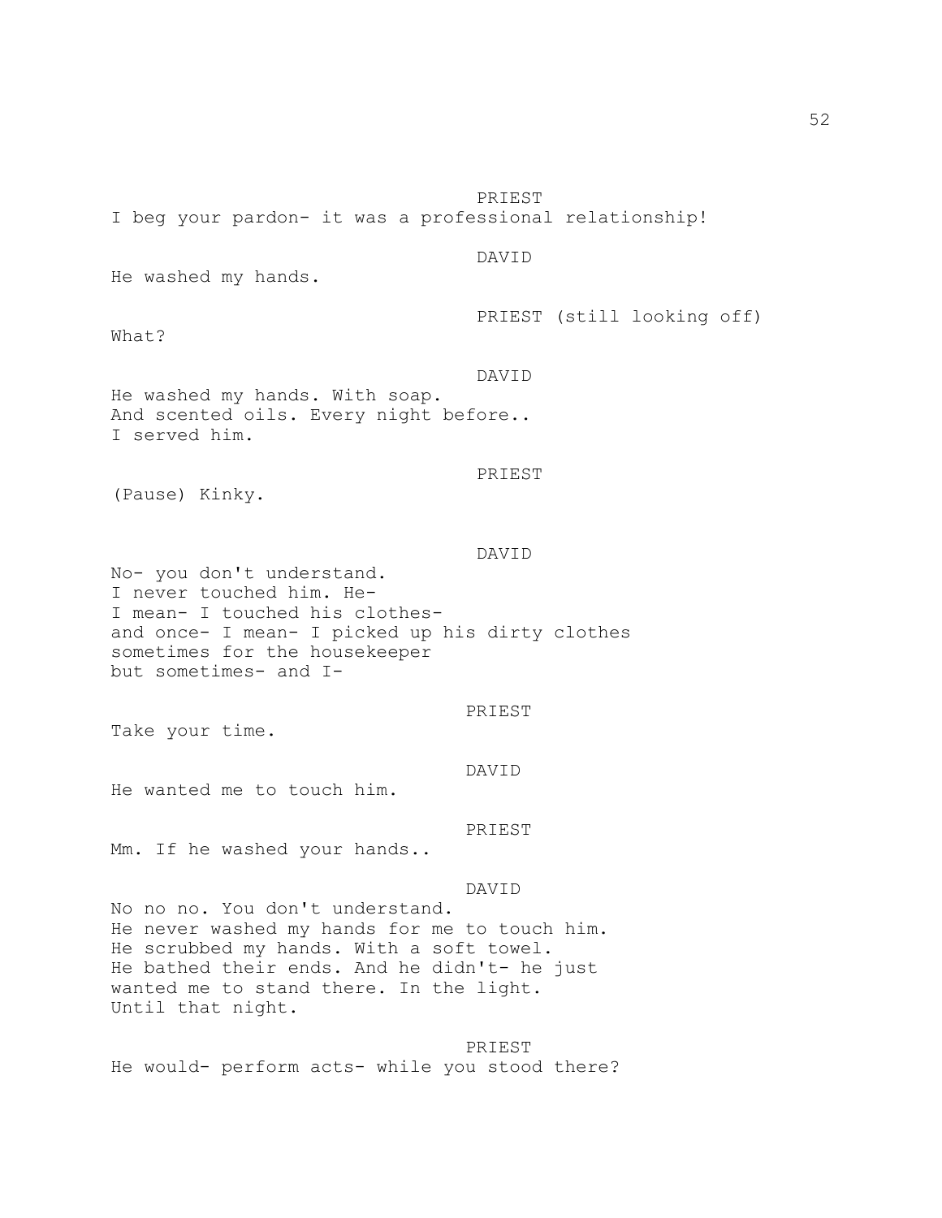PRIEST

I beg your pardon- it was a professional relationship!

DAVID

He washed my hands.

PRIEST (still looking off)

What?

DAVID

He washed my hands. With soap.
And scented oils. Every night before..
I served him.

PRIEST

(Pause) Kinky.

DAVID

No- you don't understand.
I never touched him. He-
I mean- I touched his clothes-
and once- I mean- I picked up his dirty clothes
sometimes for the housekeeper
but sometimes- and I-

PRIEST

Take your time.

DAVID

He wanted me to touch him.

PRIEST

Mm. If he washed your hands..

DAVID

No no no. You don't understand.
He never washed my hands for me to touch him.
He scrubbed my hands. With a soft towel.
He bathed their ends. And he didn't- he just
wanted me to stand there. In the light.
Until that night.

PRIEST

He would- perform acts- while you stood there?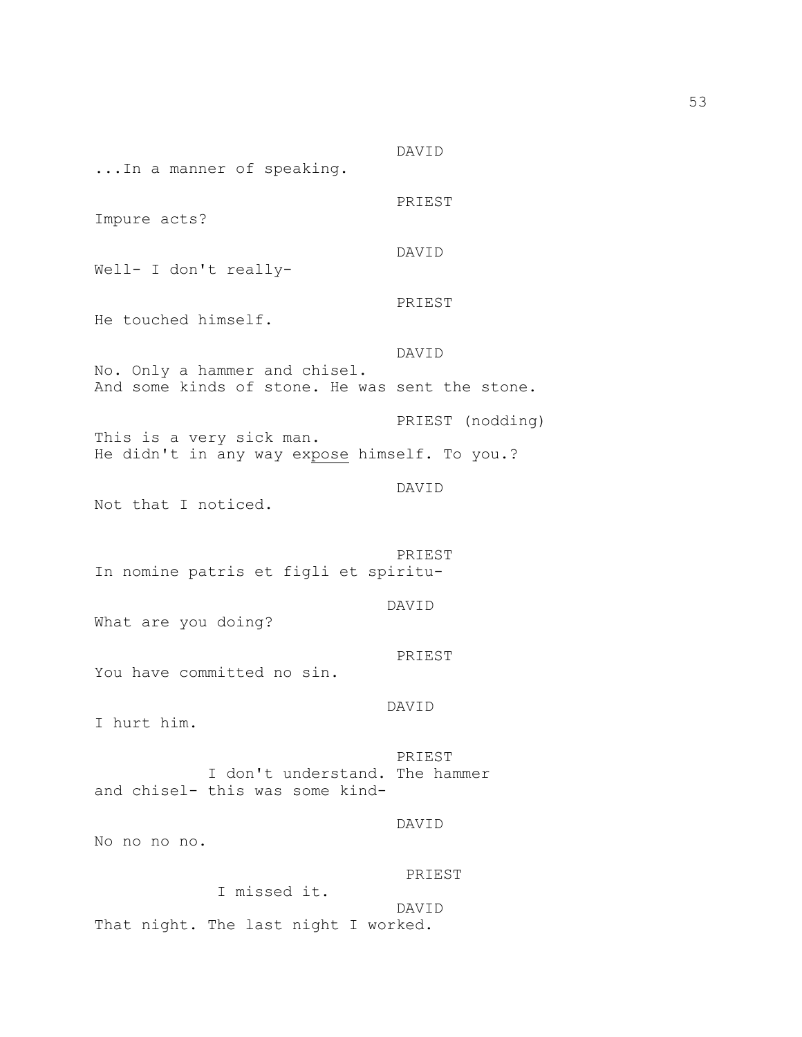DAVID

...In a manner of speaking.

PRIEST

Impure acts?

DAVID

Well- I don't really-

PRIEST

He touched himself.

DAVID

No. Only a hammer and chisel.
And some kinds of stone. He was sent the stone.

PRIEST (nodding)

This is a very sick man.
He didn't in any way ex<u>pose</u> himself. To you.?

DAVID

Not that I noticed.

PRIEST

In nomine patris et figli et spiritu-

DAVID

What are you doing?

PRIEST

You have committed no sin.

DAVID

I hurt him.

PRIEST

I don't understand. The hammer
and chisel- this was some kind-

DAVID

No no no no.

PRIEST

I missed it.

DAVID

That night. The last night I worked.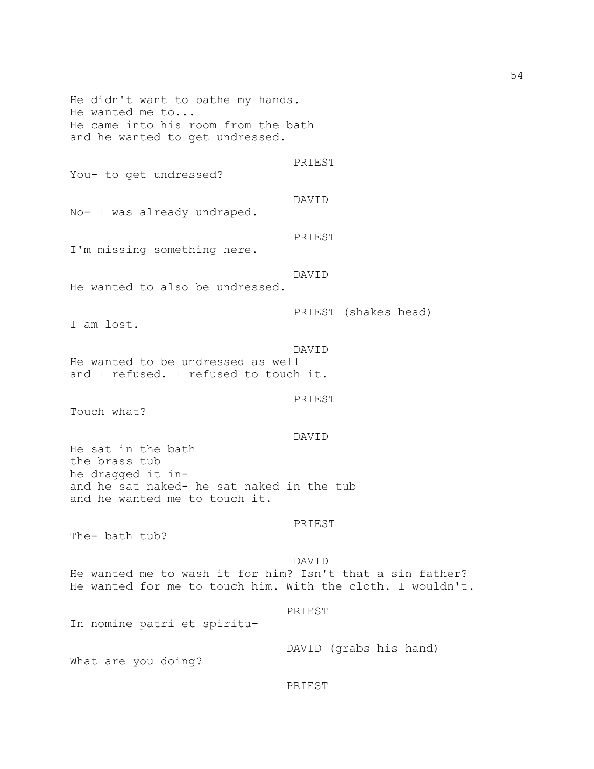He didn't want to bathe my hands.
He wanted me to...
He came into his room from the bath
and he wanted to get undressed.

PRIEST

You- to get undressed?

DAVID

No- I was already undraped.

PRIEST

I'm missing something here.

DAVID

He wanted to also be undressed.

PRIEST (shakes head)

I am lost.

DAVID

He wanted to be undressed as well
and I refused. I refused to touch it.

PRIEST

Touch what?

DAVID

He sat in the bath
the brass tub
he dragged it in-
and he sat naked- he sat naked in the tub
and he wanted me to touch it.

PRIEST

The- bath tub?

DAVID

He wanted me to wash it for him? Isn't that a sin father?
He wanted for me to touch him. With the cloth. I wouldn't.

PRIEST

In nomine patri et spiritu-

DAVID (grabs his hand)

What are you <u>doing</u>?

PRIEST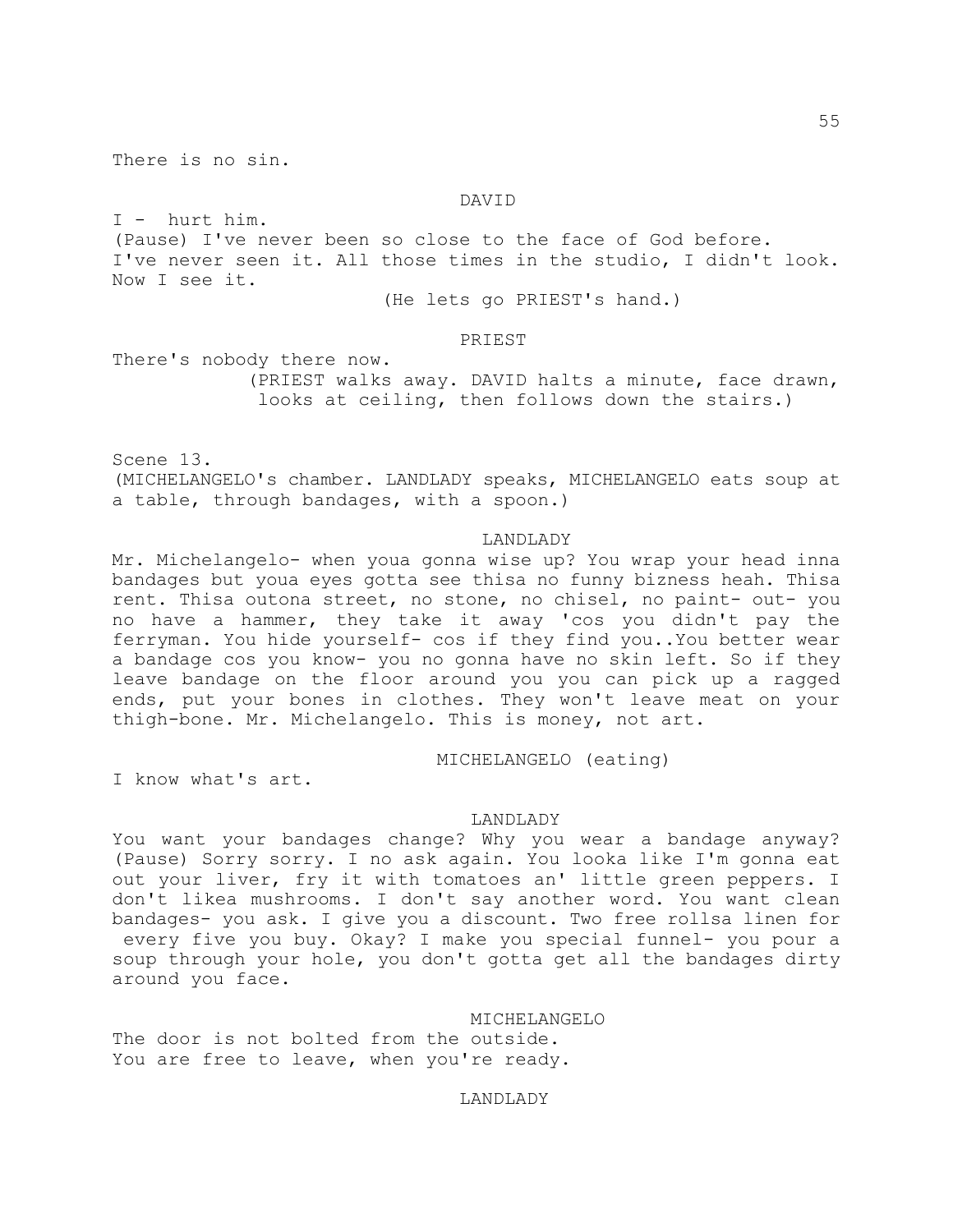There is no sin.

DAVID

I - hurt him.
(Pause) I've never been so close to the face of God before.
I've never seen it. All those times in the studio, I didn't look.
Now I see it.

(He lets go PRIEST's hand.)

PRIEST

There's nobody there now.

(PRIEST walks away. DAVID halts a minute, face drawn, looks at ceiling, then follows down the stairs.)

Scene 13.
(MICHELANGELO's chamber. LANDLADY speaks, MICHELANGELO eats soup at a table, through bandages, with a spoon.)

LANDLADY

Mr. Michelangelo- when youa gonna wise up? You wrap your head inna bandages but youa eyes gotta see thisa no funny bizness heah. Thisa rent. Thisa outona street, no stone, no chisel, no paint- out- you no have a hammer, they take it away 'cos you didn't pay the ferryman. You hide yourself- cos if they find you..You better wear a bandage cos you know- you no gonna have no skin left. So if they leave bandage on the floor around you you can pick up a ragged ends, put your bones in clothes. They won't leave meat on your thigh-bone. Mr. Michelangelo. This is money, not art.

MICHELANGELO (eating)

I know what's art.

LANDLADY

You want your bandages change? Why you wear a bandage anyway? (Pause) Sorry sorry. I no ask again. You looka like I'm gonna eat out your liver, fry it with tomatoes an' little green peppers. I don't likea mushrooms. I don't say another word. You want clean bandages- you ask. I give you a discount. Two free rollsa linen for every five you buy. Okay? I make you special funnel- you pour a soup through your hole, you don't gotta get all the bandages dirty around you face.

MICHELANGELO

The door is not bolted from the outside.
You are free to leave, when you're ready.

LANDLADY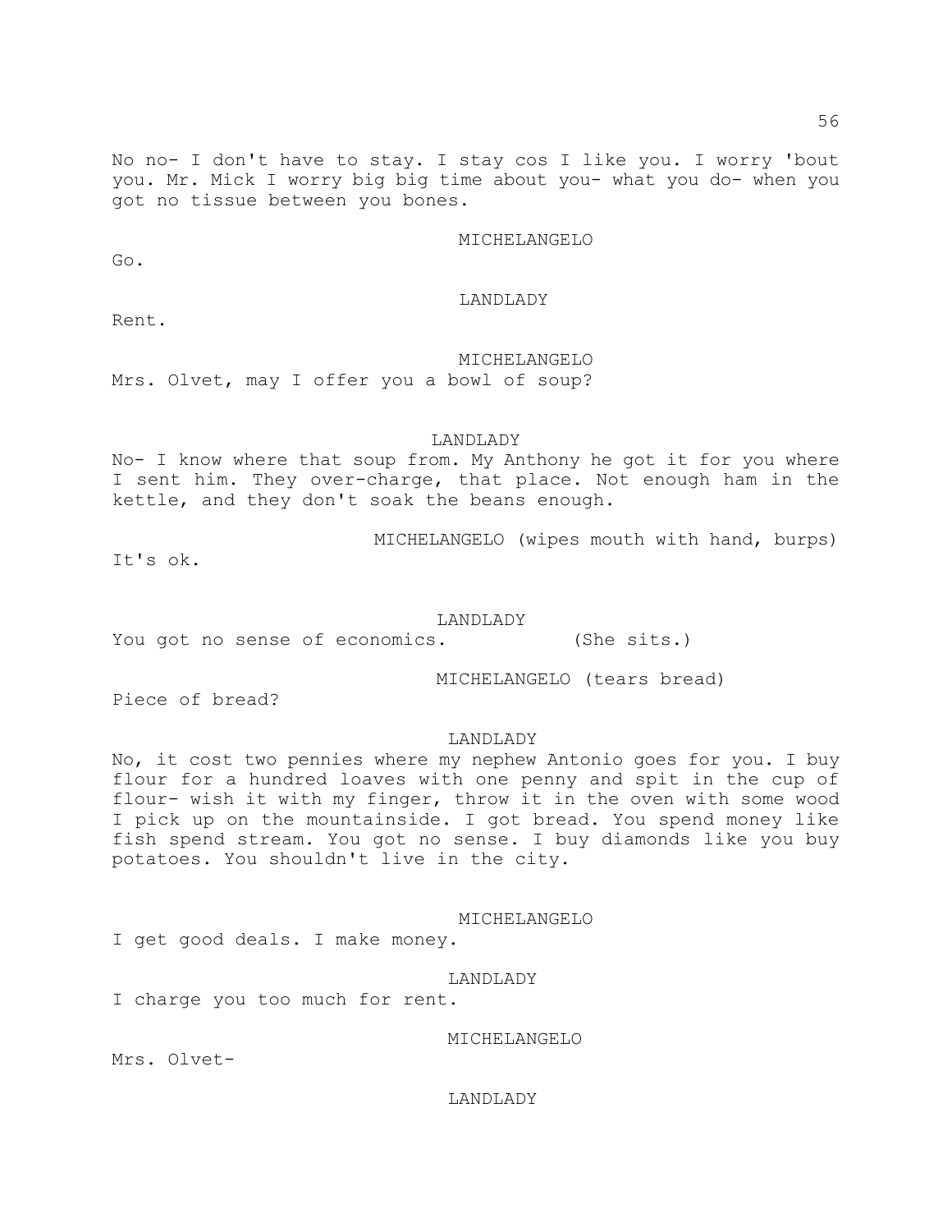No no- I don't have to stay. I stay cos I like you. I worry 'bout you. Mr. Mick I worry big big time about you- what you do- when you got no tissue between you bones.

MICHELANGELO

Go.

LANDLADY

Rent.

MICHELANGELO

Mrs. Olvet, may I offer you a bowl of soup?

LANDLADY

No- I know where that soup from. My Anthony he got it for you where I sent him. They over-charge, that place. Not enough ham in the kettle, and they don't soak the beans enough.

MICHELANGELO (wipes mouth with hand, burps)

It's ok.

LANDLADY

You got no sense of economics. (She sits.)

MICHELANGELO (tears bread)

Piece of bread?

LANDLADY

No, it cost two pennies where my nephew Antonio goes for you. I buy flour for a hundred loaves with one penny and spit in the cup of flour- wish it with my finger, throw it in the oven with some wood I pick up on the mountainside. I got bread. You spend money like fish spend stream. You got no sense. I buy diamonds like you buy potatoes. You shouldn't live in the city.

MICHELANGELO

I get good deals. I make money.

LANDLADY

I charge you too much for rent.

MICHELANGELO

Mrs. Olvet-

LANDLADY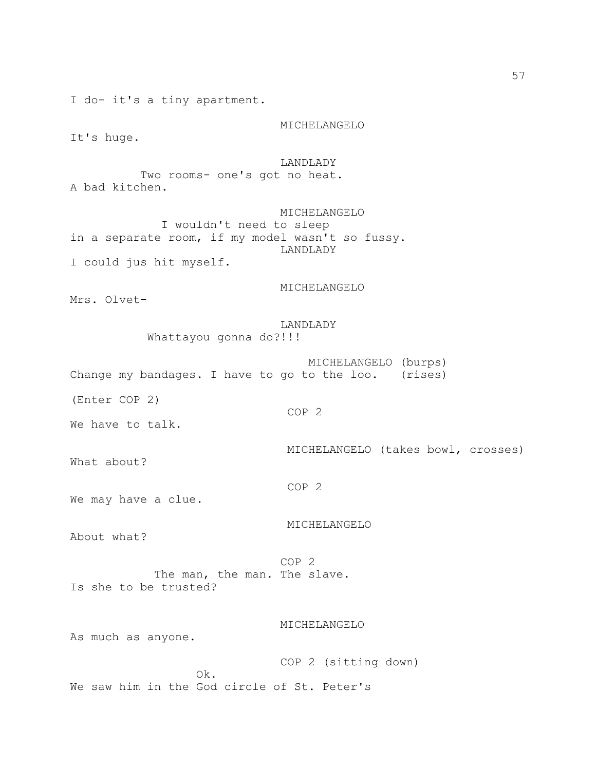I do- it's a tiny apartment.

MICHELANGELO

It's huge.

LANDLADY

Two rooms- one's got no heat.
A bad kitchen.

MICHELANGELO

I wouldn't need to sleep
in a separate room, if my model wasn't so fussy.

LANDLADY

I could jus hit myself.

MICHELANGELO

Mrs. Olvet-

LANDLADY

Whattayou gonna do?!!!

MICHELANGELO (burps)

Change my bandages. I have to go to the loo. (rises)

(Enter COP 2)

COP 2

We have to talk.

MICHELANGELO (takes bowl, crosses)

What about?

COP 2

We may have a clue.

MICHELANGELO

About what?

COP 2

The man, the man. The slave.
Is she to be trusted?

MICHELANGELO

As much as anyone.

COP 2 (sitting down)

Ok.
We saw him in the God circle of St. Peter's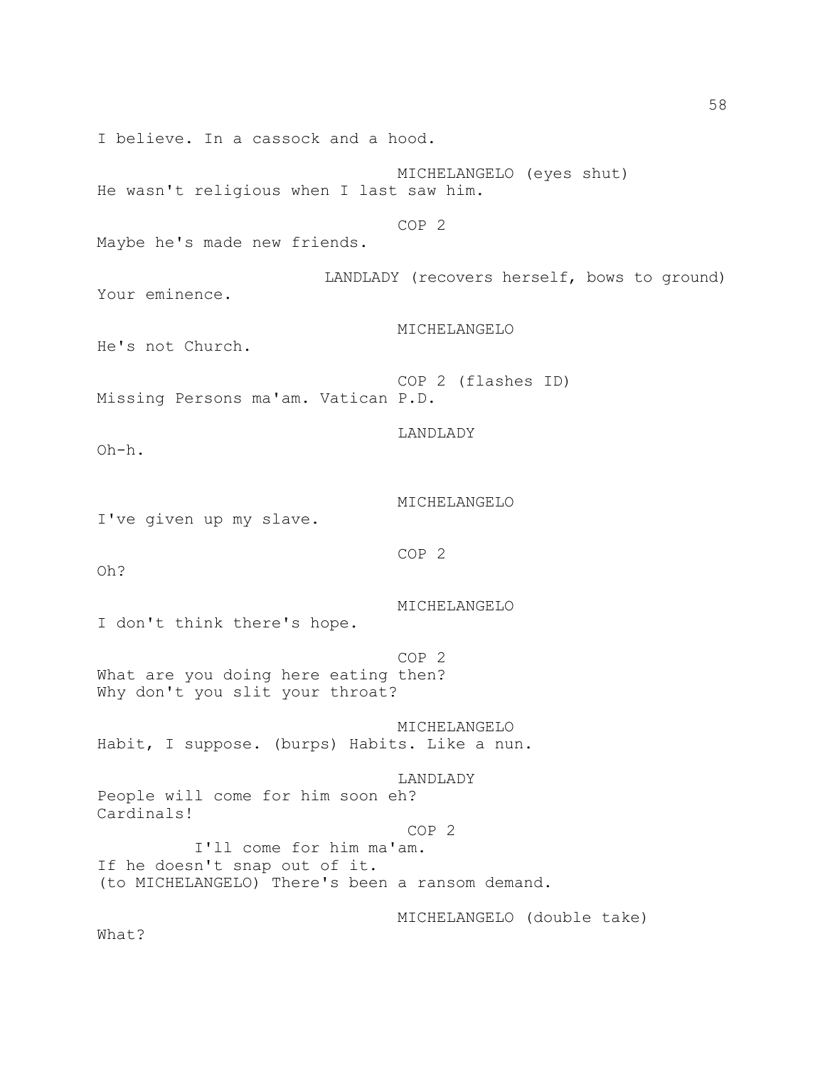I believe. In a cassock and a hood.

MICHELANGELO (eyes shut)
He wasn't religious when I last saw him.

COP 2
Maybe he's made new friends.

LANDLADY (recovers herself, bows to ground)
Your eminence.

MICHELANGELO
He's not Church.

COP 2 (flashes ID)
Missing Persons ma'am. Vatican P.D.

LANDLADY
Oh-h.

MICHELANGELO
I've given up my slave.

COP 2
Oh?

MICHELANGELO
I don't think there's hope.

COP 2
What are you doing here eating then?
Why don't you slit your throat?

MICHELANGELO
Habit, I suppose. (burps) Habits. Like a nun.

LANDLADY
People will come for him soon eh?
Cardinals!

COP 2
I'll come for him ma'am.
If he doesn't snap out of it.
(to MICHELANGELO) There's been a ransom demand.

MICHELANGELO (double take)
What?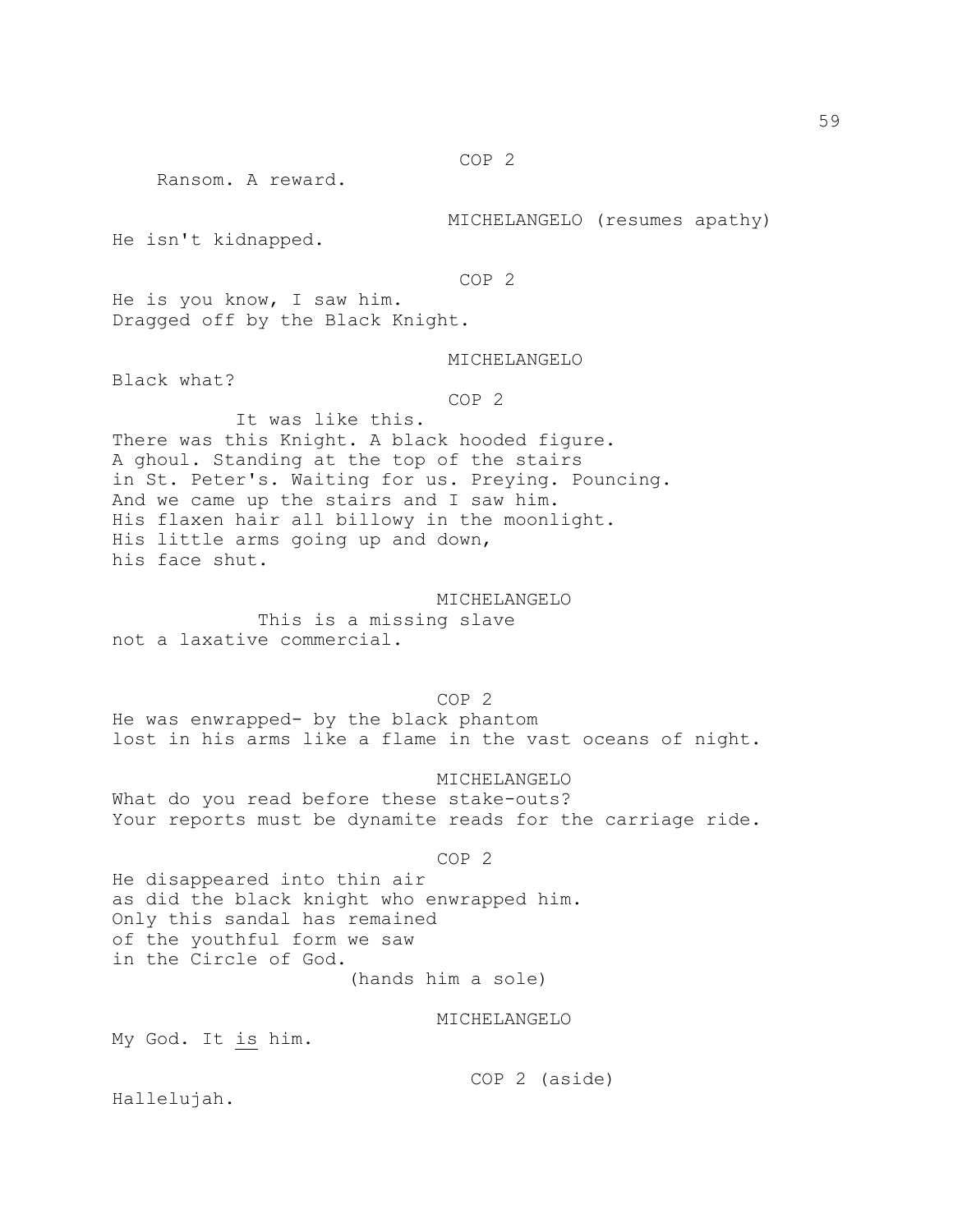COP 2

Ransom. A reward.

MICHELANGELO (resumes apathy)

He isn't kidnapped.

COP 2

He is you know, I saw him.
Dragged off by the Black Knight.

MICHELANGELO

Black what?

COP 2

It was like this.
There was this Knight. A black hooded figure.
A ghoul. Standing at the top of the stairs
in St. Peter's. Waiting for us. Preying. Pouncing.
And we came up the stairs and I saw him.
His flaxen hair all billowy in the moonlight.
His little arms going up and down,
his face shut.

MICHELANGELO

This is a missing slave
not a laxative commercial.

COP 2

He was enwrapped- by the black phantom
lost in his arms like a flame in the vast oceans of night.

MICHELANGELO

What do you read before these stake-outs?
Your reports must be dynamite reads for the carriage ride.

COP 2

He disappeared into thin air
as did the black knight who enwrapped him.
Only this sandal has remained
of the youthful form we saw
in the Circle of God.

(hands him a sole)

MICHELANGELO

My God. It _is_ him.

COP 2 (aside)

Hallelujah.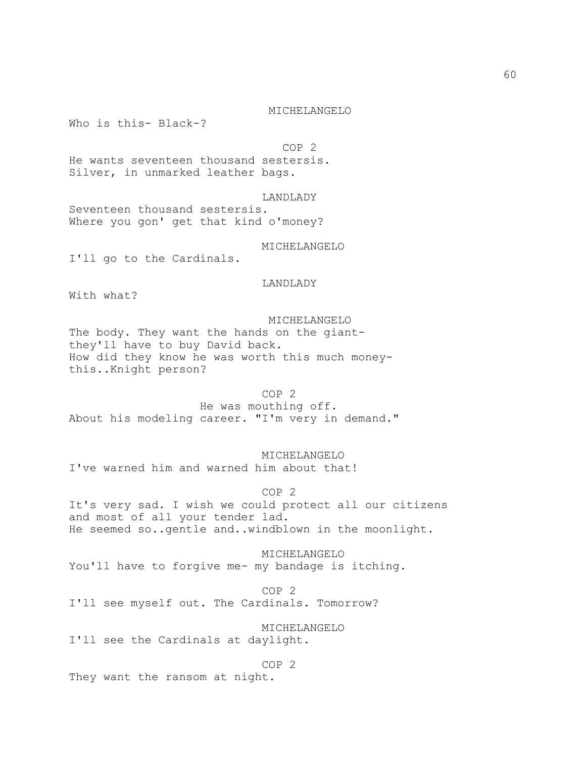MICHELANGELO

Who is this- Black-?

COP 2

He wants seventeen thousand sestersis.
Silver, in unmarked leather bags.

LANDLADY

Seventeen thousand sestersis.
Where you gon' get that kind o'money?

MICHELANGELO

I'll go to the Cardinals.

LANDLADY

With what?

MICHELANGELO

The body. They want the hands on the giant-
they'll have to buy David back.
How did they know he was worth this much money-
this..Knight person?

COP 2

He was mouthing off.
About his modeling career. "I'm very in demand."

MICHELANGELO

I've warned him and warned him about that!

COP 2

It's very sad. I wish we could protect all our citizens
and most of all your tender lad.
He seemed so..gentle and..windblown in the moonlight.

MICHELANGELO

You'll have to forgive me- my bandage is itching.

COP 2

I'll see myself out. The Cardinals. Tomorrow?

MICHELANGELO

I'll see the Cardinals at daylight.

COP 2

They want the ransom at night.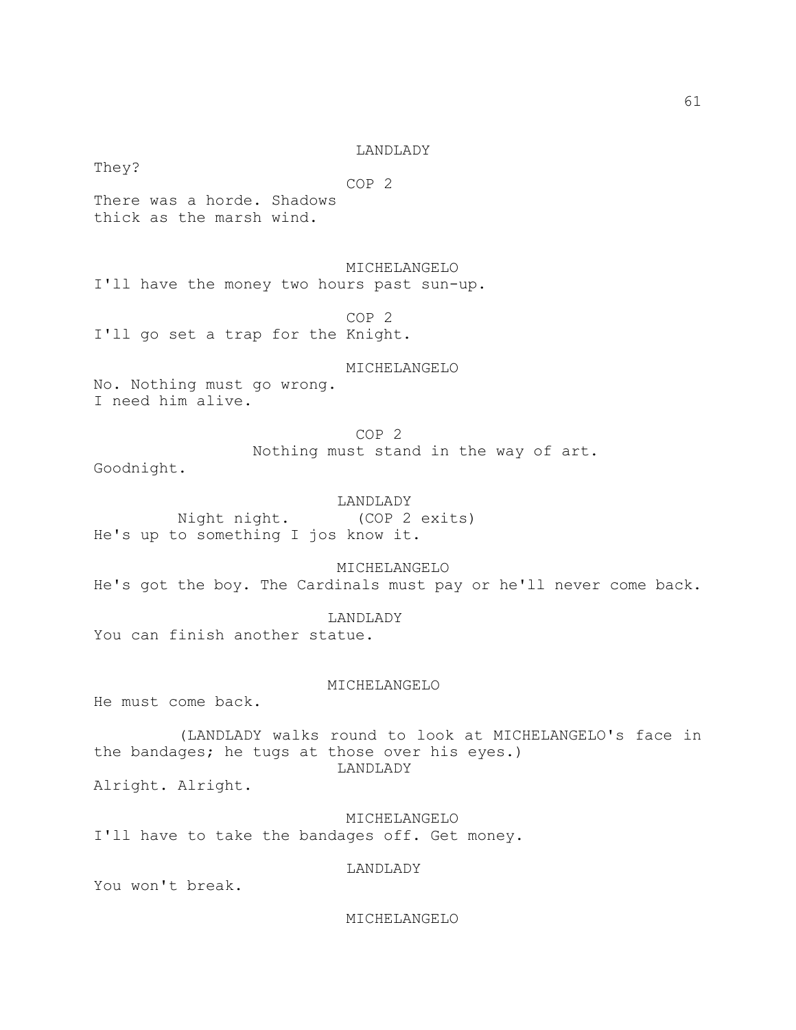LANDLADY

They?

COP 2

There was a horde. Shadows
thick as the marsh wind.

MICHELANGELO

I'll have the money two hours past sun-up.

COP 2

I'll go set a trap for the Knight.

MICHELANGELO

No. Nothing must go wrong.
I need him alive.

COP 2

Nothing must stand in the way of art.
Goodnight.

LANDLADY

Night night. (COP 2 exits)
He's up to something I jos know it.

MICHELANGELO

He's got the boy. The Cardinals must pay or he'll never come back.

LANDLADY

You can finish another statue.

MICHELANGELO

He must come back.

(LANDLADY walks round to look at MICHELANGELO's face in the bandages; he tugs at those over his eyes.)

LANDLADY

Alright. Alright.

MICHELANGELO

I'll have to take the bandages off. Get money.

LANDLADY

You won't break.

MICHELANGELO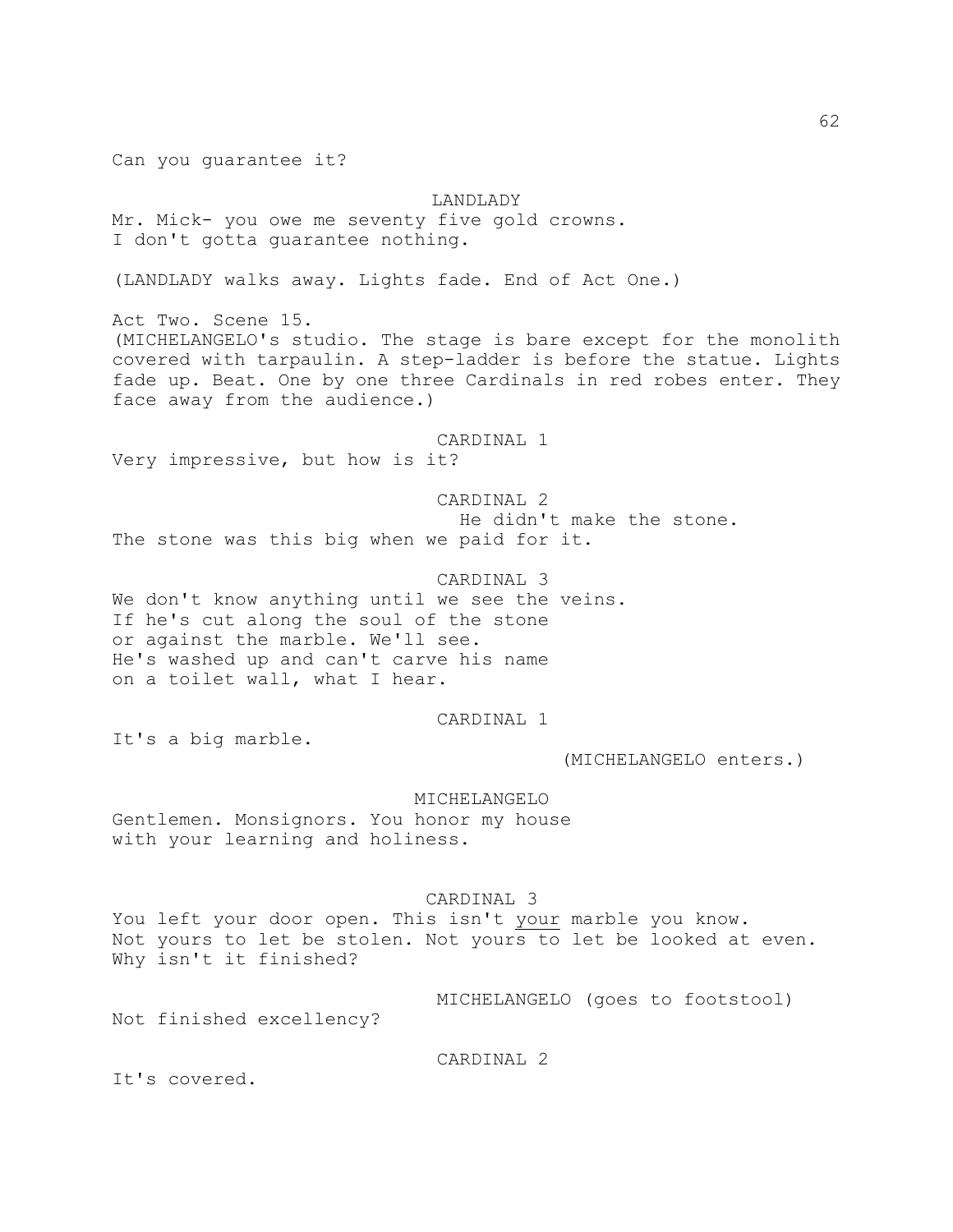Can you guarantee it?

LANDLADY

Mr. Mick- you owe me seventy five gold crowns.
I don't gotta guarantee nothing.

(LANDLADY walks away. Lights fade. End of Act One.)

Act Two. Scene 15.
(MICHELANGELO's studio. The stage is bare except for the monolith covered with tarpaulin. A step-ladder is before the statue. Lights fade up. Beat. One by one three Cardinals in red robes enter. They face away from the audience.)

CARDINAL 1

Very impressive, but how is it?

CARDINAL 2

He didn't make the stone.
The stone was this big when we paid for it.

CARDINAL 3

We don't know anything until we see the veins.
If he's cut along the soul of the stone
or against the marble. We'll see.
He's washed up and can't carve his name
on a toilet wall, what I hear.

CARDINAL 1

It's a big marble.

(MICHELANGELO enters.)

MICHELANGELO

Gentlemen. Monsignors. You honor my house
with your learning and holiness.

CARDINAL 3

You left your door open. This isn't <u>your</u> marble you know.
Not yours to let be stolen. Not yours to let be looked at even.
Why isn't it finished?

MICHELANGELO (goes to footstool)

Not finished excellency?

CARDINAL 2

It's covered.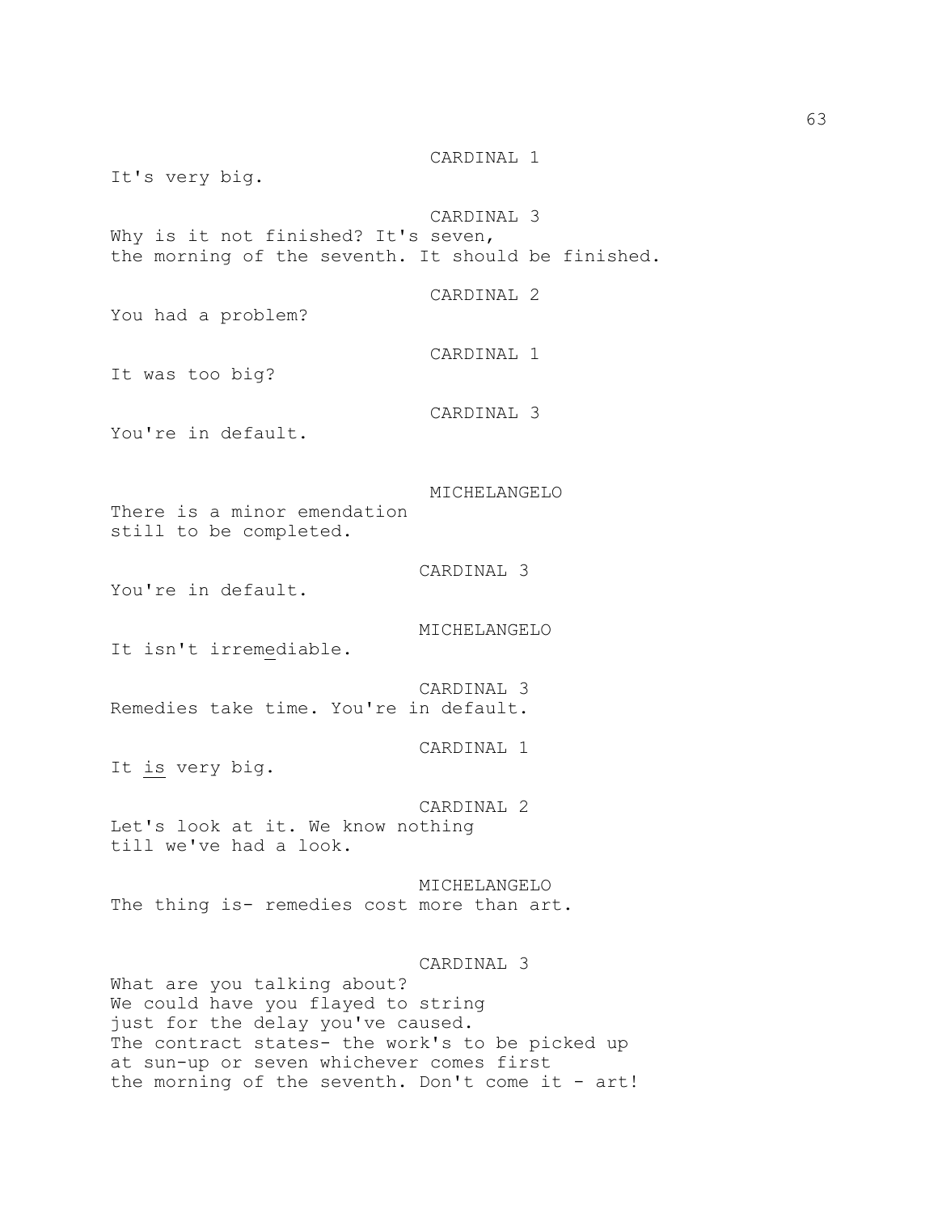CARDINAL 1

It's very big.

CARDINAL 3

Why is it not finished? It's seven,
the morning of the seventh. It should be finished.

CARDINAL 2

You had a problem?

CARDINAL 1

It was too big?

CARDINAL 3

You're in default.

MICHELANGELO

There is a minor emendation
still to be completed.

CARDINAL 3

You're in default.

MICHELANGELO

It isn't irre<u>me</u>diable.

CARDINAL 3

Remedies take time. You're in default.

CARDINAL 1

It <u>is</u> very big.

CARDINAL 2

Let's look at it. We know nothing
till we've had a look.

MICHELANGELO

The thing is- remedies cost more than art.

CARDINAL 3

What are you talking about?
We could have you flayed to string
just for the delay you've caused.
The contract states- the work's to be picked up
at sun-up or seven whichever comes first
the morning of the seventh. Don't come it - art!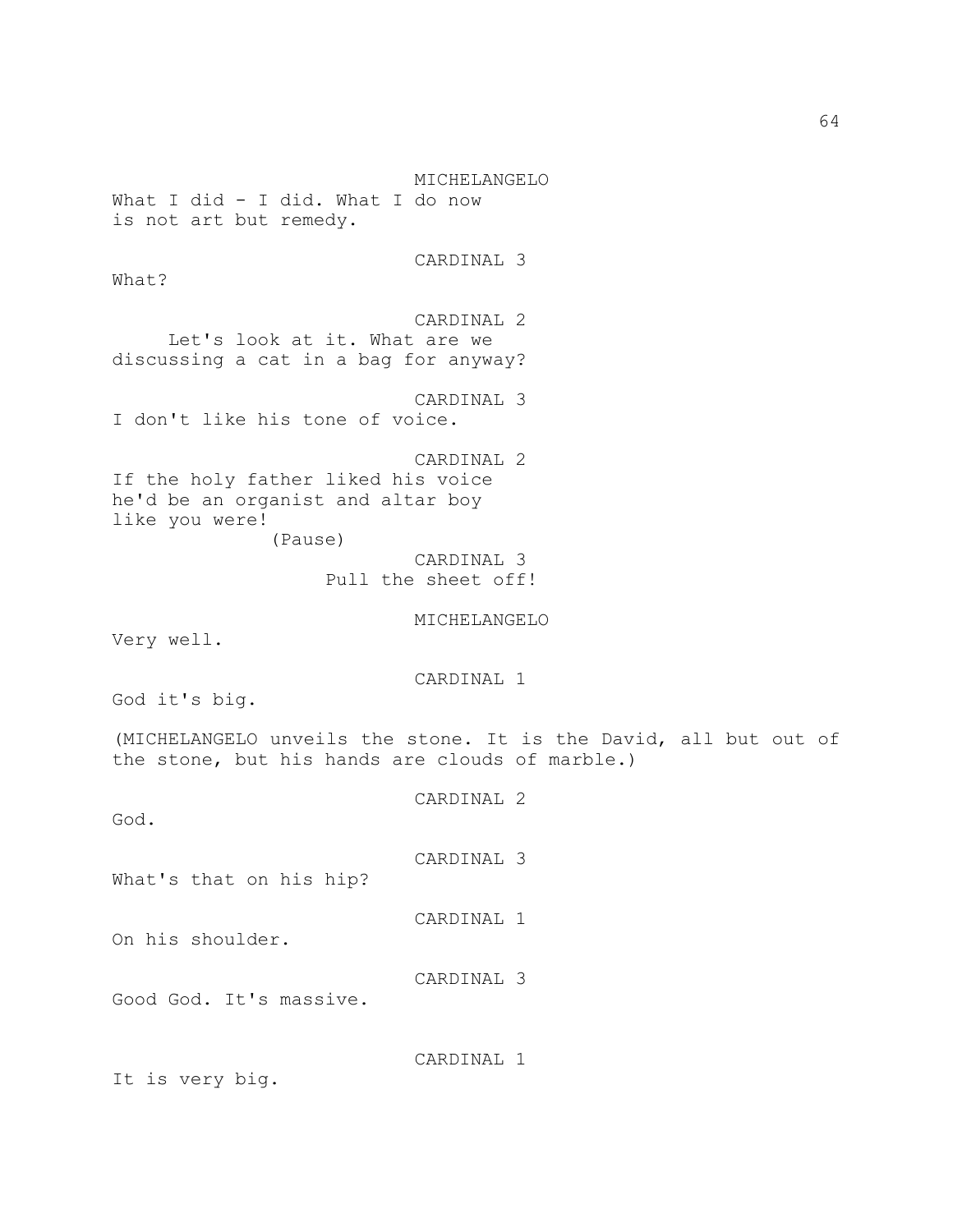MICHELANGELO

What I did - I did. What I do now is not art but remedy.

CARDINAL 3

What?

CARDINAL 2

Let's look at it. What are we discussing a cat in a bag for anyway?

CARDINAL 3

I don't like his tone of voice.

CARDINAL 2

If the holy father liked his voice he'd be an organist and altar boy like you were!

(Pause)

CARDINAL 3

Pull the sheet off!

MICHELANGELO

Very well.

CARDINAL 1

God it's big.

(MICHELANGELO unveils the stone. It is the David, all but out of the stone, but his hands are clouds of marble.)

CARDINAL 2

God.

CARDINAL 3

What's that on his hip?

CARDINAL 1

On his shoulder.

CARDINAL 3

Good God. It's massive.

CARDINAL 1

It is very big.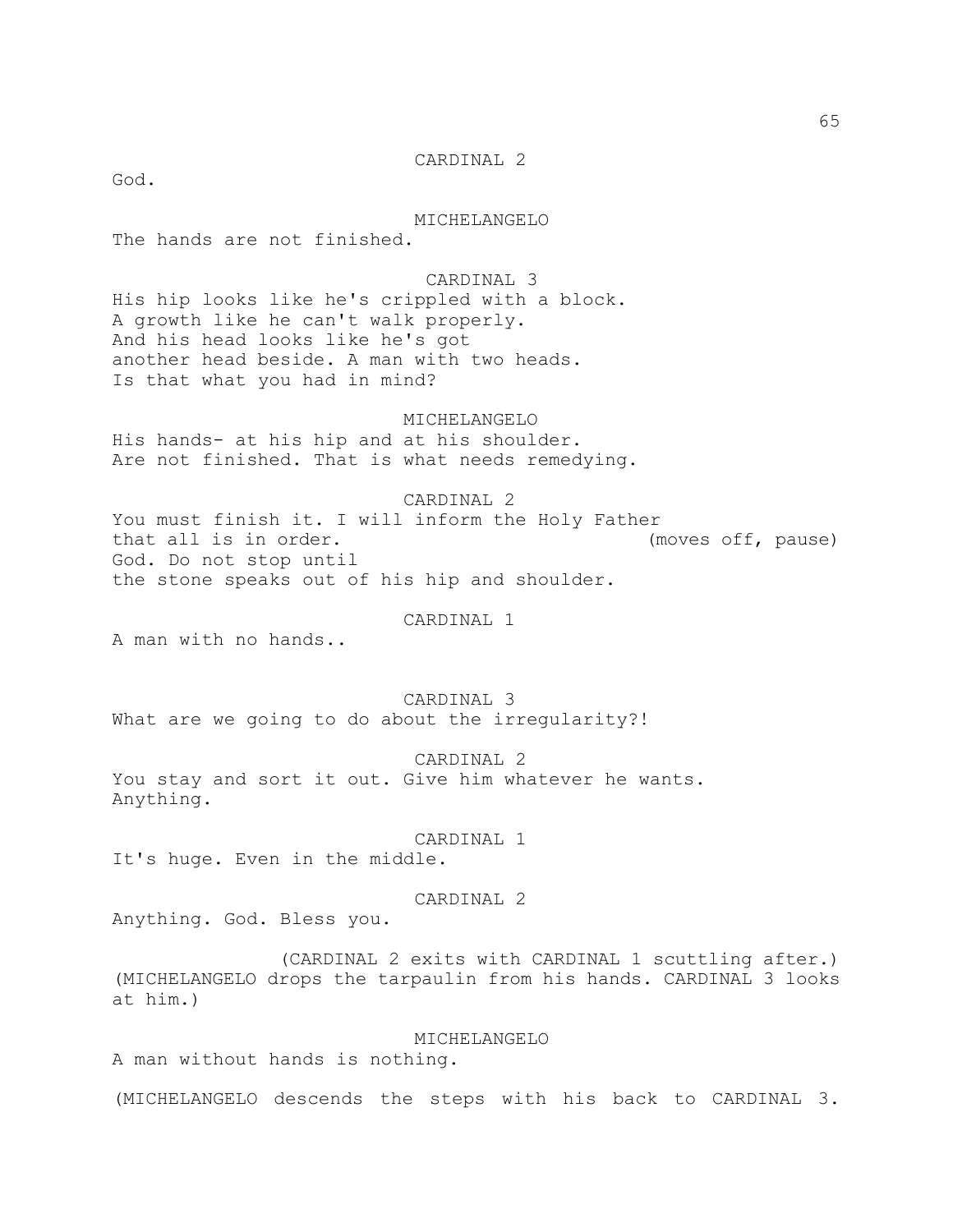CARDINAL 2

God.

MICHELANGELO

The hands are not finished.

CARDINAL 3

His hip looks like he's crippled with a block.
A growth like he can't walk properly.
And his head looks like he's got
another head beside. A man with two heads.
Is that what you had in mind?

MICHELANGELO

His hands- at his hip and at his shoulder.
Are not finished. That is what needs remedying.

CARDINAL 2

You must finish it. I will inform the Holy Father
that all is in order. (moves off, pause)
God. Do not stop until
the stone speaks out of his hip and shoulder.

CARDINAL 1

A man with no hands..

CARDINAL 3

What are we going to do about the irregularity?!

CARDINAL 2

You stay and sort it out. Give him whatever he wants.
Anything.

CARDINAL 1

It's huge. Even in the middle.

CARDINAL 2

Anything. God. Bless you.

(CARDINAL 2 exits with CARDINAL 1 scuttling after.)
(MICHELANGELO drops the tarpaulin from his hands. CARDINAL 3 looks at him.)

MICHELANGELO

A man without hands is nothing.

(MICHELANGELO descends the steps with his back to CARDINAL 3.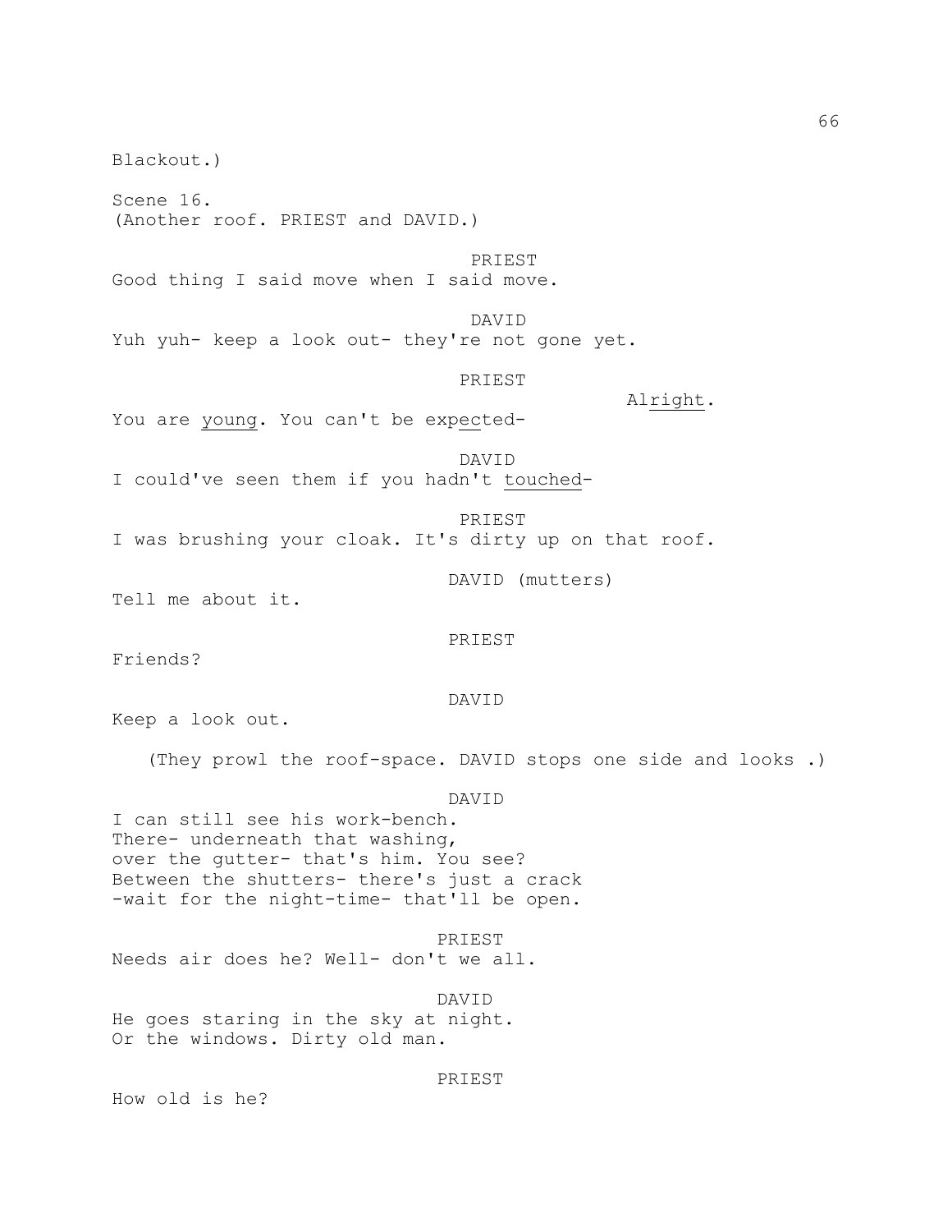Blackout.)

Scene 16.
(Another roof. PRIEST and DAVID.)

PRIEST
Good thing I said move when I said move.

DAVID
Yuh yuh- keep a look out- they're not gone yet.

PRIEST
Al<u>right</u>.
You are <u>young</u>. You can't be exp<u>ec</u>ted-

DAVID
I could've seen them if you hadn't <u>touched</u>-

PRIEST
I was brushing your cloak. It's dirty up on that roof.

DAVID (mutters)
Tell me about it.

PRIEST
Friends?

DAVID
Keep a look out.

(They prowl the roof-space. DAVID stops one side and looks .)

DAVID
I can still see his work-bench.
There- underneath that washing,
over the gutter- that's him. You see?
Between the shutters- there's just a crack
-wait for the night-time- that'll be open.

PRIEST
Needs air does he? Well- don't we all.

DAVID
He goes staring in the sky at night.
Or the windows. Dirty old man.

PRIEST
How old is he?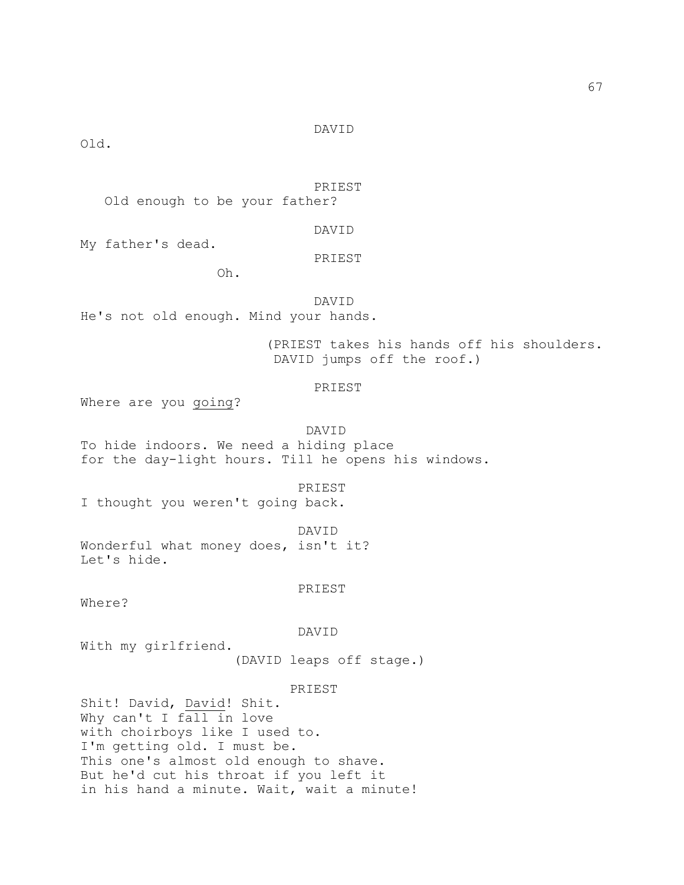DAVID

Old.

PRIEST

Old enough to be your father?

DAVID

My father's dead.

PRIEST

Oh.

DAVID

He's not old enough. Mind your hands.

(PRIEST takes his hands off his shoulders. DAVID jumps off the roof.)

PRIEST

Where are you <u>going</u>?

DAVID

To hide indoors. We need a hiding place
for the day-light hours. Till he opens his windows.

PRIEST

I thought you weren't going back.

DAVID

Wonderful what money does, isn't it?
Let's hide.

PRIEST

Where?

DAVID

With my girlfriend.

(DAVID leaps off stage.)

PRIEST

Shit! David, <u>David</u>! Shit.
Why can't I fall in love
with choirboys like I used to.
I'm getting old. I must be.
This one's almost old enough to shave.
But he'd cut his throat if you left it
in his hand a minute. Wait, wait a minute!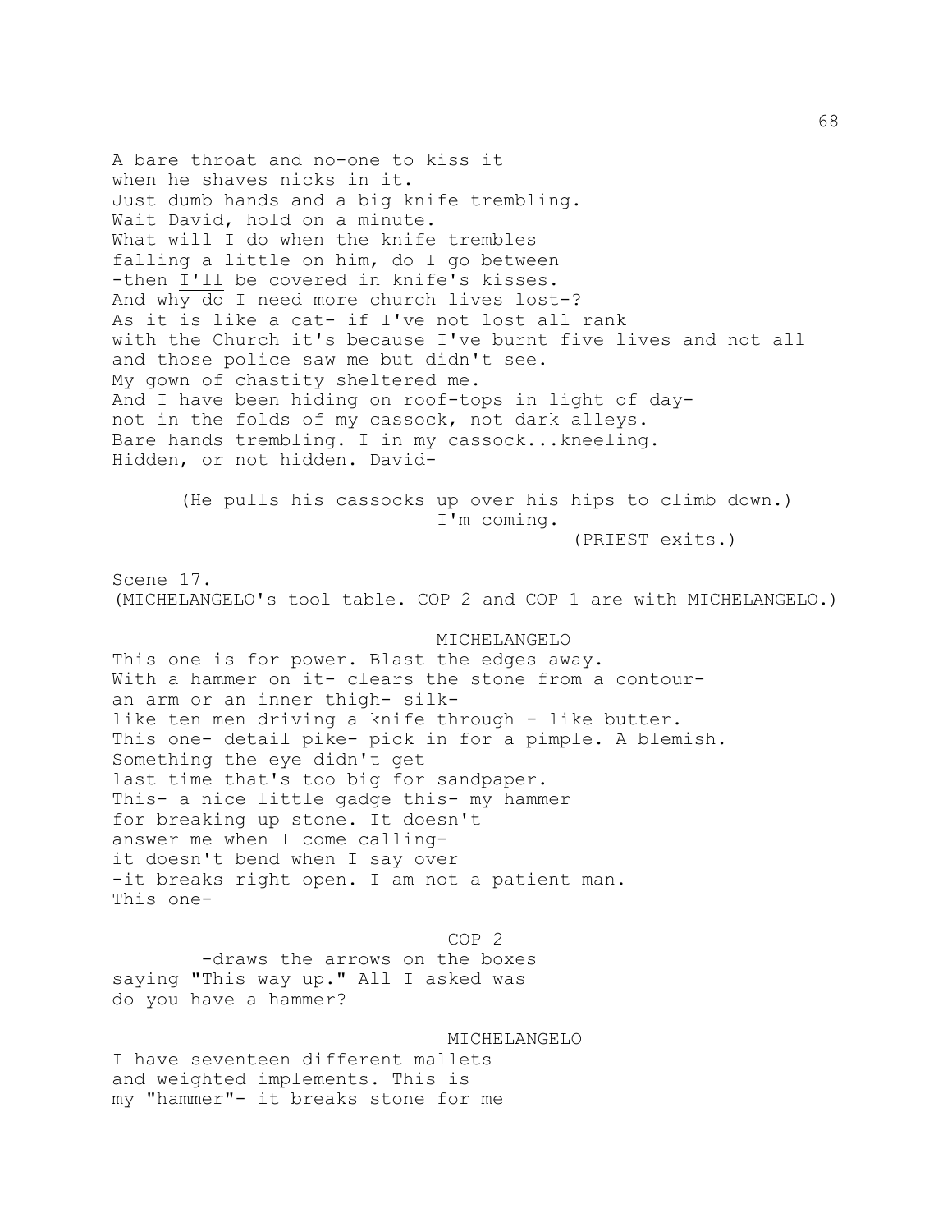A bare throat and no-one to kiss it
when he shaves nicks in it.
Just dumb hands and a big knife trembling.
Wait David, hold on a minute.
What will I do when the knife trembles
falling a little on him, do I go between
-then <u>I'll</u> be covered in knife's kisses.
And why do I need more church lives lost-?
As it is like a cat- if I've not lost all rank
with the Church it's because I've burnt five lives and not all
and those police saw me but didn't see.
My gown of chastity sheltered me.
And I have been hiding on roof-tops in light of day-
not in the folds of my cassock, not dark alleys.
Bare hands trembling. I in my cassock...kneeling.
Hidden, or not hidden. David-

(He pulls his cassocks up over his hips to climb down.)

I'm coming.

(PRIEST exits.)

Scene 17.

(MICHELANGELO's tool table. COP 2 and COP 1 are with MICHELANGELO.)

MICHELANGELO

This one is for power. Blast the edges away.
With a hammer on it- clears the stone from a contour-
an arm or an inner thigh- silk-
like ten men driving a knife through - like butter.
This one- detail pike- pick in for a pimple. A blemish.
Something the eye didn't get
last time that's too big for sandpaper.
This- a nice little gadge this- my hammer
for breaking up stone. It doesn't
answer me when I come calling-
it doesn't bend when I say over
-it breaks right open. I am not a patient man.
This one-

COP 2

-draws the arrows on the boxes
saying "This way up." All I asked was
do you have a hammer?

MICHELANGELO

I have seventeen different mallets
and weighted implements. This is
my "hammer"- it breaks stone for me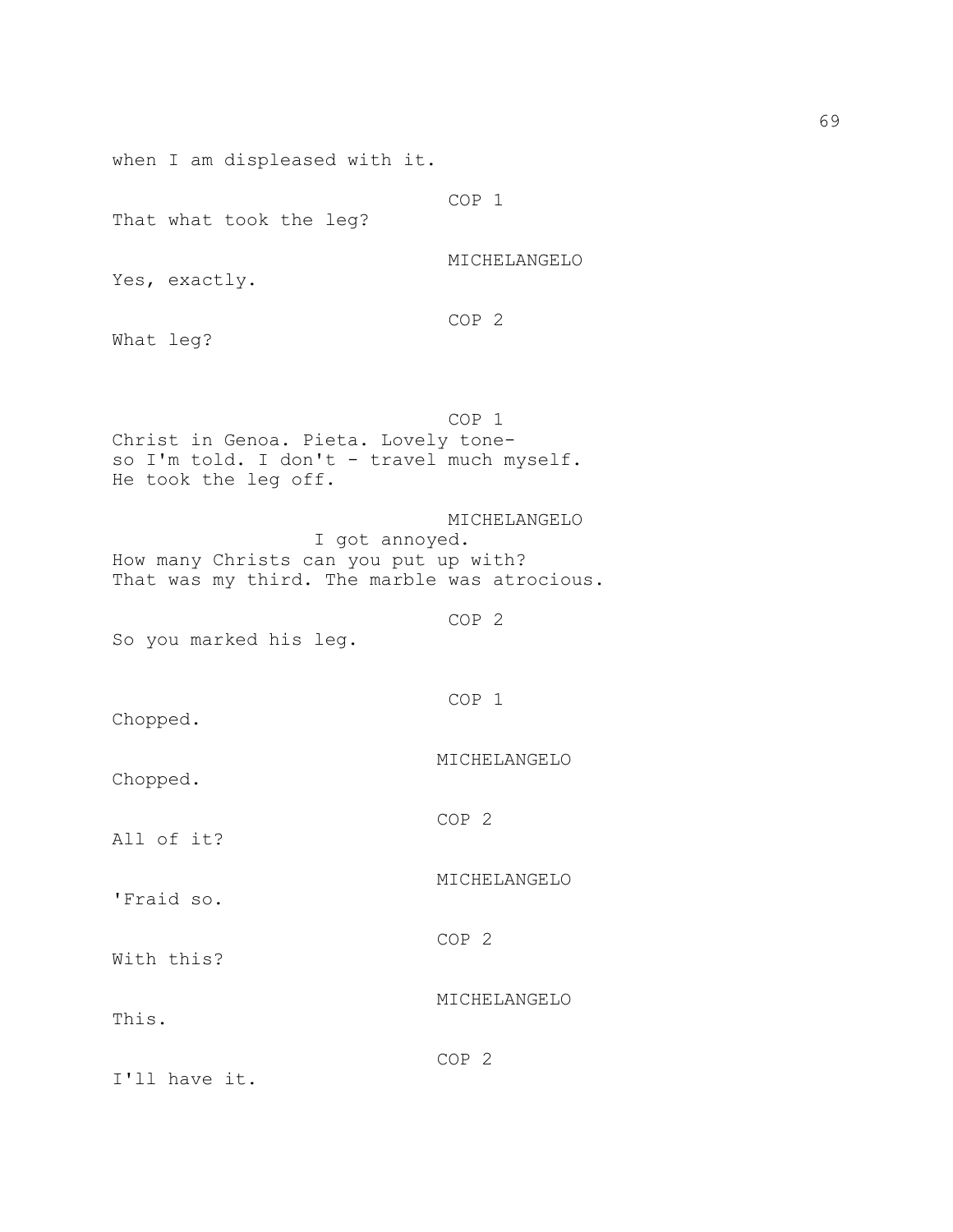when I am displeased with it.

COP 1

That what took the leg?

MICHELANGELO

Yes, exactly.

COP 2

What leg?

COP 1

Christ in Genoa. Pieta. Lovely tone-
so I'm told. I don't - travel much myself.
He took the leg off.

MICHELANGELO

I got annoyed.

How many Christs can you put up with?
That was my third. The marble was atrocious.

COP 2

So you marked his leg.

COP 1

Chopped.

MICHELANGELO

Chopped.

COP 2

All of it?

MICHELANGELO

'Fraid so.

COP 2

With this?

MICHELANGELO

This.

COP 2

I'll have it.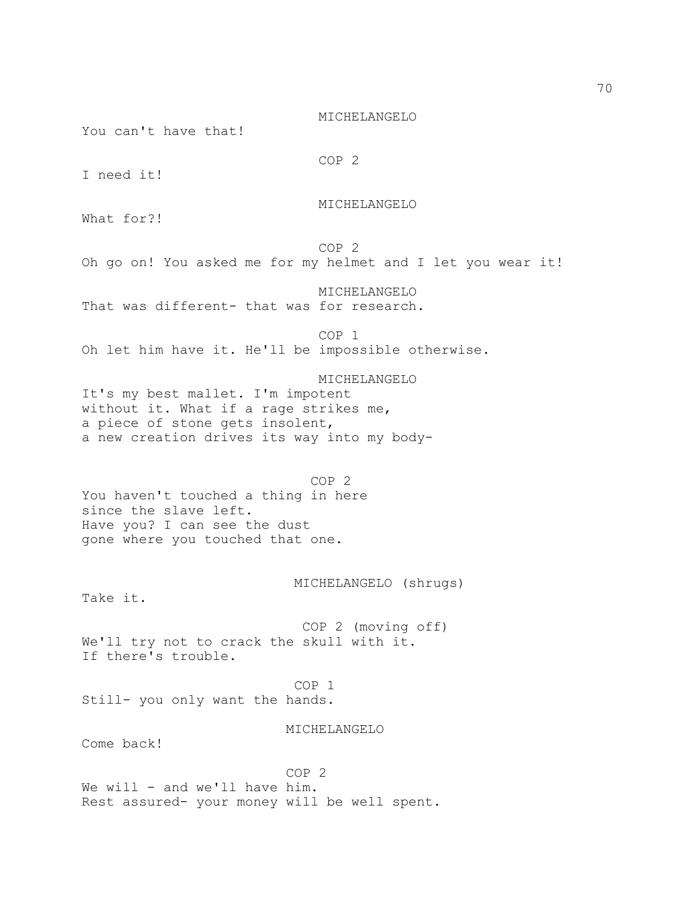MICHELANGELO

You can't have that!

COP 2

I need it!

MICHELANGELO

What for?!

COP 2

Oh go on! You asked me for my helmet and I let you wear it!

MICHELANGELO

That was different- that was for research.

COP 1

Oh let him have it. He'll be impossible otherwise.

MICHELANGELO

It's my best mallet. I'm impotent
without it. What if a rage strikes me,
a piece of stone gets insolent,
a new creation drives its way into my body-

COP 2

You haven't touched a thing in here
since the slave left.
Have you? I can see the dust
gone where you touched that one.

MICHELANGELO (shrugs)

Take it.

COP 2 (moving off)

We'll try not to crack the skull with it.
If there's trouble.

COP 1

Still- you only want the hands.

MICHELANGELO

Come back!

COP 2

We will - and we'll have him.
Rest assured- your money will be well spent.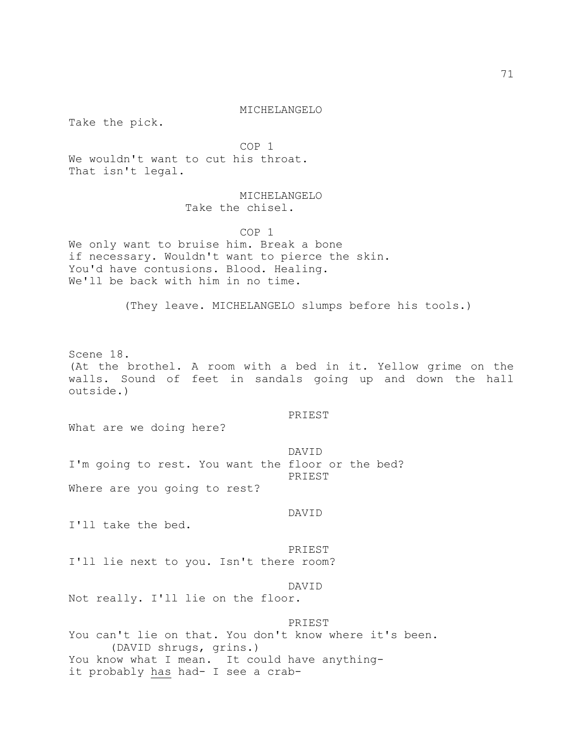MICHELANGELO

Take the pick.

COP 1

We wouldn't want to cut his throat.
That isn't legal.

MICHELANGELO

Take the chisel.

COP 1

We only want to bruise him. Break a bone
if necessary. Wouldn't want to pierce the skin.
You'd have contusions. Blood. Healing.
We'll be back with him in no time.

(They leave. MICHELANGELO slumps before his tools.)

Scene 18.
(At the brothel. A room with a bed in it. Yellow grime on the walls. Sound of feet in sandals going up and down the hall outside.)

PRIEST

What are we doing here?

DAVID

I'm going to rest. You want the floor or the bed?

PRIEST

Where are you going to rest?

DAVID

I'll take the bed.

PRIEST

I'll lie next to you. Isn't there room?

DAVID

Not really. I'll lie on the floor.

PRIEST

You can't lie on that. You don't know where it's been.
(DAVID shrugs, grins.)
You know what I mean. It could have anything-
it probably <u>has</u> had- I see a crab-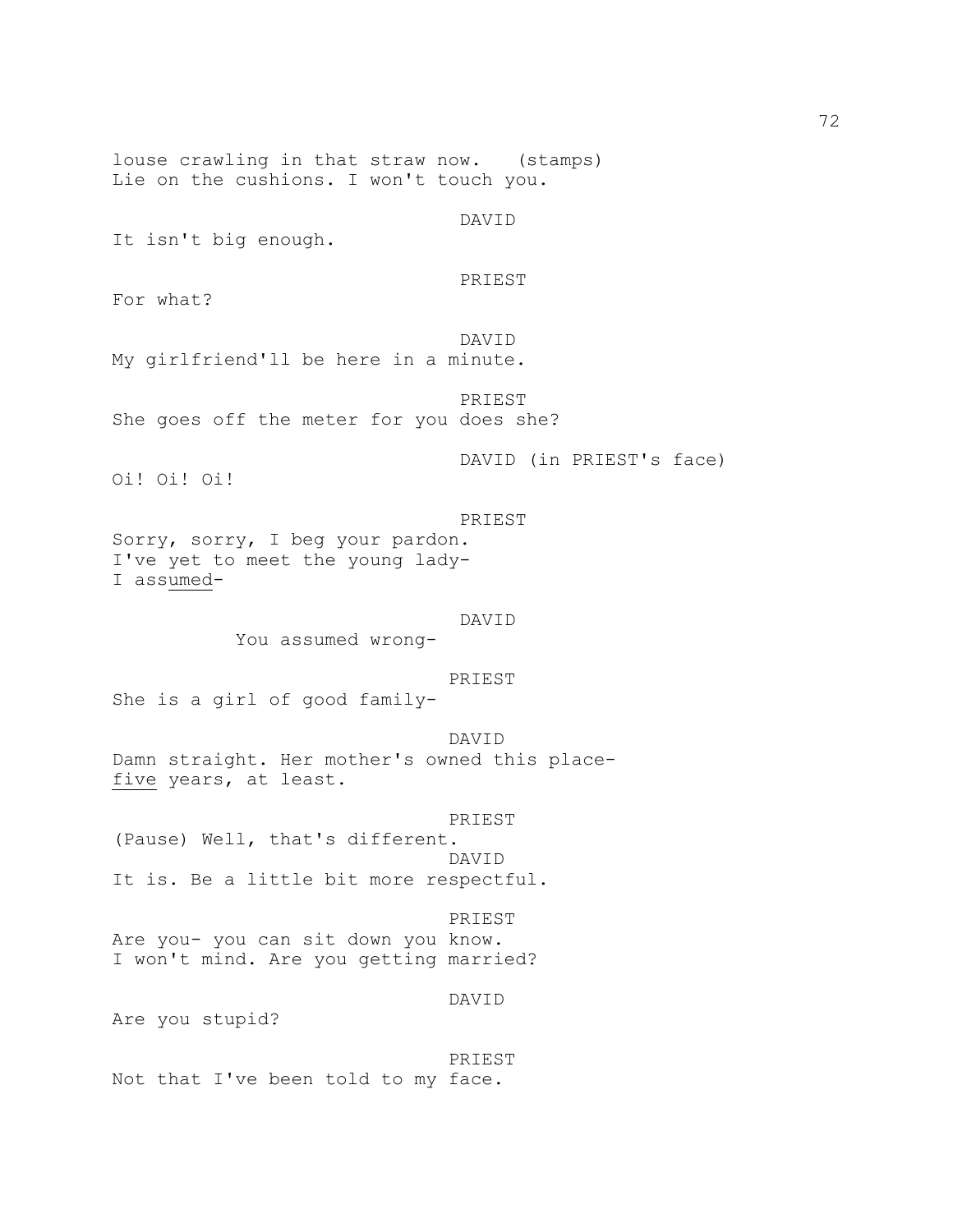louse crawling in that straw now. (stamps)
Lie on the cushions. I won't touch you.

DAVID

It isn't big enough.

PRIEST

For what?

DAVID

My girlfriend'll be here in a minute.

PRIEST

She goes off the meter for you does she?

DAVID (in PRIEST's face)

Oi! Oi! Oi!

PRIEST

Sorry, sorry, I beg your pardon.
I've yet to meet the young lady-
I ass<u>umed</u>-

DAVID

You assumed wrong-

PRIEST

She is a girl of good family-

DAVID

Damn straight. Her mother's owned this place-
<u>five</u> years, at least.

PRIEST

(Pause) Well, that's different.

DAVID

It is. Be a little bit more respectful.

PRIEST

Are you- you can sit down you know.
I won't mind. Are you getting married?

DAVID

Are you stupid?

PRIEST

Not that I've been told to my face.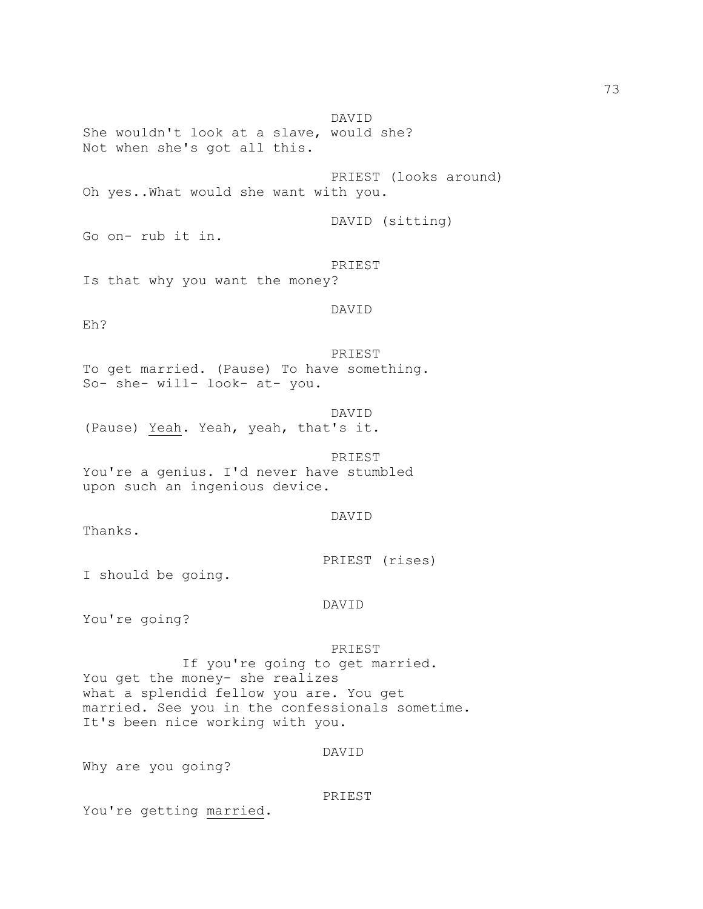DAVID

She wouldn't look at a slave, would she?
Not when she's got all this.

PRIEST (looks around)

Oh yes..What would she want with you.

DAVID (sitting)

Go on- rub it in.

PRIEST

Is that why you want the money?

DAVID

Eh?

PRIEST

To get married. (Pause) To have something.
So- she- will- look- at- you.

DAVID

(Pause) Yeah. Yeah, yeah, that's it.

PRIEST

You're a genius. I'd never have stumbled
upon such an ingenious device.

DAVID

Thanks.

PRIEST (rises)

I should be going.

DAVID

You're going?

PRIEST

If you're going to get married.
You get the money- she realizes
what a splendid fellow you are. You get
married. See you in the confessionals sometime.
It's been nice working with you.

DAVID

Why are you going?

PRIEST

You're getting married.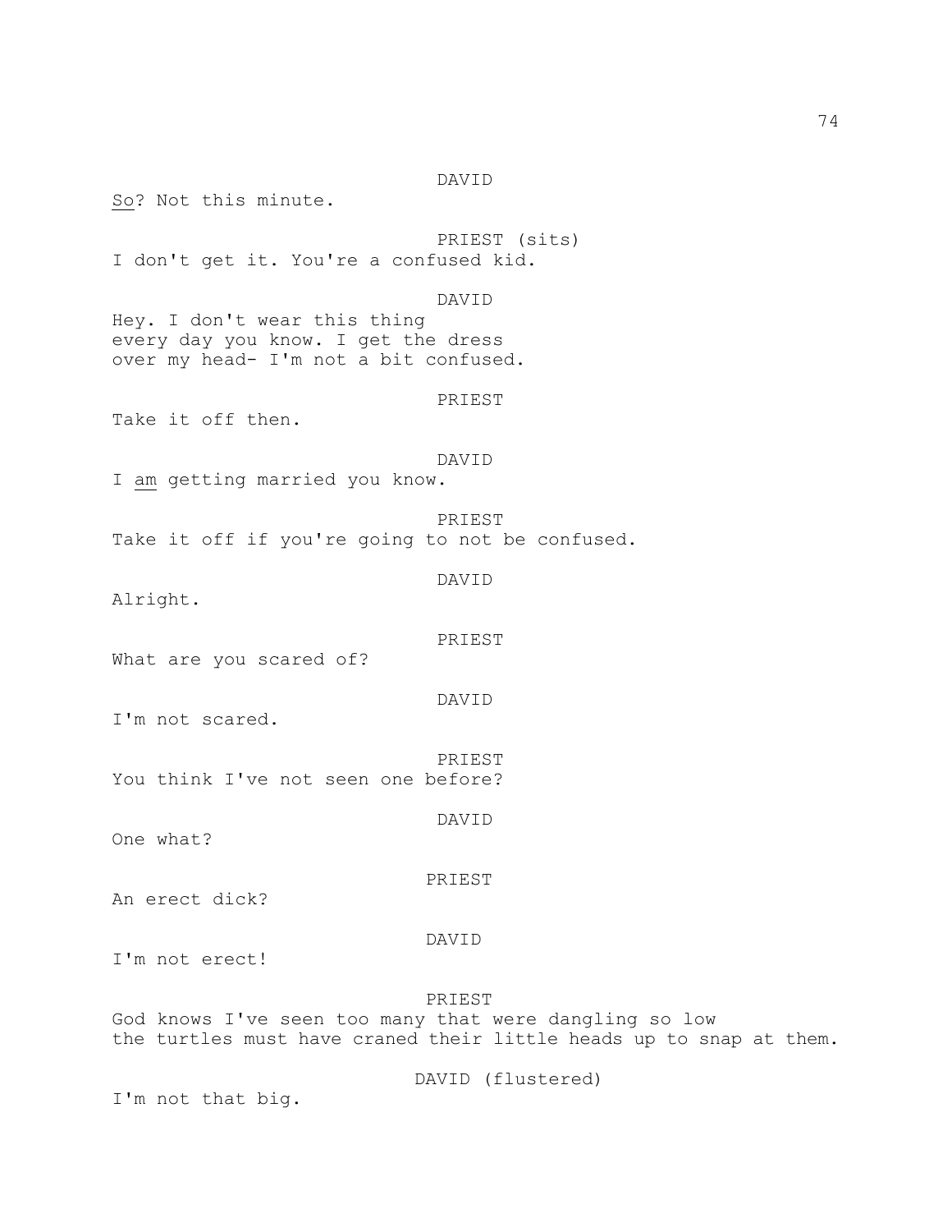DAVID

<u>So</u>? Not this minute.

PRIEST (sits)

I don't get it. You're a confused kid.

DAVID

Hey. I don't wear this thing
every day you know. I get the dress
over my head- I'm not a bit confused.

PRIEST

Take it off then.

DAVID

I <u>am</u> getting married you know.

PRIEST

Take it off if you're going to not be confused.

DAVID

Alright.

PRIEST

What are you scared of?

DAVID

I'm not scared.

PRIEST

You think I've not seen one before?

DAVID

One what?

PRIEST

An erect dick?

DAVID

I'm not erect!

PRIEST

God knows I've seen too many that were dangling so low
the turtles must have craned their little heads up to snap at them.

DAVID (flustered)

I'm not that big.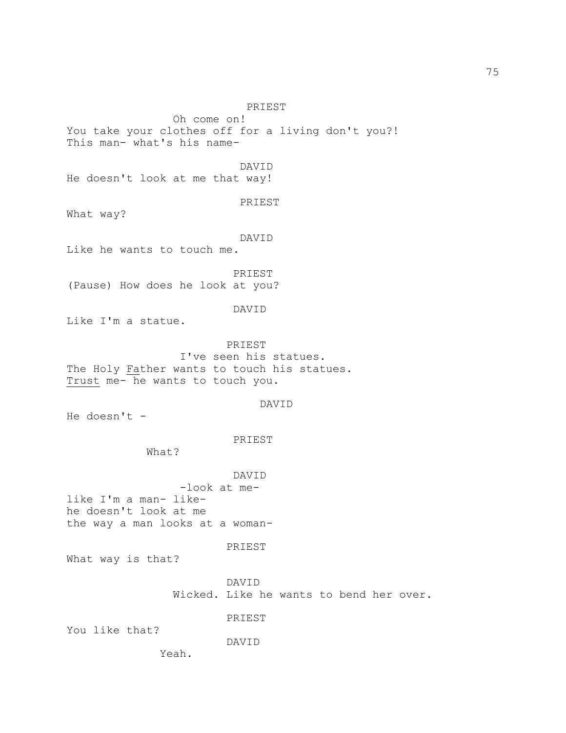PRIEST

Oh come on!
You take your clothes off for a living don't you?!
This man- what's his name-

DAVID

He doesn't look at me that way!

PRIEST

What way?

DAVID

Like he wants to touch me.

PRIEST

(Pause) How does he look at you?

DAVID

Like I'm a statue.

PRIEST

I've seen his statues.
The Holy <u>Fa</u>ther wants to touch his statues.
<u>Trust</u> me- he wants to touch you.

DAVID

He doesn't -

PRIEST

What?

DAVID

-look at me-
like I'm a man- like-
he doesn't look at me
the way a man looks at a woman-

PRIEST

What way is that?

DAVID

Wicked. Like he wants to bend her over.

PRIEST

You like that?

DAVID

Yeah.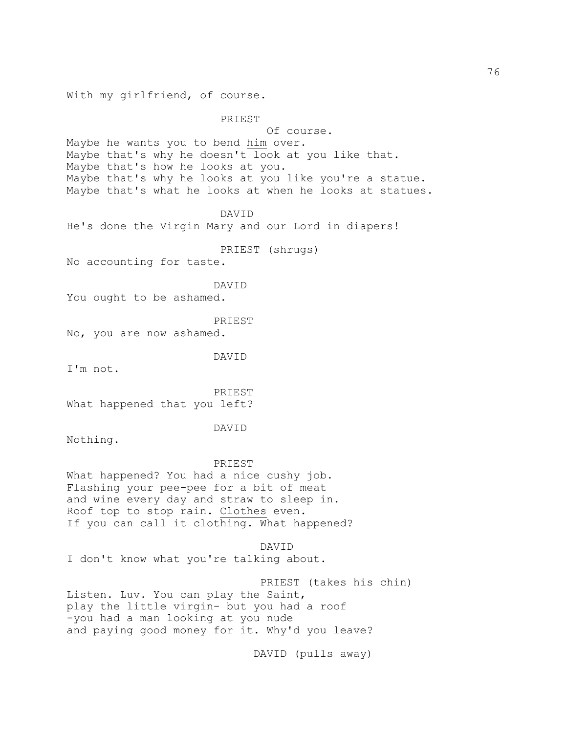With my girlfriend, of course.

PRIEST

Of course.

Maybe he wants you to bend <u>him</u> over.
Maybe that's why he doesn't look at you like that.
Maybe that's how he looks at you.
Maybe that's why he looks at you like you're a statue.
Maybe that's what he looks at when he looks at statues.

DAVID

He's done the Virgin Mary and our Lord in diapers!

PRIEST (shrugs)

No accounting for taste.

DAVID

You ought to be ashamed.

PRIEST

No, you are now ashamed.

DAVID

I'm not.

PRIEST

What happened that you left?

DAVID

Nothing.

PRIEST

What happened? You had a nice cushy job.
Flashing your pee-pee for a bit of meat
and wine every day and straw to sleep in.
Roof top to stop rain. <u>Clothes</u> even.
If you can call it clothing. What happened?

DAVID

I don't know what you're talking about.

PRIEST (takes his chin)

Listen. Luv. You can play the Saint,
play the little virgin- but you had a roof
-you had a man looking at you nude
and paying good money for it. Why'd you leave?

DAVID (pulls away)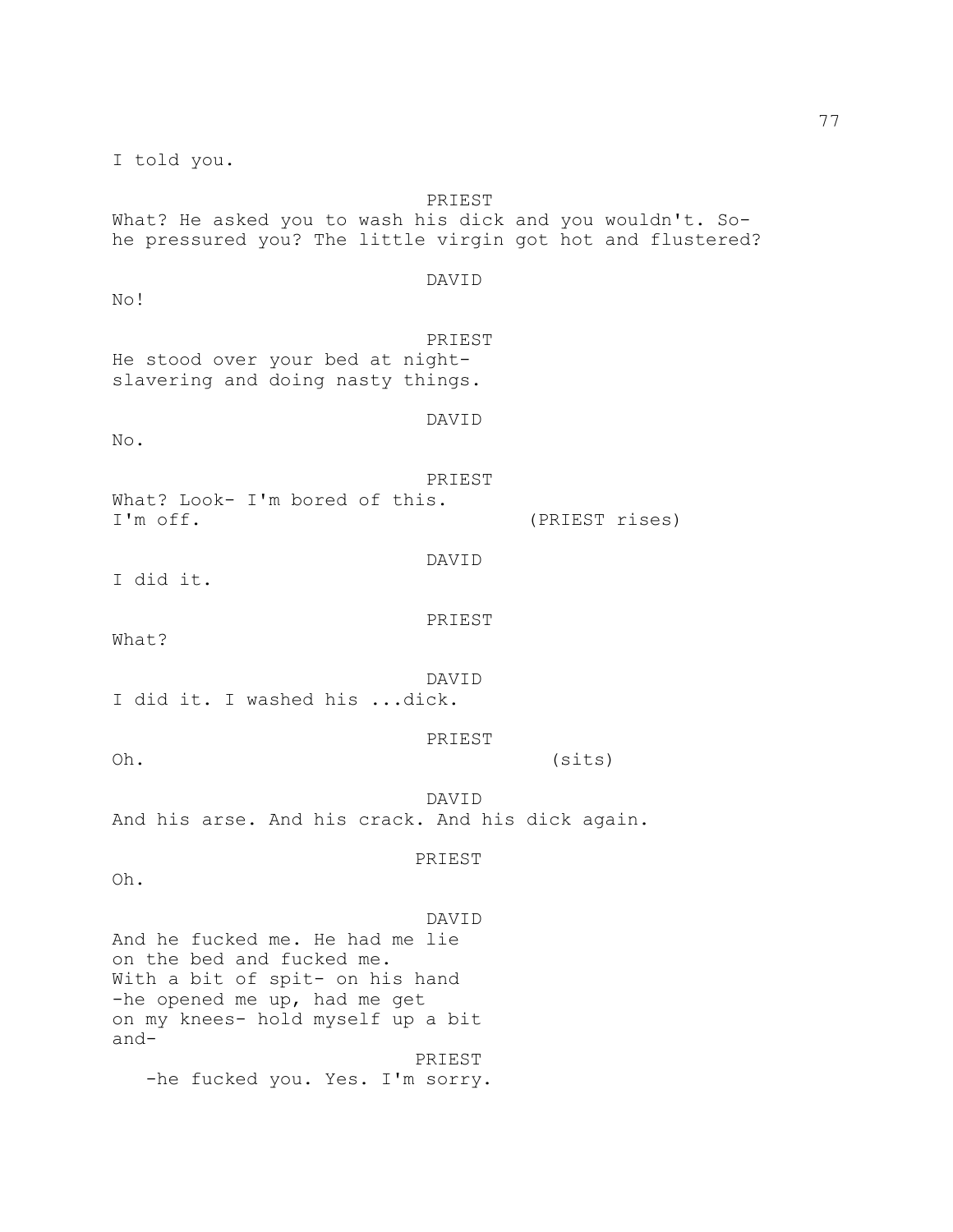I told you.

PRIEST

What? He asked you to wash his dick and you wouldn't. So-
he pressured you? The little virgin got hot and flustered?

DAVID

No!

PRIEST

He stood over your bed at night-
slavering and doing nasty things.

DAVID

No.

PRIEST

What? Look- I'm bored of this.
I'm off. (PRIEST rises)

DAVID

I did it.

PRIEST

What?

DAVID

I did it. I washed his ...dick.

PRIEST

Oh. (sits)

DAVID

And his arse. And his crack. And his dick again.

PRIEST

Oh.

DAVID

And he fucked me. He had me lie
on the bed and fucked me.
With a bit of spit- on his hand
-he opened me up, had me get
on my knees- hold myself up a bit
and-

PRIEST

-he fucked you. Yes. I'm sorry.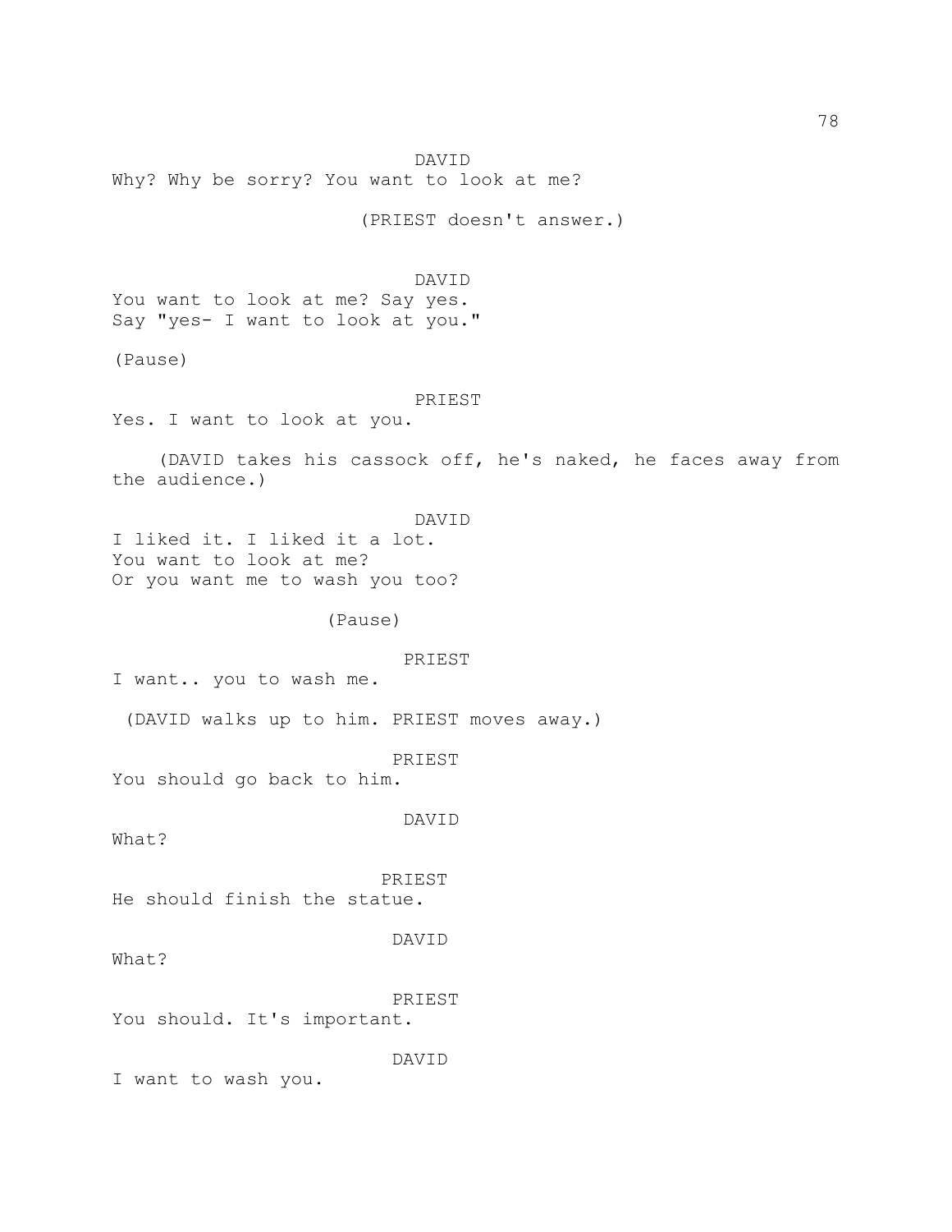DAVID
Why? Why be sorry? You want to look at me?

(PRIEST doesn't answer.)

DAVID
You want to look at me? Say yes.
Say "yes- I want to look at you."

(Pause)

PRIEST
Yes. I want to look at you.

(DAVID takes his cassock off, he's naked, he faces away from the audience.)

DAVID
I liked it. I liked it a lot.
You want to look at me?
Or you want me to wash you too?

(Pause)

PRIEST
I want.. you to wash me.

(DAVID walks up to him. PRIEST moves away.)

PRIEST
You should go back to him.

DAVID
What?

PRIEST
He should finish the statue.

DAVID
What?

PRIEST
You should. It's important.

DAVID
I want to wash you.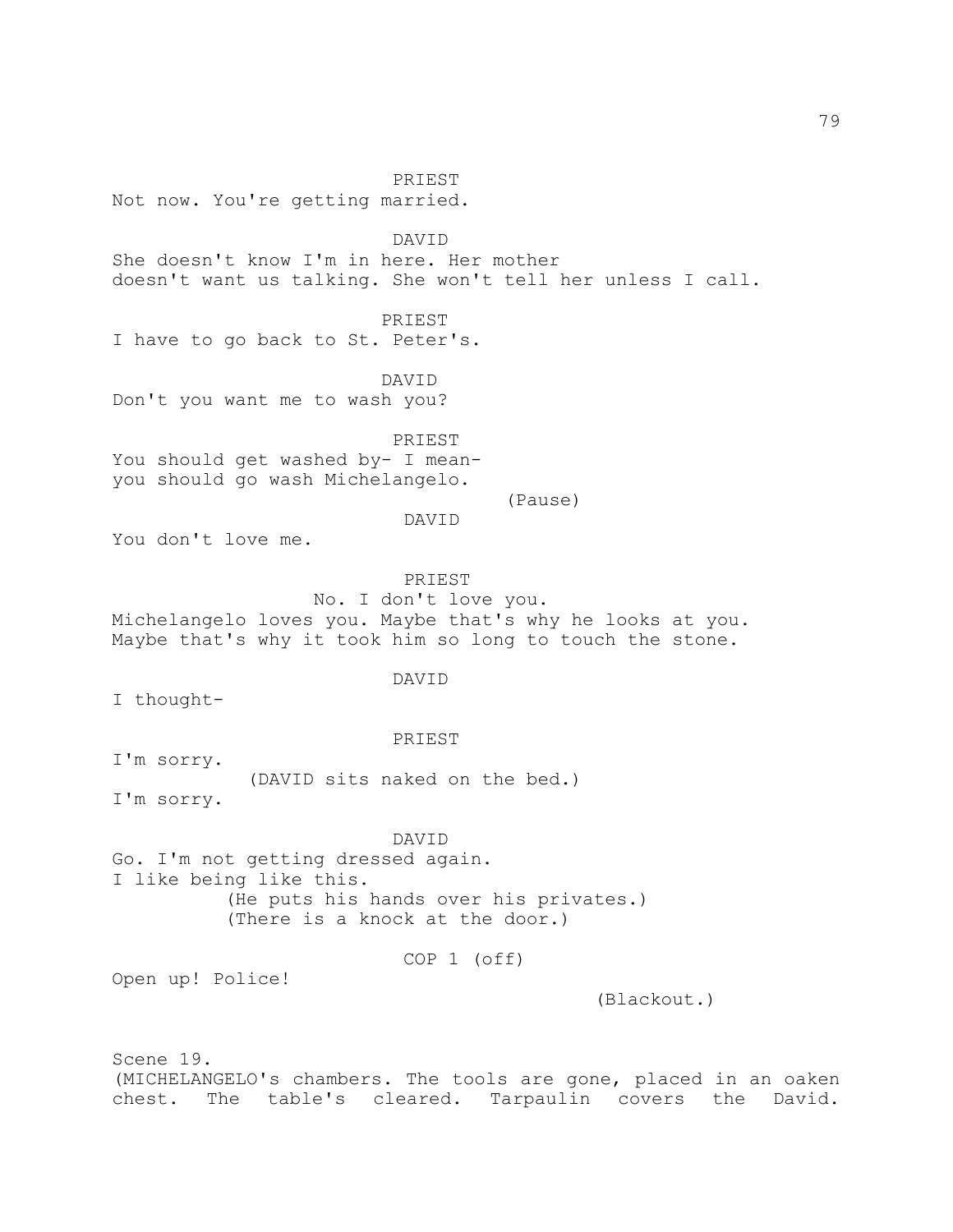PRIEST
Not now. You're getting married.

DAVID
She doesn't know I'm in here. Her mother
doesn't want us talking. She won't tell her unless I call.

PRIEST
I have to go back to St. Peter's.

DAVID
Don't you want me to wash you?

PRIEST
You should get washed by- I mean-
you should go wash Michelangelo.

(Pause)

DAVID
You don't love me.

PRIEST
No. I don't love you.
Michelangelo loves you. Maybe that's why he looks at you.
Maybe that's why it took him so long to touch the stone.

DAVID
I thought-

PRIEST
I'm sorry.
(DAVID sits naked on the bed.)
I'm sorry.

DAVID
Go. I'm not getting dressed again.
I like being like this.
(He puts his hands over his privates.)
(There is a knock at the door.)

COP 1 (off)
Open up! Police!

(Blackout.)

Scene 19.
(MICHELANGELO's chambers. The tools are gone, placed in an oaken chest. The table's cleared. Tarpaulin covers the David.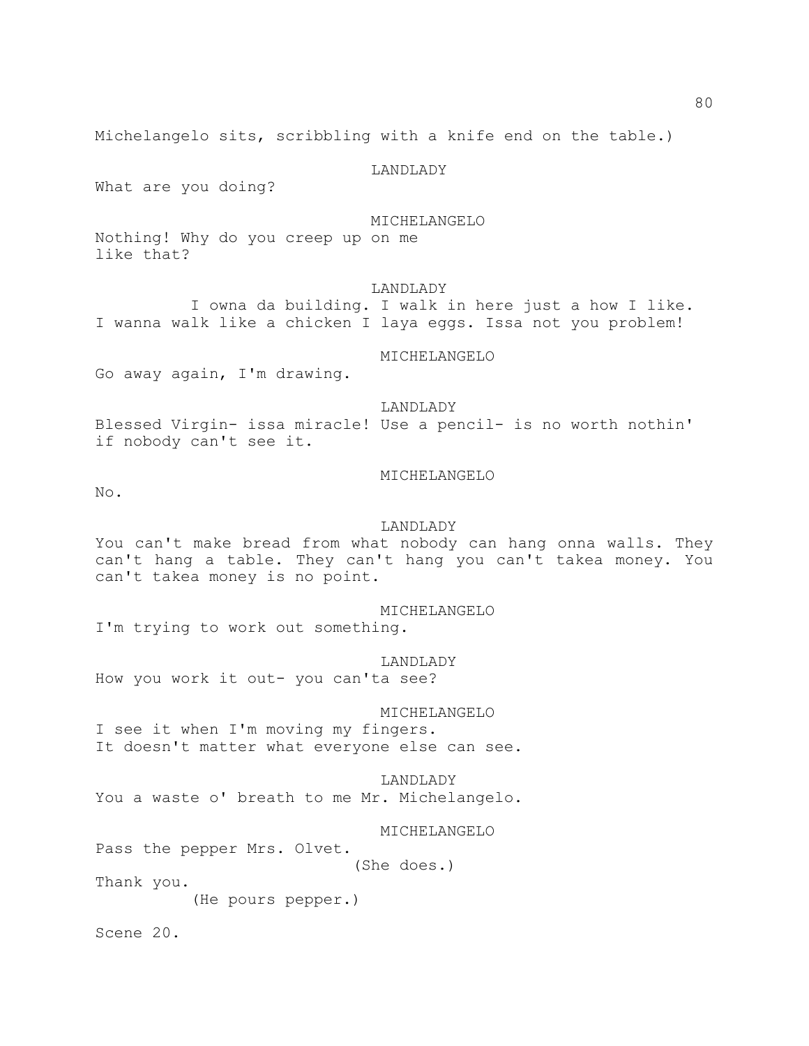Michelangelo sits, scribbling with a knife end on the table.)

LANDLADY

What are you doing?

MICHELANGELO

Nothing! Why do you creep up on me
like that?

LANDLADY

I owna da building. I walk in here just a how I like.
I wanna walk like a chicken I laya eggs. Issa not you problem!

MICHELANGELO

Go away again, I'm drawing.

LANDLADY

Blessed Virgin- issa miracle! Use a pencil- is no worth nothin'
if nobody can't see it.

MICHELANGELO

No.

LANDLADY

You can't make bread from what nobody can hang onna walls. They
can't hang a table. They can't hang you can't takea money. You
can't takea money is no point.

MICHELANGELO

I'm trying to work out something.

LANDLADY

How you work it out- you can'ta see?

MICHELANGELO

I see it when I'm moving my fingers.
It doesn't matter what everyone else can see.

LANDLADY

You a waste o' breath to me Mr. Michelangelo.

MICHELANGELO

Pass the pepper Mrs. Olvet.

(She does.)

Thank you.

(He pours pepper.)

Scene 20.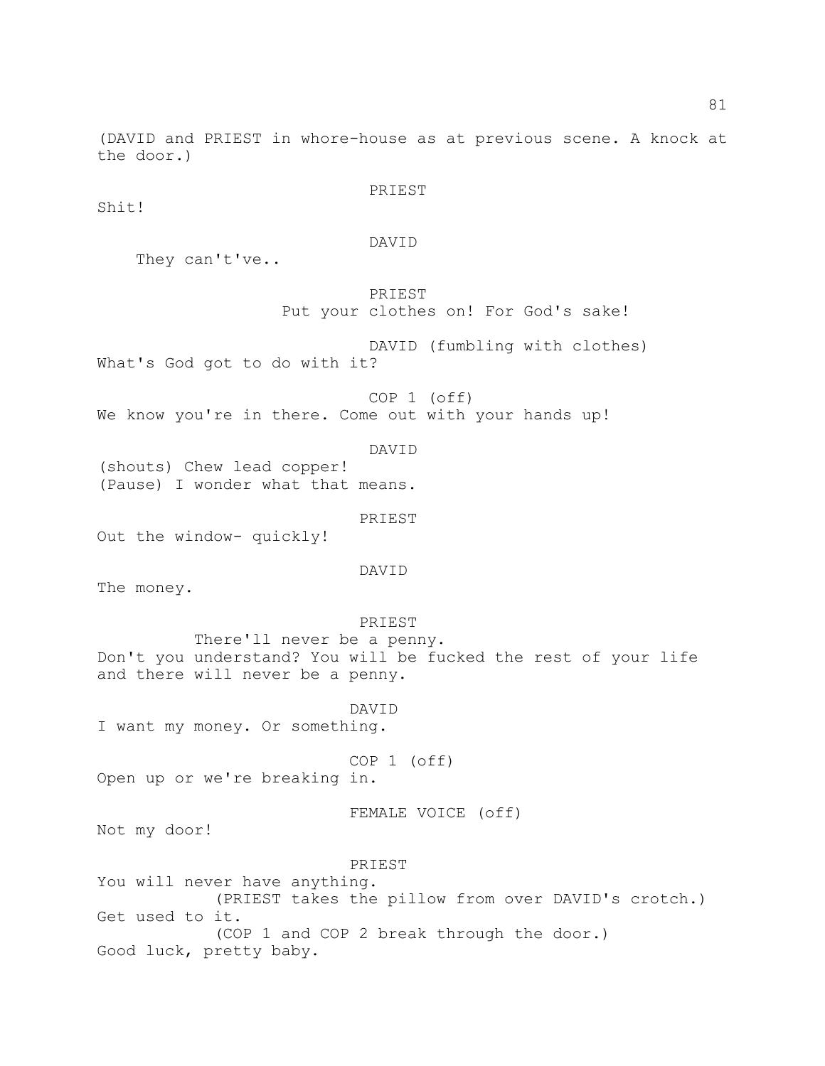(DAVID and PRIEST in whore-house as at previous scene. A knock at the door.)

PRIEST

Shit!

DAVID

They can't've..

PRIEST

Put your clothes on! For God's sake!

DAVID (fumbling with clothes)

What's God got to do with it?

COP 1 (off)

We know you're in there. Come out with your hands up!

DAVID

(shouts) Chew lead copper!
(Pause) I wonder what that means.

PRIEST

Out the window- quickly!

DAVID

The money.

PRIEST

There'll never be a penny.
Don't you understand? You will be fucked the rest of your life and there will never be a penny.

DAVID

I want my money. Or something.

COP 1 (off)

Open up or we're breaking in.

FEMALE VOICE (off)

Not my door!

PRIEST

You will never have anything.
(PRIEST takes the pillow from over DAVID's crotch.)
Get used to it.
(COP 1 and COP 2 break through the door.)
Good luck, pretty baby.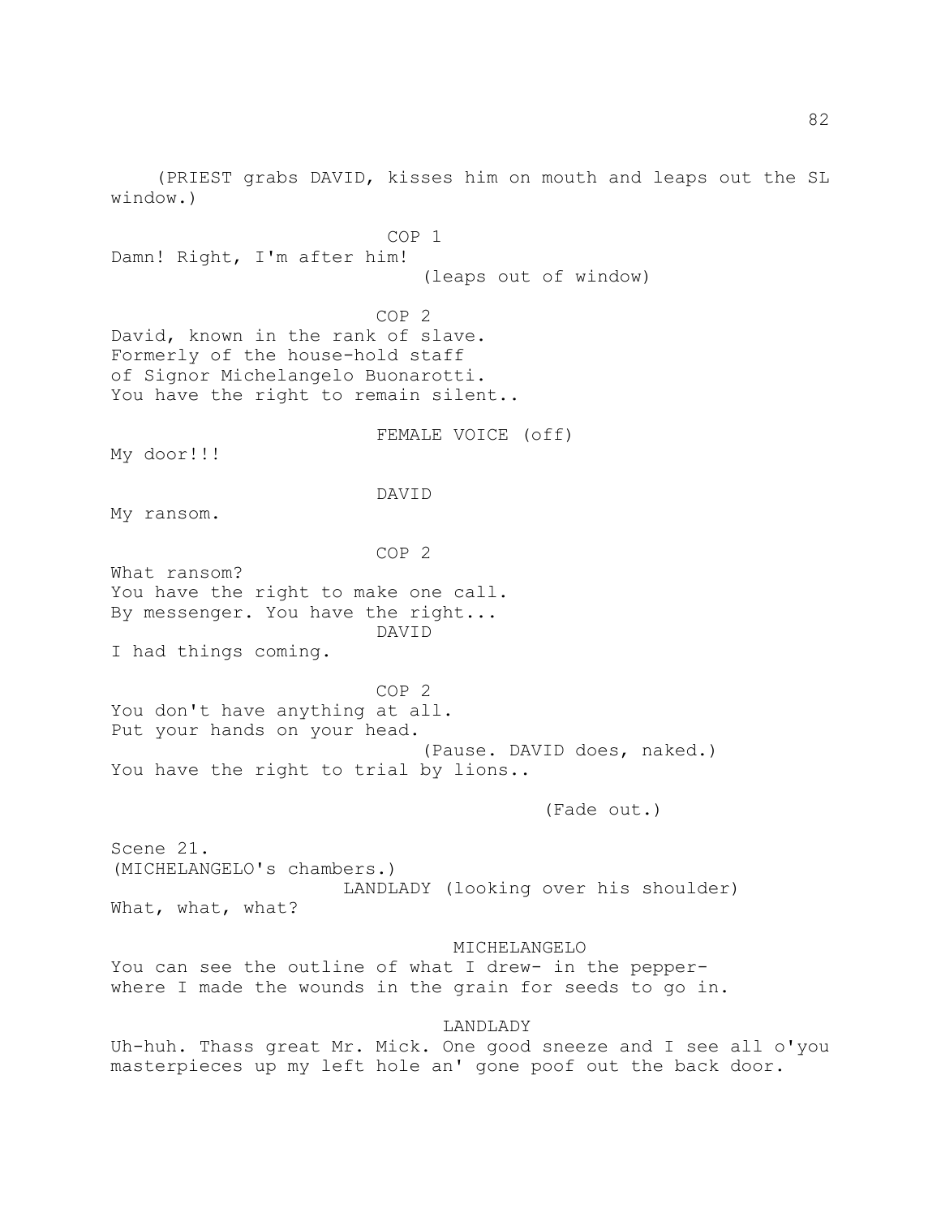(PRIEST grabs DAVID, kisses him on mouth and leaps out the SL window.)

COP 1

Damn! Right, I'm after him!

(leaps out of window)

COP 2

David, known in the rank of slave.
Formerly of the house-hold staff
of Signor Michelangelo Buonarotti.
You have the right to remain silent..

FEMALE VOICE (off)

My door!!!

DAVID

My ransom.

COP 2

What ransom?
You have the right to make one call.
By messenger. You have the right...

DAVID

I had things coming.

COP 2

You don't have anything at all.
Put your hands on your head.

(Pause. DAVID does, naked.)

You have the right to trial by lions..

(Fade out.)

Scene 21.
(MICHELANGELO's chambers.)

LANDLADY (looking over his shoulder)

What, what, what?

MICHELANGELO

You can see the outline of what I drew- in the pepper-
where I made the wounds in the grain for seeds to go in.

LANDLADY

Uh-huh. Thass great Mr. Mick. One good sneeze and I see all o'you masterpieces up my left hole an' gone poof out the back door.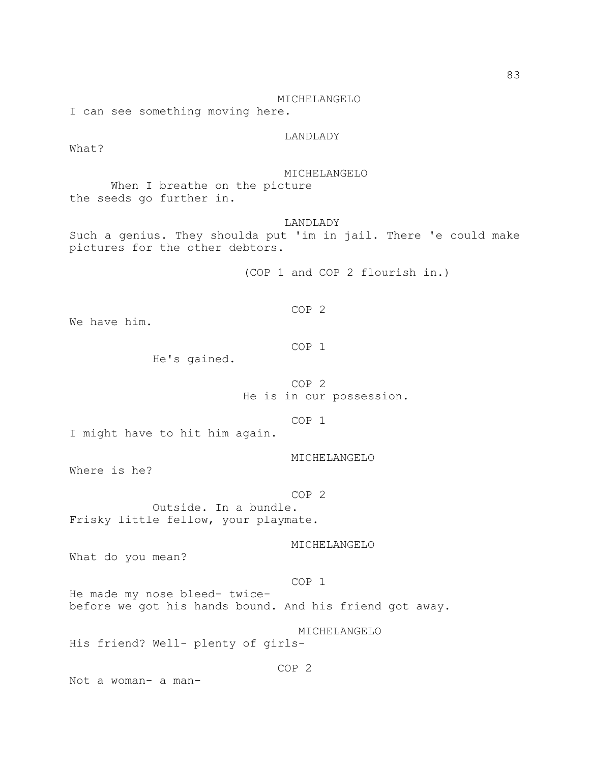MICHELANGELO

I can see something moving here.

LANDLADY

What?

MICHELANGELO

When I breathe on the picture
the seeds go further in.

LANDLADY

Such a genius. They shoulda put 'im in jail. There 'e could make pictures for the other debtors.

(COP 1 and COP 2 flourish in.)

COP 2

We have him.

COP 1

He's gained.

COP 2

He is in our possession.

COP 1

I might have to hit him again.

MICHELANGELO

Where is he?

COP 2

Outside. In a bundle.
Frisky little fellow, your playmate.

MICHELANGELO

What do you mean?

COP 1

He made my nose bleed- twice-
before we got his hands bound. And his friend got away.

MICHELANGELO

His friend? Well- plenty of girls-

COP 2

Not a woman- a man-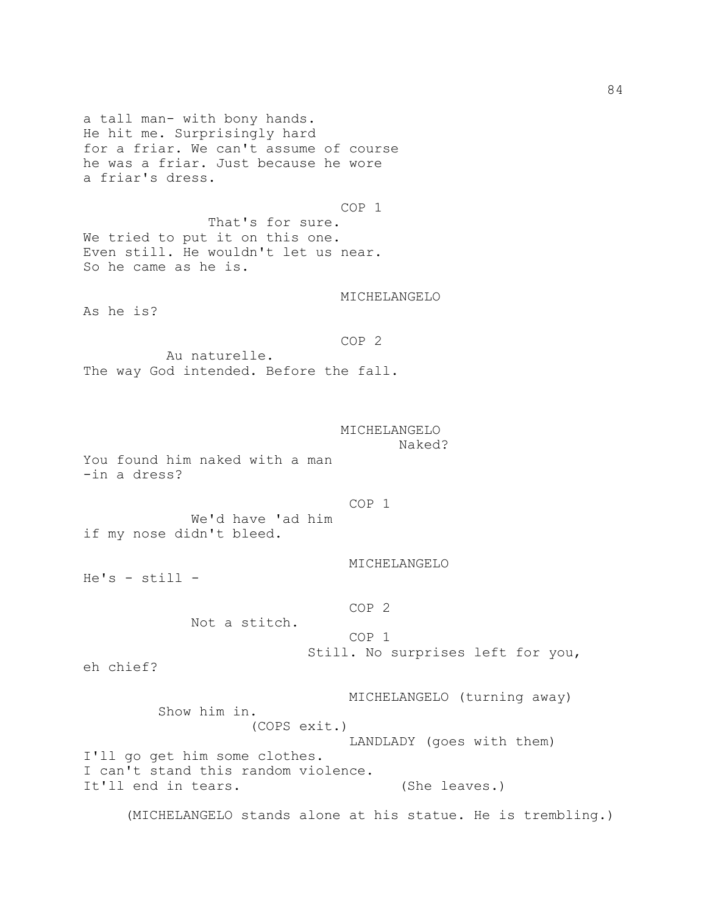a tall man- with bony hands.
He hit me. Surprisingly hard
for a friar. We can't assume of course
he was a friar. Just because he wore
a friar's dress.

COP 1

That's for sure.
We tried to put it on this one.
Even still. He wouldn't let us near.
So he came as he is.

MICHELANGELO

As he is?

COP 2

Au naturelle.
The way God intended. Before the fall.

MICHELANGELO

Naked?
You found him naked with a man
-in a dress?

COP 1

We'd have 'ad him
if my nose didn't bleed.

MICHELANGELO

He's - still -

COP 2

Not a stitch.

COP 1

Still. No surprises left for you,
eh chief?

MICHELANGELO (turning away)

Show him in.

(COPS exit.)

LANDLADY (goes with them)

I'll go get him some clothes.
I can't stand this random violence.
It'll end in tears. (She leaves.)

(MICHELANGELO stands alone at his statue. He is trembling.)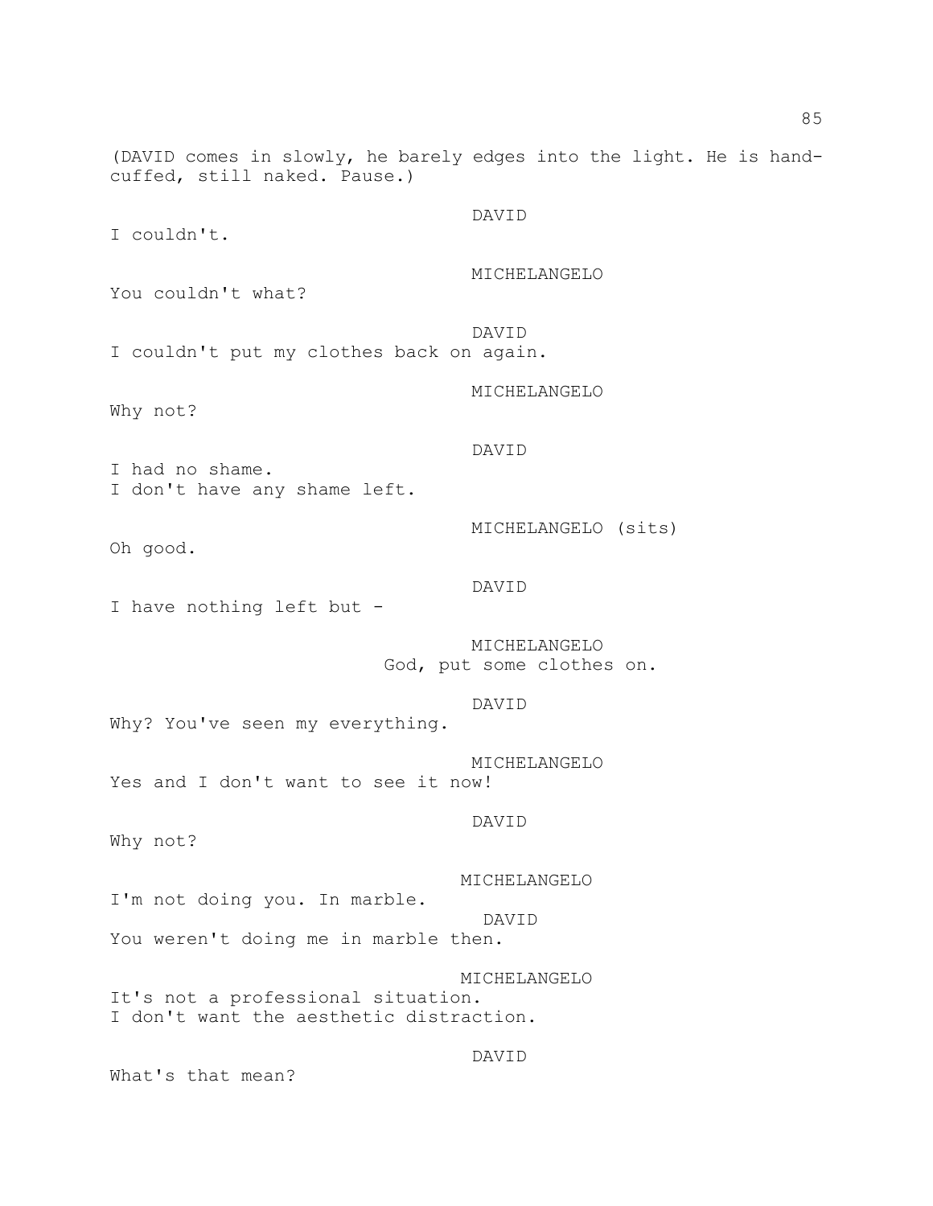(DAVID comes in slowly, he barely edges into the light. He is hand-cuffed, still naked. Pause.)

DAVID
I couldn't.

MICHELANGELO
You couldn't what?

DAVID
I couldn't put my clothes back on again.

MICHELANGELO
Why not?

DAVID
I had no shame.
I don't have any shame left.

MICHELANGELO (sits)
Oh good.

DAVID
I have nothing left but -

MICHELANGELO
God, put some clothes on.

DAVID
Why? You've seen my everything.

MICHELANGELO
Yes and I don't want to see it now!

DAVID
Why not?

MICHELANGELO
I'm not doing you. In marble.

DAVID
You weren't doing me in marble then.

MICHELANGELO
It's not a professional situation.
I don't want the aesthetic distraction.

DAVID
What's that mean?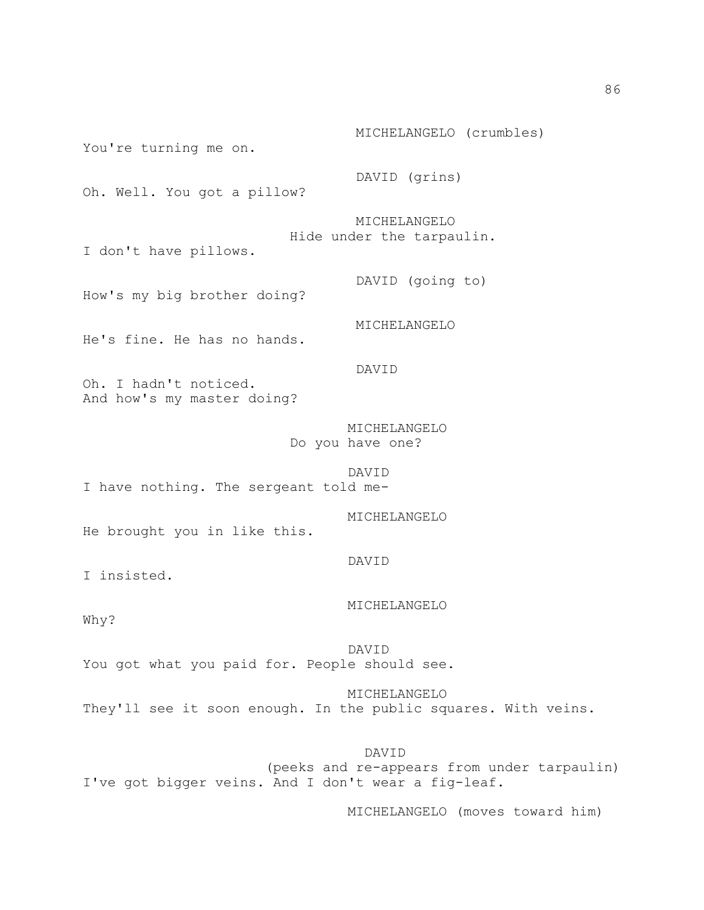MICHELANGELO (crumbles)

You're turning me on.

DAVID (grins)

Oh. Well. You got a pillow?

MICHELANGELO

Hide under the tarpaulin.

I don't have pillows.

DAVID (going to)

How's my big brother doing?

MICHELANGELO

He's fine. He has no hands.

DAVID

Oh. I hadn't noticed.
And how's my master doing?

MICHELANGELO

Do you have one?

DAVID

I have nothing. The sergeant told me-

MICHELANGELO

He brought you in like this.

DAVID

I insisted.

MICHELANGELO

Why?

DAVID

You got what you paid for. People should see.

MICHELANGELO

They'll see it soon enough. In the public squares. With veins.

DAVID

(peeks and re-appears from under tarpaulin)

I've got bigger veins. And I don't wear a fig-leaf.

MICHELANGELO (moves toward him)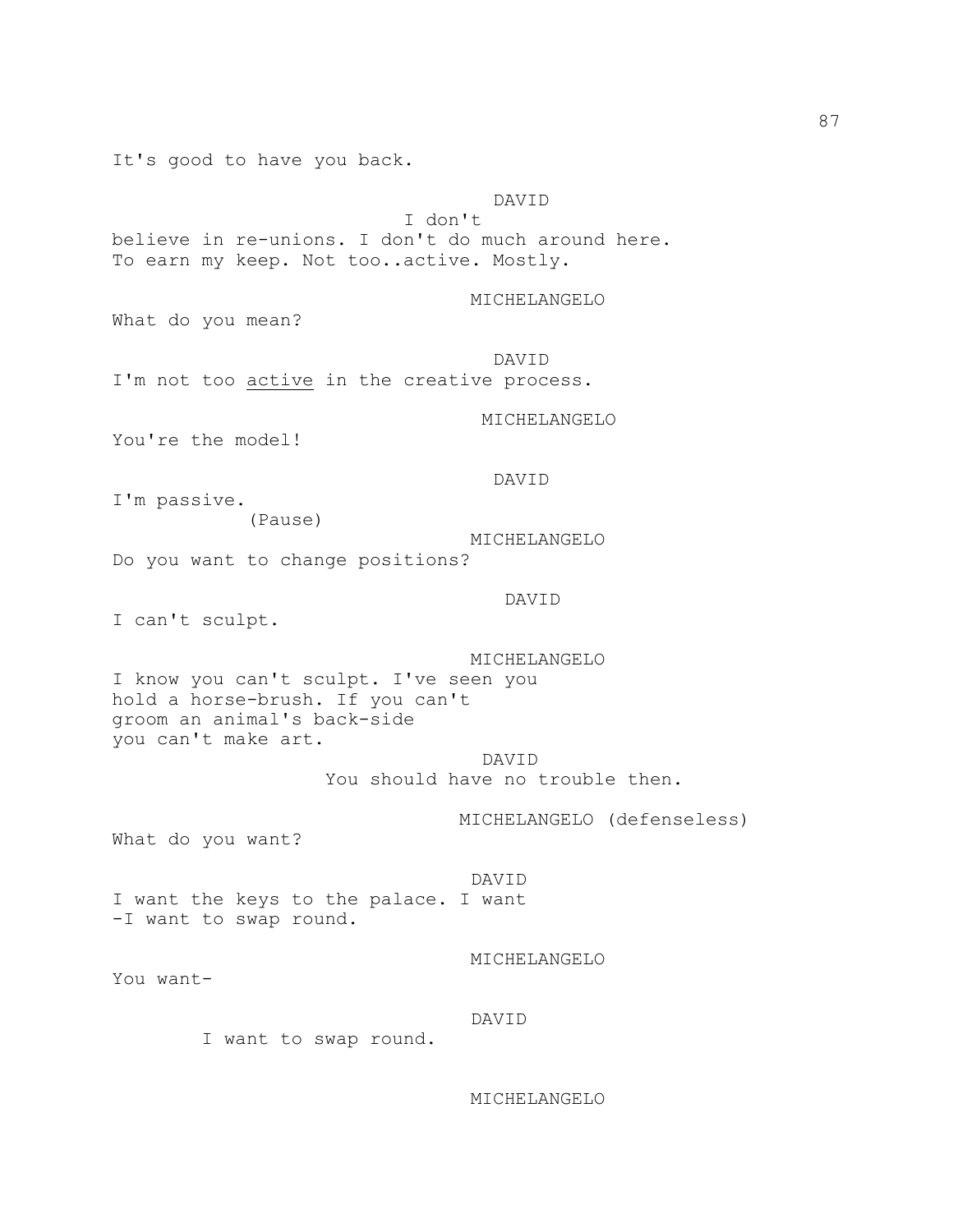It's good to have you back.

DAVID

I don't
believe in re-unions. I don't do much around here.
To earn my keep. Not too..active. Mostly.

MICHELANGELO

What do you mean?

DAVID

I'm not too <u>active</u> in the creative process.

MICHELANGELO

You're the model!

DAVID

I'm passive.

(Pause)

MICHELANGELO

Do you want to change positions?

DAVID

I can't sculpt.

MICHELANGELO

I know you can't sculpt. I've seen you
hold a horse-brush. If you can't
groom an animal's back-side
you can't make art.

DAVID

You should have no trouble then.

MICHELANGELO (defenseless)

What do you want?

DAVID

I want the keys to the palace. I want
-I want to swap round.

MICHELANGELO

You want-

DAVID

I want to swap round.

MICHELANGELO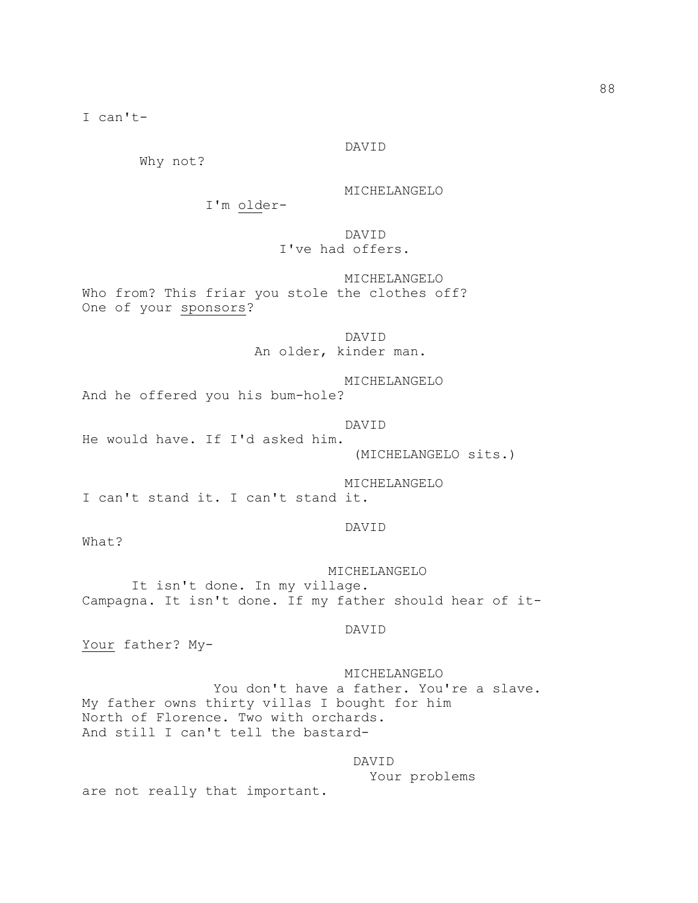I can't-

DAVID

Why not?

MICHELANGELO

I'm <u>old</u>er-

DAVID

I've had offers.

MICHELANGELO

Who from? This friar you stole the clothes off?
One of your <u>sponsors</u>?

DAVID

An older, kinder man.

MICHELANGELO

And he offered you his bum-hole?

DAVID

He would have. If I'd asked him.

(MICHELANGELO sits.)

MICHELANGELO

I can't stand it. I can't stand it.

DAVID

What?

MICHELANGELO

It isn't done. In my village.
Campagna. It isn't done. If my father should hear of it-

DAVID

<u>Your</u> father? My-

MICHELANGELO

You don't have a father. You're a slave.
My father owns thirty villas I bought for him
North of Florence. Two with orchards.
And still I can't tell the bastard-

DAVID

Your problems
are not really that important.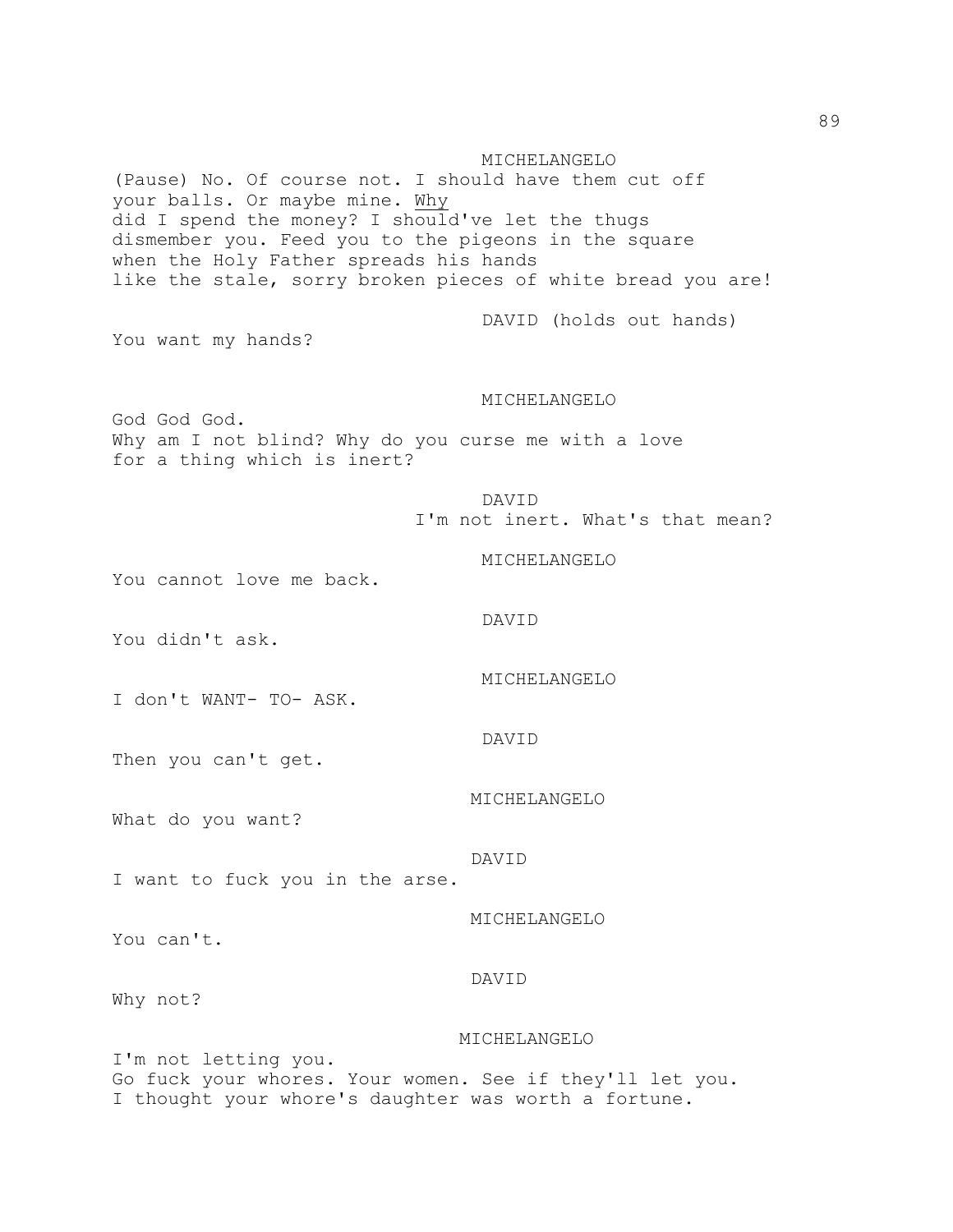MICHELANGELO

(Pause) No. Of course not. I should have them cut off your balls. Or maybe mine. <u>Why</u>
did I spend the money? I should've let the thugs dismember you. Feed you to the pigeons in the square when the Holy Father spreads his hands
like the stale, sorry broken pieces of white bread you are!

DAVID (holds out hands)

You want my hands?

MICHELANGELO

God God God.
Why am I not blind? Why do you curse me with a love for a thing which is inert?

DAVID

I'm not inert. What's that mean?

MICHELANGELO

You cannot love me back.

DAVID

You didn't ask.

MICHELANGELO

I don't WANT- TO- ASK.

DAVID

Then you can't get.

MICHELANGELO

What do you want?

DAVID

I want to fuck you in the arse.

MICHELANGELO

You can't.

DAVID

Why not?

MICHELANGELO

I'm not letting you.
Go fuck your whores. Your women. See if they'll let you.
I thought your whore's daughter was worth a fortune.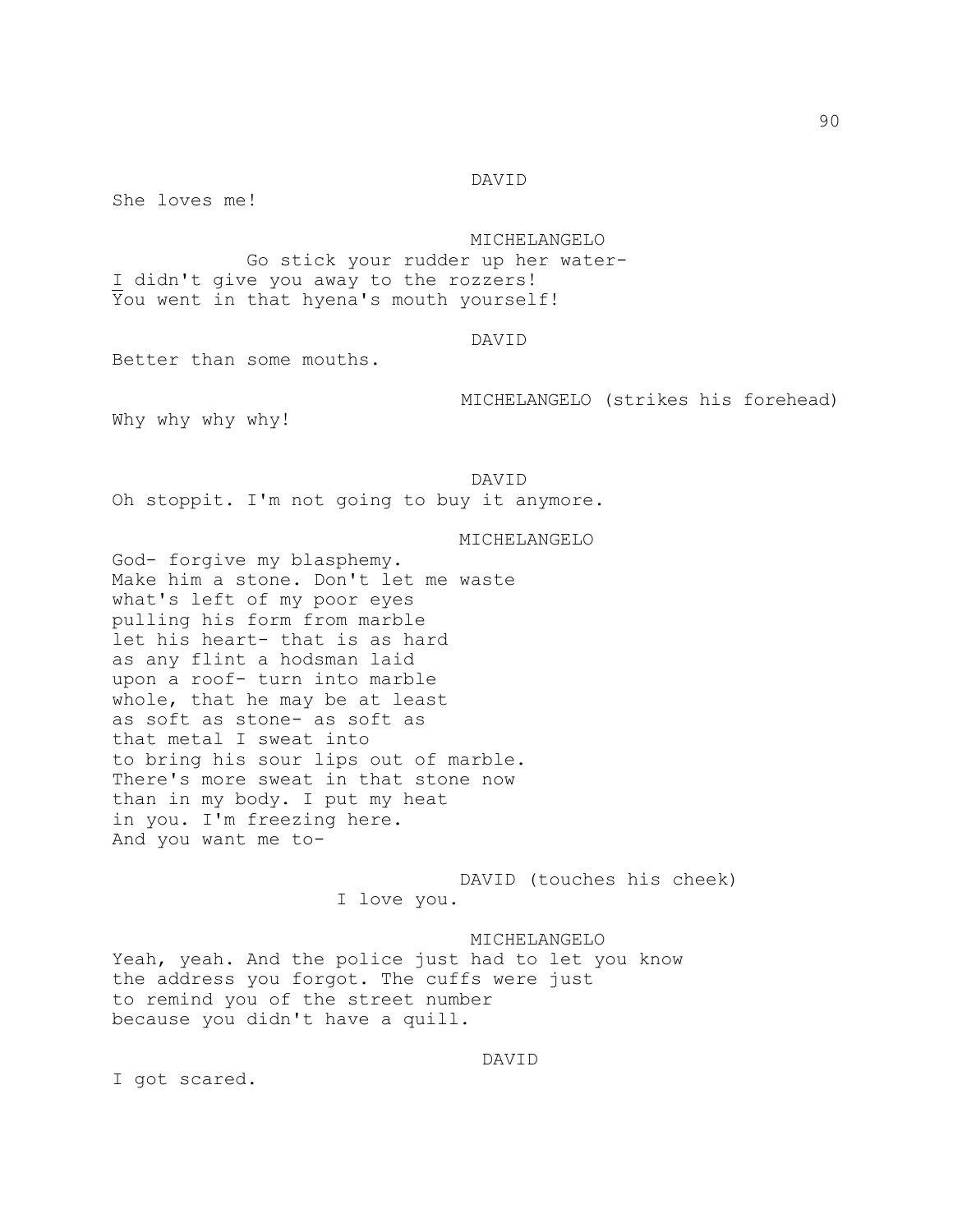DAVID

She loves me!

MICHELANGELO

Go stick your rudder up her water-
I didn't give you away to the rozzers!
You went in that hyena's mouth yourself!

DAVID

Better than some mouths.

MICHELANGELO (strikes his forehead)

Why why why why!

DAVID

Oh stoppit. I'm not going to buy it anymore.

MICHELANGELO

God- forgive my blasphemy.
Make him a stone. Don't let me waste
what's left of my poor eyes
pulling his form from marble
let his heart- that is as hard
as any flint a hodsman laid
upon a roof- turn into marble
whole, that he may be at least
as soft as stone- as soft as
that metal I sweat into
to bring his sour lips out of marble.
There's more sweat in that stone now
than in my body. I put my heat
in you. I'm freezing here.
And you want me to-

DAVID (touches his cheek)

I love you.

MICHELANGELO

Yeah, yeah. And the police just had to let you know
the address you forgot. The cuffs were just
to remind you of the street number
because you didn't have a quill.

DAVID

I got scared.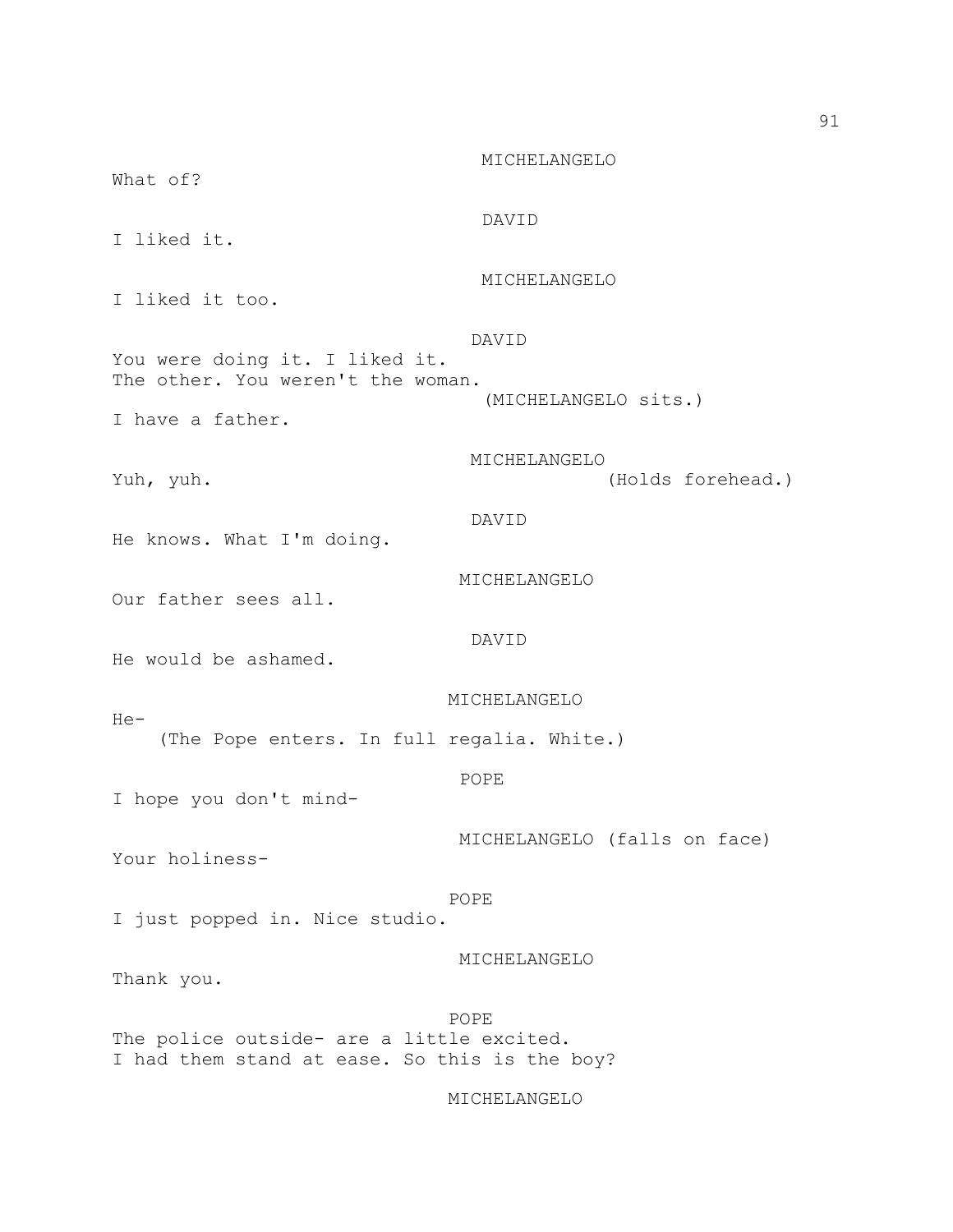MICHELANGELO

What of?

DAVID

I liked it.

MICHELANGELO

I liked it too.

DAVID

You were doing it. I liked it.
The other. You weren't the woman.

(MICHELANGELO sits.)

I have a father.

MICHELANGELO

Yuh, yuh. (Holds forehead.)

DAVID

He knows. What I'm doing.

MICHELANGELO

Our father sees all.

DAVID

He would be ashamed.

MICHELANGELO

He-

(The Pope enters. In full regalia. White.)

POPE

I hope you don't mind-

MICHELANGELO (falls on face)

Your holiness-

POPE

I just popped in. Nice studio.

MICHELANGELO

Thank you.

POPE

The police outside- are a little excited.
I had them stand at ease. So this is the boy?

MICHELANGELO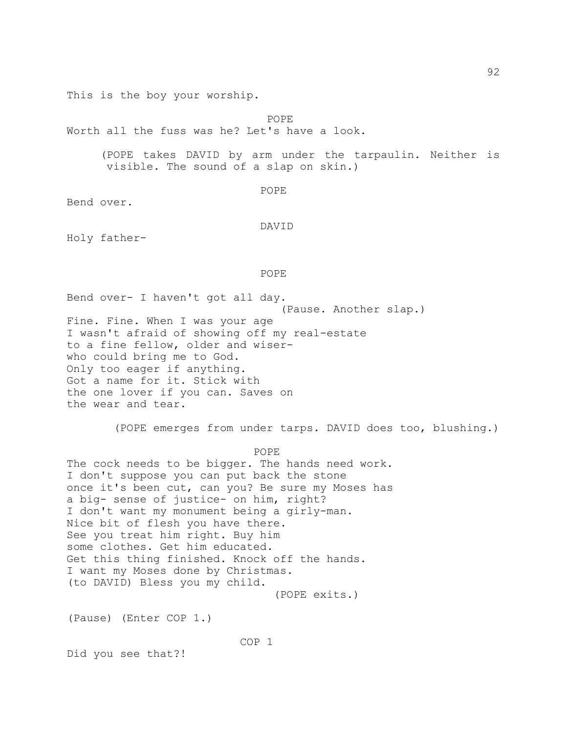This is the boy your worship.

POPE

Worth all the fuss was he? Let's have a look.

(POPE takes DAVID by arm under the tarpaulin. Neither is visible. The sound of a slap on skin.)

POPE

Bend over.

DAVID

Holy father-

POPE

Bend over- I haven't got all day.
(Pause. Another slap.)
Fine. Fine. When I was your age
I wasn't afraid of showing off my real-estate
to a fine fellow, older and wiser-
who could bring me to God.
Only too eager if anything.
Got a name for it. Stick with
the one lover if you can. Saves on
the wear and tear.

(POPE emerges from under tarps. DAVID does too, blushing.)

POPE

The cock needs to be bigger. The hands need work.
I don't suppose you can put back the stone
once it's been cut, can you? Be sure my Moses has
a big- sense of justice- on him, right?
I don't want my monument being a girly-man.
Nice bit of flesh you have there.
See you treat him right. Buy him
some clothes. Get him educated.
Get this thing finished. Knock off the hands.
I want my Moses done by Christmas.
(to DAVID) Bless you my child.
(POPE exits.)

(Pause) (Enter COP 1.)

COP 1

Did you see that?!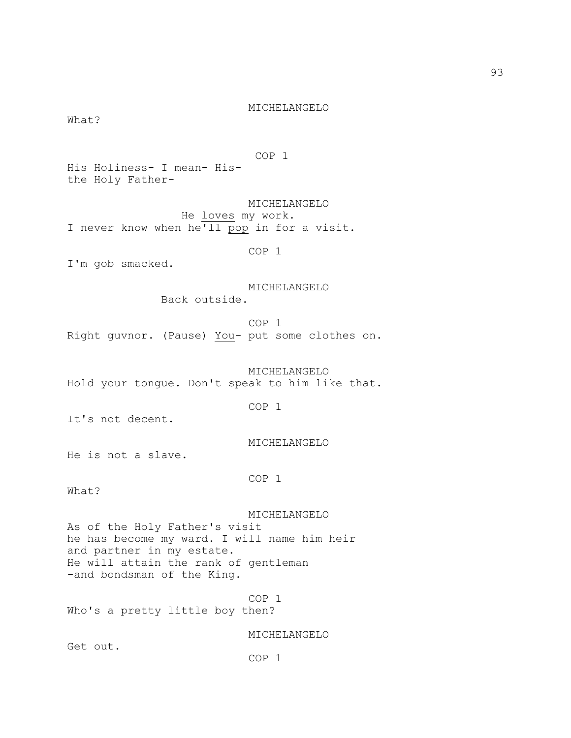MICHELANGELO

What?

COP 1

His Holiness- I mean- His-
the Holy Father-

MICHELANGELO

He <u>loves</u> my work.
I never know when he'll <u>pop</u> in for a visit.

COP 1

I'm gob smacked.

MICHELANGELO

Back outside.

COP 1

Right guvnor. (Pause) <u>You</u>- put some clothes on.

MICHELANGELO

Hold your tongue. Don't speak to him like that.

COP 1

It's not decent.

MICHELANGELO

He is not a slave.

COP 1

What?

MICHELANGELO

As of the Holy Father's visit
he has become my ward. I will name him heir
and partner in my estate.
He will attain the rank of gentleman
-and bondsman of the King.

COP 1

Who's a pretty little boy then?

MICHELANGELO

Get out.

COP 1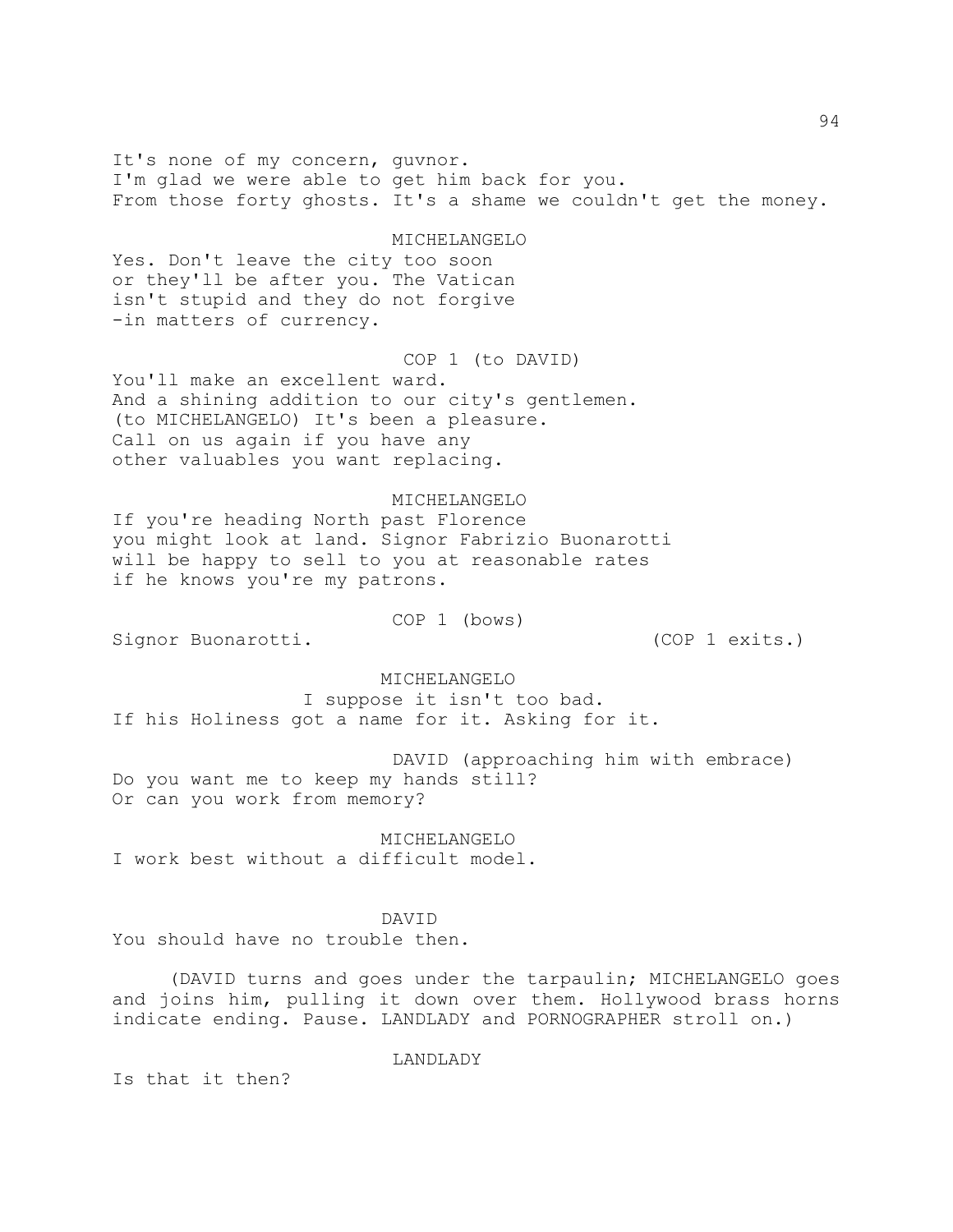It's none of my concern, guvnor.
I'm glad we were able to get him back for you.
From those forty ghosts. It's a shame we couldn't get the money.

MICHELANGELO

Yes. Don't leave the city too soon
or they'll be after you. The Vatican
isn't stupid and they do not forgive
-in matters of currency.

COP 1 (to DAVID)

You'll make an excellent ward.
And a shining addition to our city's gentlemen.
(to MICHELANGELO) It's been a pleasure.
Call on us again if you have any
other valuables you want replacing.

MICHELANGELO

If you're heading North past Florence
you might look at land. Signor Fabrizio Buonarotti
will be happy to sell to you at reasonable rates
if he knows you're my patrons.

COP 1 (bows)

Signor Buonarotti. (COP 1 exits.)

MICHELANGELO

I suppose it isn't too bad.
If his Holiness got a name for it. Asking for it.

DAVID (approaching him with embrace)

Do you want me to keep my hands still?
Or can you work from memory?

MICHELANGELO

I work best without a difficult model.

DAVID

You should have no trouble then.

(DAVID turns and goes under the tarpaulin; MICHELANGELO goes and joins him, pulling it down over them. Hollywood brass horns indicate ending. Pause. LANDLADY and PORNOGRAPHER stroll on.)

LANDLADY

Is that it then?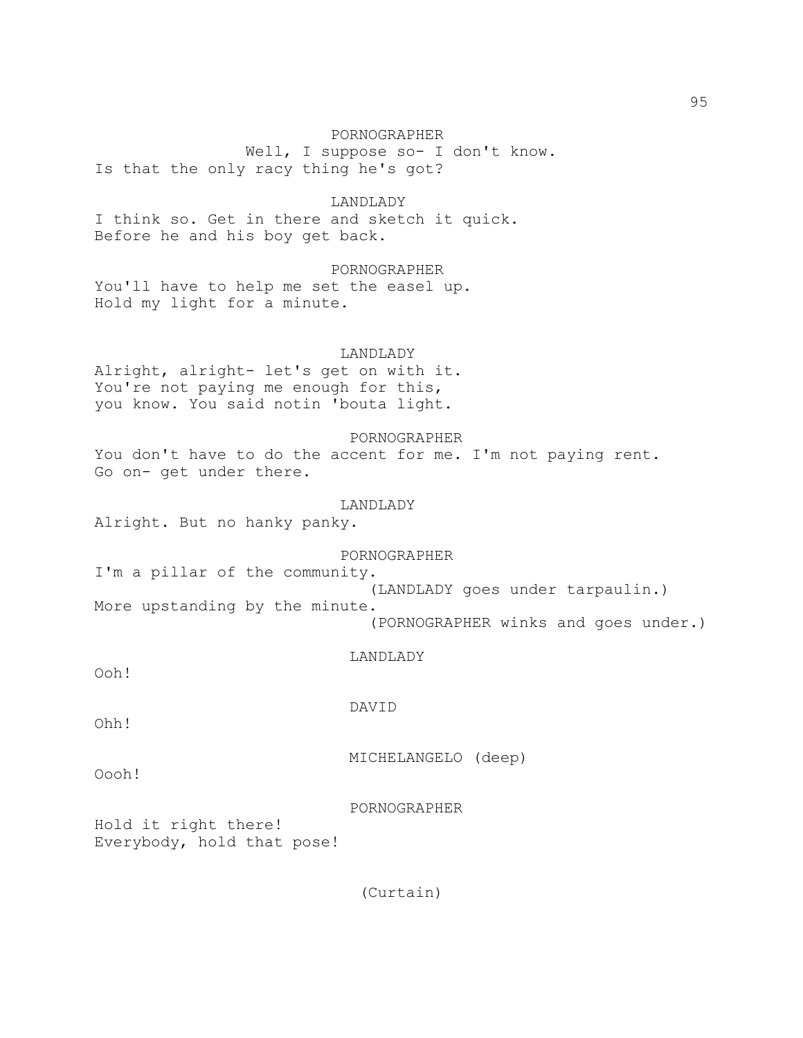PORNOGRAPHER

Well, I suppose so- I don't know.
Is that the only racy thing he's got?

LANDLADY

I think so. Get in there and sketch it quick.
Before he and his boy get back.

PORNOGRAPHER

You'll have to help me set the easel up.
Hold my light for a minute.

LANDLADY

Alright, alright- let's get on with it.
You're not paying me enough for this,
you know. You said notin 'bouta light.

PORNOGRAPHER

You don't have to do the accent for me. I'm not paying rent.
Go on- get under there.

LANDLADY

Alright. But no hanky panky.

PORNOGRAPHER

I'm a pillar of the community.

(LANDLADY goes under tarpaulin.)

More upstanding by the minute.

(PORNOGRAPHER winks and goes under.)

LANDLADY

Ooh!

DAVID

Ohh!

MICHELANGELO (deep)

Oooh!

PORNOGRAPHER

Hold it right there!
Everybody, hold that pose!

(Curtain)